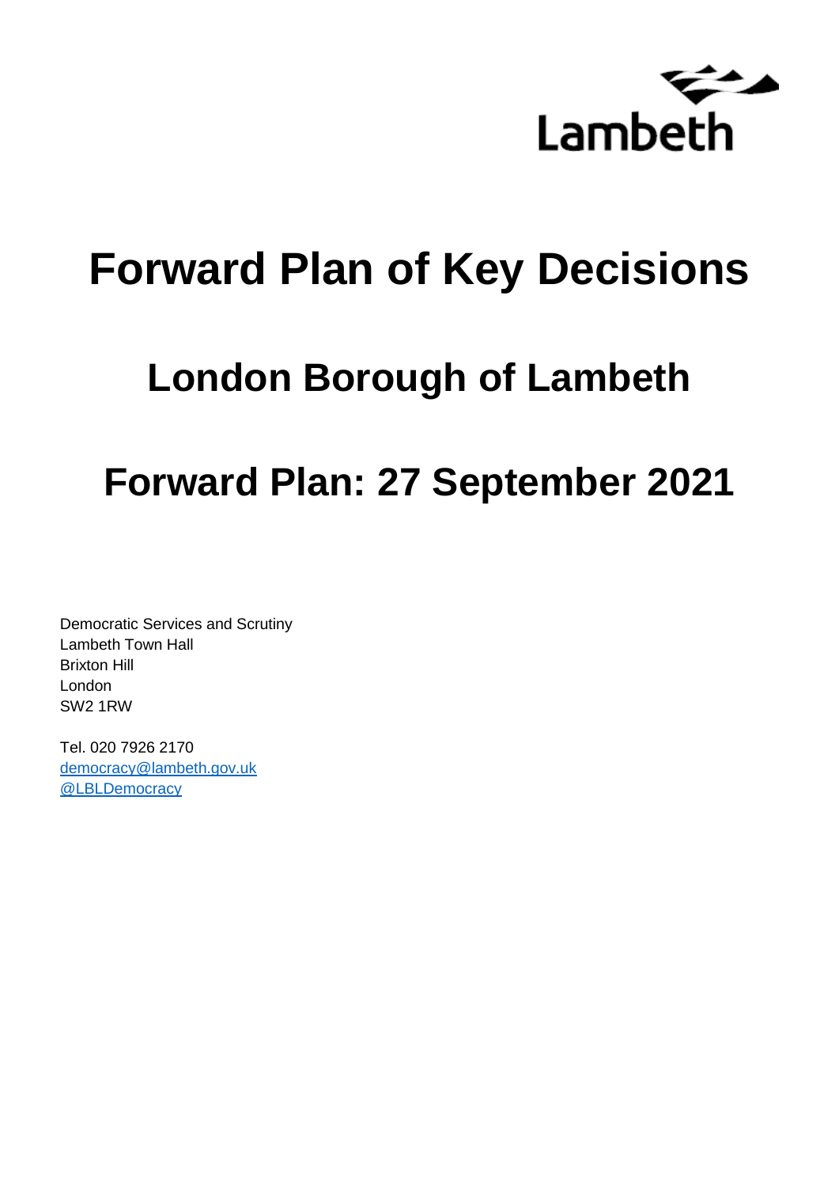Lambeth

# Forward Plan of Key Decisions

## London Borough of Lambeth

## Forward Plan: 27 September 2021

Democratic Services and Scrutiny
Lambeth Town Hall
Brixton Hill
London
SW2 1RW

Tel. 020 7926 2170
democracy@lambeth.gov.uk
@LBLDemocracy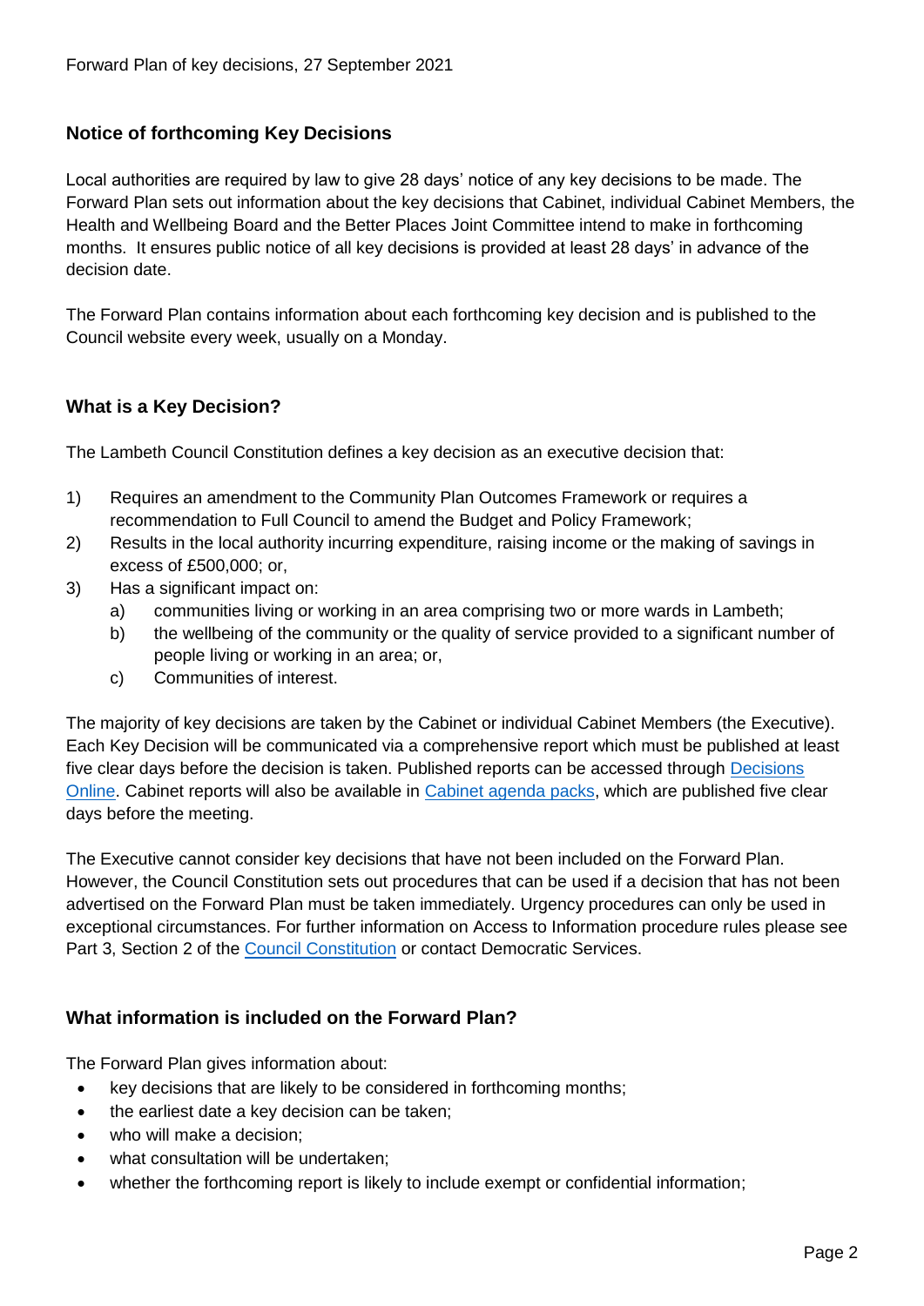## Notice of forthcoming Key Decisions

Local authorities are required by law to give 28 days' notice of any key decisions to be made. The Forward Plan sets out information about the key decisions that Cabinet, individual Cabinet Members, the Health and Wellbeing Board and the Better Places Joint Committee intend to make in forthcoming months. It ensures public notice of all key decisions is provided at least 28 days' in advance of the decision date.

The Forward Plan contains information about each forthcoming key decision and is published to the Council website every week, usually on a Monday.

## What is a Key Decision?

The Lambeth Council Constitution defines a key decision as an executive decision that:

1) Requires an amendment to the Community Plan Outcomes Framework or requires a recommendation to Full Council to amend the Budget and Policy Framework;
2) Results in the local authority incurring expenditure, raising income or the making of savings in excess of £500,000; or,
3) Has a significant impact on:
   a) communities living or working in an area comprising two or more wards in Lambeth;
   b) the wellbeing of the community or the quality of service provided to a significant number of people living or working in an area; or,
   c) Communities of interest.

The majority of key decisions are taken by the Cabinet or individual Cabinet Members (the Executive). Each Key Decision will be communicated via a comprehensive report which must be published at least five clear days before the decision is taken. Published reports can be accessed through Decisions Online. Cabinet reports will also be available in Cabinet agenda packs, which are published five clear days before the meeting.

The Executive cannot consider key decisions that have not been included on the Forward Plan. However, the Council Constitution sets out procedures that can be used if a decision that has not been advertised on the Forward Plan must be taken immediately. Urgency procedures can only be used in exceptional circumstances. For further information on Access to Information procedure rules please see Part 3, Section 2 of the Council Constitution or contact Democratic Services.

## What information is included on the Forward Plan?

The Forward Plan gives information about:

- key decisions that are likely to be considered in forthcoming months;
- the earliest date a key decision can be taken;
- who will make a decision;
- what consultation will be undertaken;
- whether the forthcoming report is likely to include exempt or confidential information;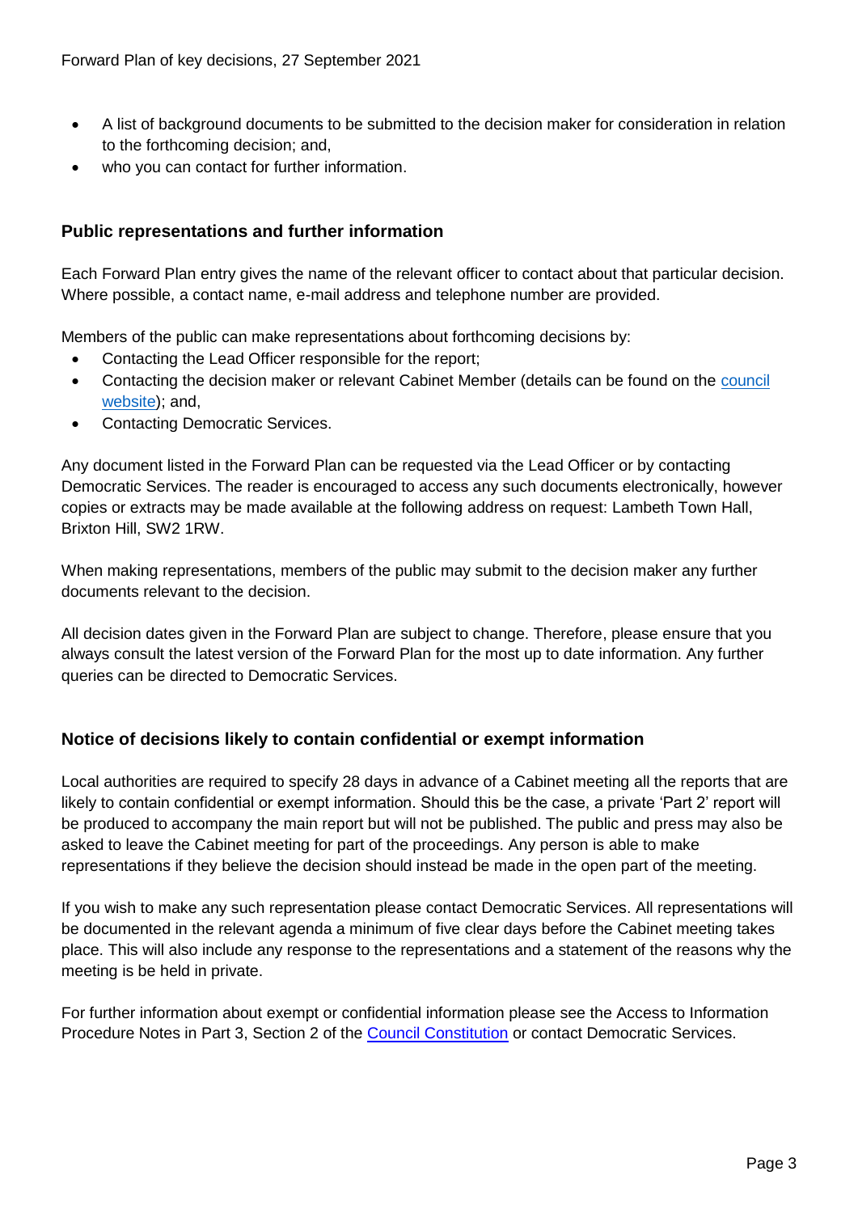- A list of background documents to be submitted to the decision maker for consideration in relation to the forthcoming decision; and,
- who you can contact for further information.

## Public representations and further information

Each Forward Plan entry gives the name of the relevant officer to contact about that particular decision. Where possible, a contact name, e-mail address and telephone number are provided.

Members of the public can make representations about forthcoming decisions by:

- Contacting the Lead Officer responsible for the report;
- Contacting the decision maker or relevant Cabinet Member (details can be found on the council website); and,
- Contacting Democratic Services.

Any document listed in the Forward Plan can be requested via the Lead Officer or by contacting Democratic Services. The reader is encouraged to access any such documents electronically, however copies or extracts may be made available at the following address on request: Lambeth Town Hall, Brixton Hill, SW2 1RW.

When making representations, members of the public may submit to the decision maker any further documents relevant to the decision.

All decision dates given in the Forward Plan are subject to change. Therefore, please ensure that you always consult the latest version of the Forward Plan for the most up to date information. Any further queries can be directed to Democratic Services.

## Notice of decisions likely to contain confidential or exempt information

Local authorities are required to specify 28 days in advance of a Cabinet meeting all the reports that are likely to contain confidential or exempt information. Should this be the case, a private 'Part 2' report will be produced to accompany the main report but will not be published. The public and press may also be asked to leave the Cabinet meeting for part of the proceedings. Any person is able to make representations if they believe the decision should instead be made in the open part of the meeting.

If you wish to make any such representation please contact Democratic Services. All representations will be documented in the relevant agenda a minimum of five clear days before the Cabinet meeting takes place. This will also include any response to the representations and a statement of the reasons why the meeting is be held in private.

For further information about exempt or confidential information please see the Access to Information Procedure Notes in Part 3, Section 2 of the Council Constitution or contact Democratic Services.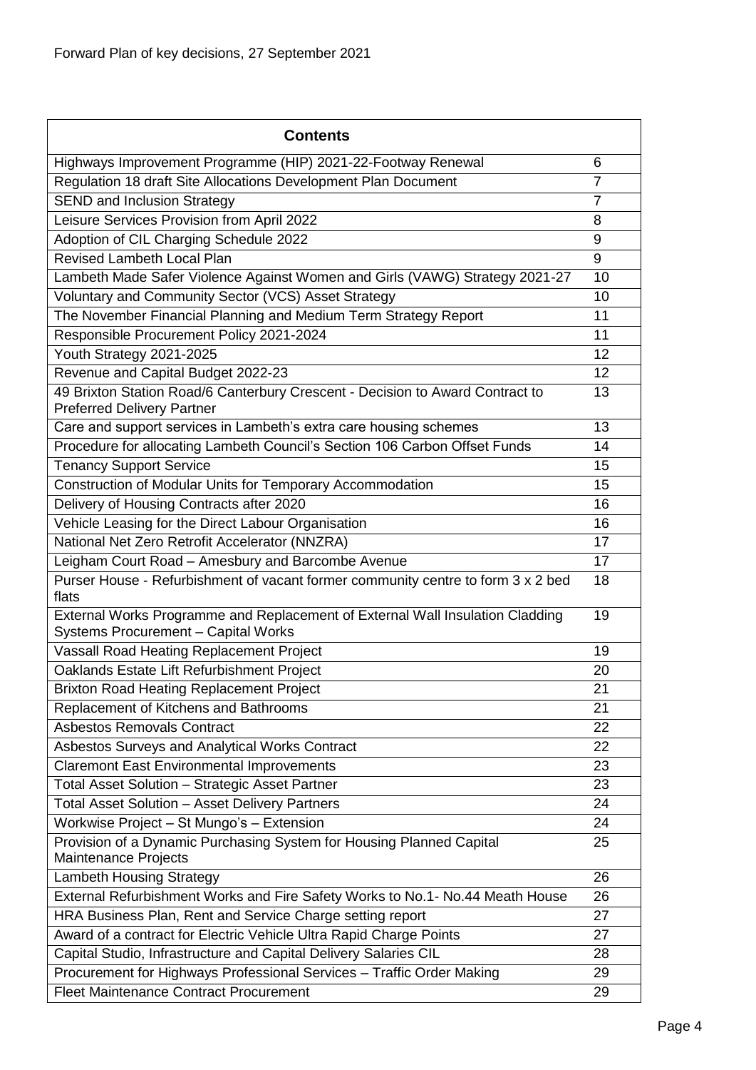Forward Plan of key decisions, 27 September 2021

| Contents | |
|---|---|
| Highways Improvement Programme (HIP) 2021-22-Footway Renewal | 6 |
| Regulation 18 draft Site Allocations Development Plan Document | 7 |
| SEND and Inclusion Strategy | 7 |
| Leisure Services Provision from April 2022 | 8 |
| Adoption of CIL Charging Schedule 2022 | 9 |
| Revised Lambeth Local Plan | 9 |
| Lambeth Made Safer Violence Against Women and Girls (VAWG) Strategy 2021-27 | 10 |
| Voluntary and Community Sector (VCS) Asset Strategy | 10 |
| The November Financial Planning and Medium Term Strategy Report | 11 |
| Responsible Procurement Policy 2021-2024 | 11 |
| Youth Strategy 2021-2025 | 12 |
| Revenue and Capital Budget 2022-23 | 12 |
| 49 Brixton Station Road/6 Canterbury Crescent - Decision to Award Contract to Preferred Delivery Partner | 13 |
| Care and support services in Lambeth's extra care housing schemes | 13 |
| Procedure for allocating Lambeth Council's Section 106 Carbon Offset Funds | 14 |
| Tenancy Support Service | 15 |
| Construction of Modular Units for Temporary Accommodation | 15 |
| Delivery of Housing Contracts after 2020 | 16 |
| Vehicle Leasing for the Direct Labour Organisation | 16 |
| National Net Zero Retrofit Accelerator (NNZRA) | 17 |
| Leigham Court Road – Amesbury and Barcombe Avenue | 17 |
| Purser House - Refurbishment of vacant former community centre to form 3 x 2 bed flats | 18 |
| External Works Programme and Replacement of External Wall Insulation Cladding Systems Procurement – Capital Works | 19 |
| Vassall Road Heating Replacement Project | 19 |
| Oaklands Estate Lift Refurbishment Project | 20 |
| Brixton Road Heating Replacement Project | 21 |
| Replacement of Kitchens and Bathrooms | 21 |
| Asbestos Removals Contract | 22 |
| Asbestos Surveys and Analytical Works Contract | 22 |
| Claremont East Environmental Improvements | 23 |
| Total Asset Solution – Strategic Asset Partner | 23 |
| Total Asset Solution – Asset Delivery Partners | 24 |
| Workwise Project – St Mungo's – Extension | 24 |
| Provision of a Dynamic Purchasing System for Housing Planned Capital Maintenance Projects | 25 |
| Lambeth Housing Strategy | 26 |
| External Refurbishment Works and Fire Safety Works to No.1- No.44 Meath House | 26 |
| HRA Business Plan, Rent and Service Charge setting report | 27 |
| Award of a contract for Electric Vehicle Ultra Rapid Charge Points | 27 |
| Capital Studio, Infrastructure and Capital Delivery Salaries CIL | 28 |
| Procurement for Highways Professional Services – Traffic Order Making | 29 |
| Fleet Maintenance Contract Procurement | 29 |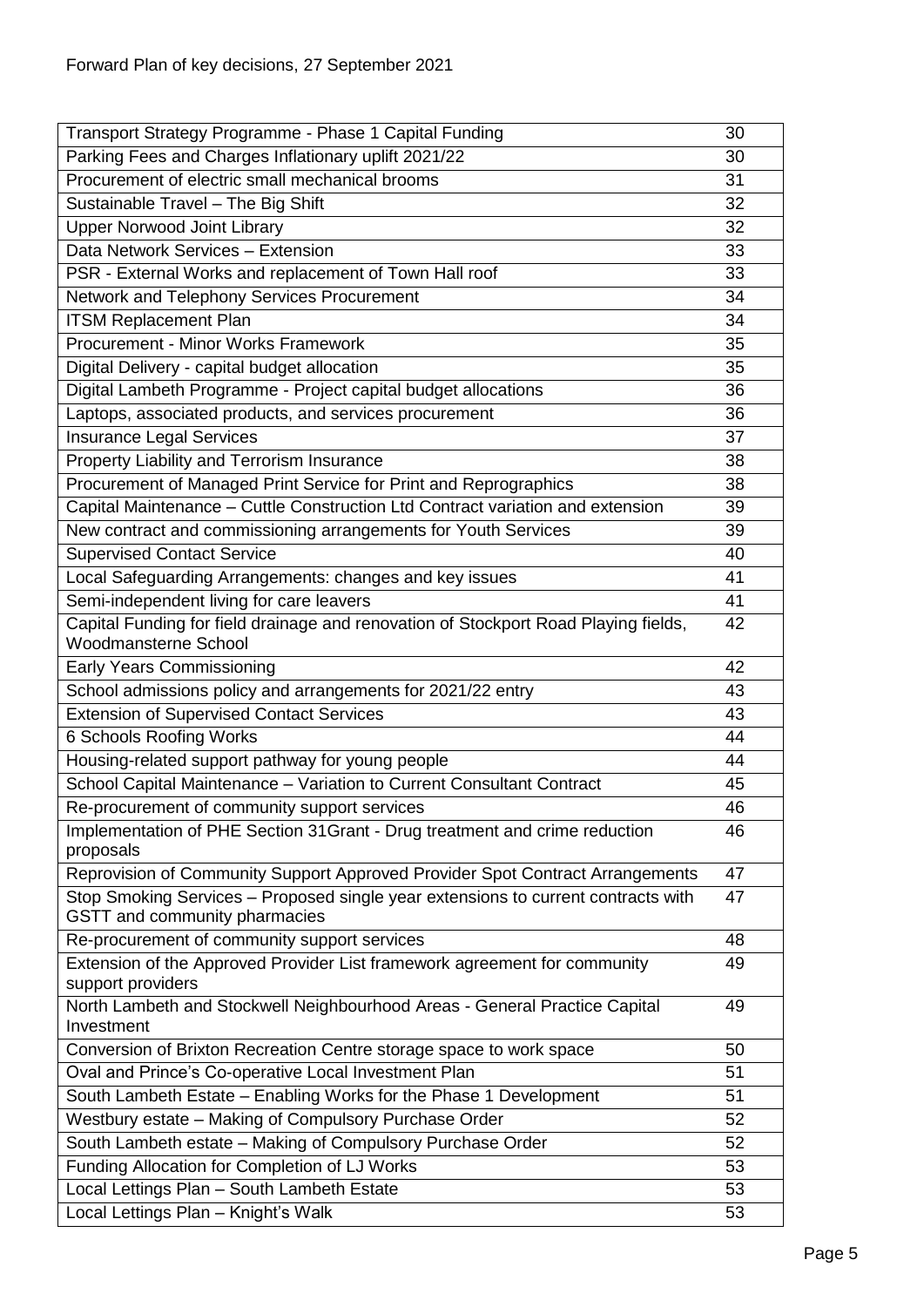| | |
|---|---|
| Transport Strategy Programme - Phase 1 Capital Funding | 30 |
| Parking Fees and Charges Inflationary uplift 2021/22 | 30 |
| Procurement of electric small mechanical brooms | 31 |
| Sustainable Travel – The Big Shift | 32 |
| Upper Norwood Joint Library | 32 |
| Data Network Services – Extension | 33 |
| PSR - External Works and replacement of Town Hall roof | 33 |
| Network and Telephony Services Procurement | 34 |
| ITSM Replacement Plan | 34 |
| Procurement - Minor Works Framework | 35 |
| Digital Delivery - capital budget allocation | 35 |
| Digital Lambeth Programme - Project capital budget allocations | 36 |
| Laptops, associated products, and services procurement | 36 |
| Insurance Legal Services | 37 |
| Property Liability and Terrorism Insurance | 38 |
| Procurement of Managed Print Service for Print and Reprographics | 38 |
| Capital Maintenance – Cuttle Construction Ltd Contract variation and extension | 39 |
| New contract and commissioning arrangements for Youth Services | 39 |
| Supervised Contact Service | 40 |
| Local Safeguarding Arrangements: changes and key issues | 41 |
| Semi-independent living for care leavers | 41 |
| Capital Funding for field drainage and renovation of Stockport Road Playing fields, Woodmansterne School | 42 |
| Early Years Commissioning | 42 |
| School admissions policy and arrangements for 2021/22 entry | 43 |
| Extension of Supervised Contact Services | 43 |
| 6 Schools Roofing Works | 44 |
| Housing-related support pathway for young people | 44 |
| School Capital Maintenance – Variation to Current Consultant Contract | 45 |
| Re-procurement of community support services | 46 |
| Implementation of PHE Section 31Grant - Drug treatment and crime reduction proposals | 46 |
| Reprovision of Community Support Approved Provider Spot Contract Arrangements | 47 |
| Stop Smoking Services – Proposed single year extensions to current contracts with GSTT and community pharmacies | 47 |
| Re-procurement of community support services | 48 |
| Extension of the Approved Provider List framework agreement for community support providers | 49 |
| North Lambeth and Stockwell Neighbourhood Areas - General Practice Capital Investment | 49 |
| Conversion of Brixton Recreation Centre storage space to work space | 50 |
| Oval and Prince's Co-operative Local Investment Plan | 51 |
| South Lambeth Estate – Enabling Works for the Phase 1 Development | 51 |
| Westbury estate – Making of Compulsory Purchase Order | 52 |
| South Lambeth estate – Making of Compulsory Purchase Order | 52 |
| Funding Allocation for Completion of LJ Works | 53 |
| Local Lettings Plan – South Lambeth Estate | 53 |
| Local Lettings Plan – Knight's Walk | 53 |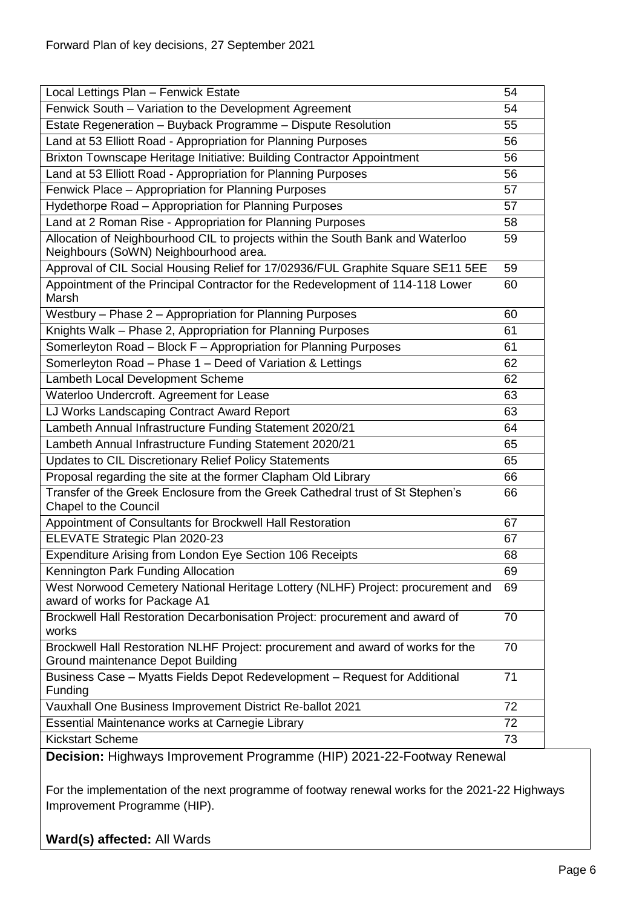Forward Plan of key decisions, 27 September 2021

| | |
|---|---|
| Local Lettings Plan – Fenwick Estate | 54 |
| Fenwick South – Variation to the Development Agreement | 54 |
| Estate Regeneration – Buyback Programme – Dispute Resolution | 55 |
| Land at 53 Elliott Road - Appropriation for Planning Purposes | 56 |
| Brixton Townscape Heritage Initiative: Building Contractor Appointment | 56 |
| Land at 53 Elliott Road - Appropriation for Planning Purposes | 56 |
| Fenwick Place – Appropriation for Planning Purposes | 57 |
| Hydethorpe Road – Appropriation for Planning Purposes | 57 |
| Land at 2 Roman Rise - Appropriation for Planning Purposes | 58 |
| Allocation of Neighbourhood CIL to projects within the South Bank and Waterloo Neighbours (SoWN) Neighbourhood area. | 59 |
| Approval of CIL Social Housing Relief for 17/02936/FUL Graphite Square SE11 5EE | 59 |
| Appointment of the Principal Contractor for the Redevelopment of 114-118 Lower Marsh | 60 |
| Westbury – Phase 2 – Appropriation for Planning Purposes | 60 |
| Knights Walk – Phase 2, Appropriation for Planning Purposes | 61 |
| Somerleyton Road – Block F – Appropriation for Planning Purposes | 61 |
| Somerleyton Road – Phase 1 – Deed of Variation & Lettings | 62 |
| Lambeth Local Development Scheme | 62 |
| Waterloo Undercroft. Agreement for Lease | 63 |
| LJ Works Landscaping Contract Award Report | 63 |
| Lambeth Annual Infrastructure Funding Statement 2020/21 | 64 |
| Lambeth Annual Infrastructure Funding Statement 2020/21 | 65 |
| Updates to CIL Discretionary Relief Policy Statements | 65 |
| Proposal regarding the site at the former Clapham Old Library | 66 |
| Transfer of the Greek Enclosure from the Greek Cathedral trust of St Stephen's Chapel to the Council | 66 |
| Appointment of Consultants for Brockwell Hall Restoration | 67 |
| ELEVATE Strategic Plan 2020-23 | 67 |
| Expenditure Arising from London Eye Section 106 Receipts | 68 |
| Kennington Park Funding Allocation | 69 |
| West Norwood Cemetery National Heritage Lottery (NLHF) Project: procurement and award of works for Package A1 | 69 |
| Brockwell Hall Restoration Decarbonisation Project: procurement and award of works | 70 |
| Brockwell Hall Restoration NLHF Project: procurement and award of works for the Ground maintenance Depot Building | 70 |
| Business Case – Myatts Fields Depot Redevelopment – Request for Additional Funding | 71 |
| Vauxhall One Business Improvement District Re-ballot 2021 | 72 |
| Essential Maintenance works at Carnegie Library | 72 |
| Kickstart Scheme | 73 |

**Decision:** Highways Improvement Programme (HIP) 2021-22-Footway Renewal

For the implementation of the next programme of footway renewal works for the 2021-22 Highways Improvement Programme (HIP).

**Ward(s) affected:** All Wards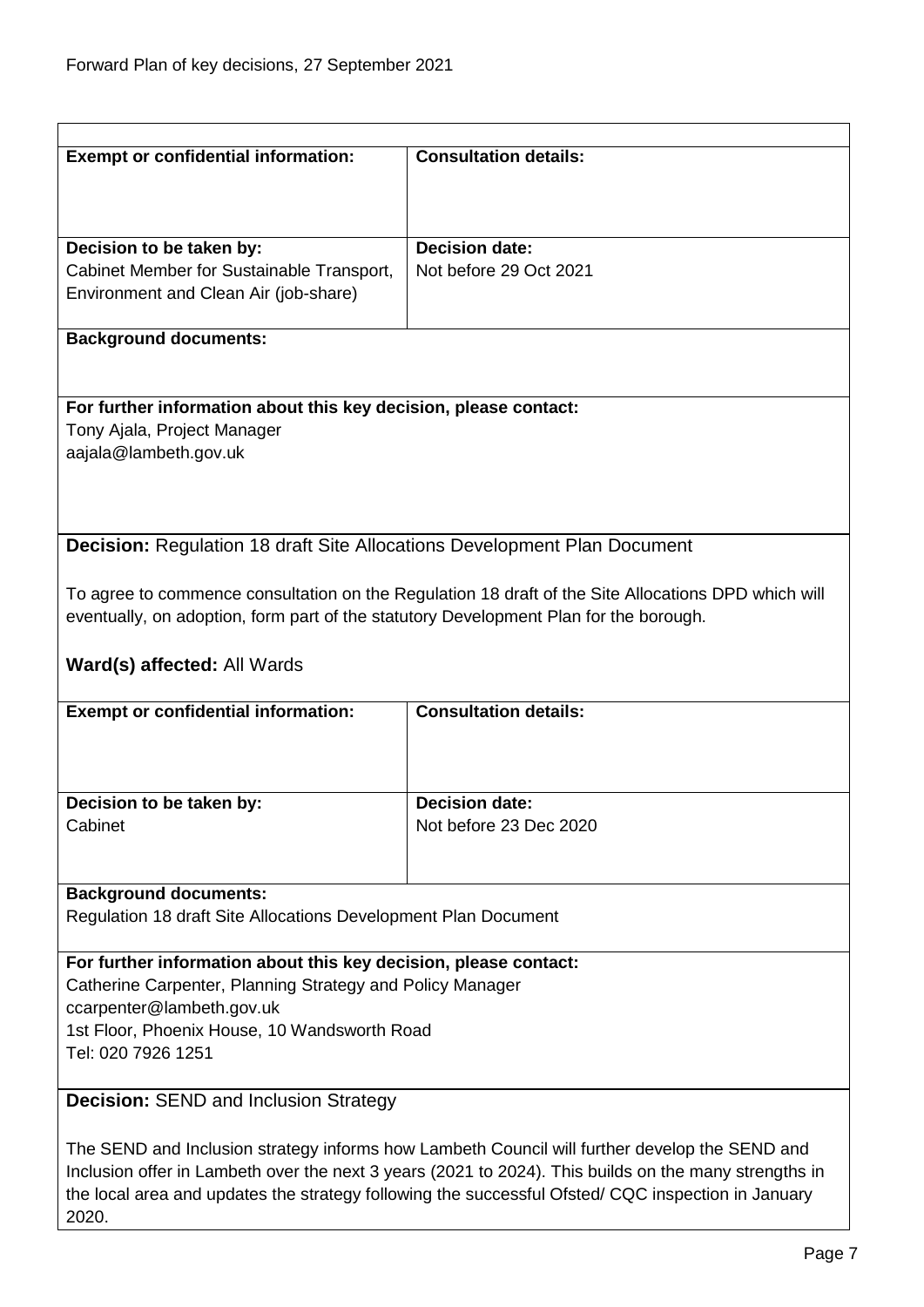| **Exempt or confidential information:** | **Consultation details:** |
|---|---|
| **Decision to be taken by:** Cabinet Member for Sustainable Transport, Environment and Clean Air (job-share) | **Decision date:** Not before 29 Oct 2021 |

**Background documents:**

**For further information about this key decision, please contact:**
Tony Ajala, Project Manager
aajala@lambeth.gov.uk

**Decision:** Regulation 18 draft Site Allocations Development Plan Document

To agree to commence consultation on the Regulation 18 draft of the Site Allocations DPD which will eventually, on adoption, form part of the statutory Development Plan for the borough.

**Ward(s) affected:** All Wards

| **Exempt or confidential information:** | **Consultation details:** |
|---|---|
| **Decision to be taken by:** Cabinet | **Decision date:** Not before 23 Dec 2020 |

**Background documents:**
Regulation 18 draft Site Allocations Development Plan Document

**For further information about this key decision, please contact:**
Catherine Carpenter, Planning Strategy and Policy Manager
ccarpenter@lambeth.gov.uk
1st Floor, Phoenix House, 10 Wandsworth Road
Tel: 020 7926 1251

**Decision:** SEND and Inclusion Strategy

The SEND and Inclusion strategy informs how Lambeth Council will further develop the SEND and Inclusion offer in Lambeth over the next 3 years (2021 to 2024). This builds on the many strengths in the local area and updates the strategy following the successful Ofsted/ CQC inspection in January 2020.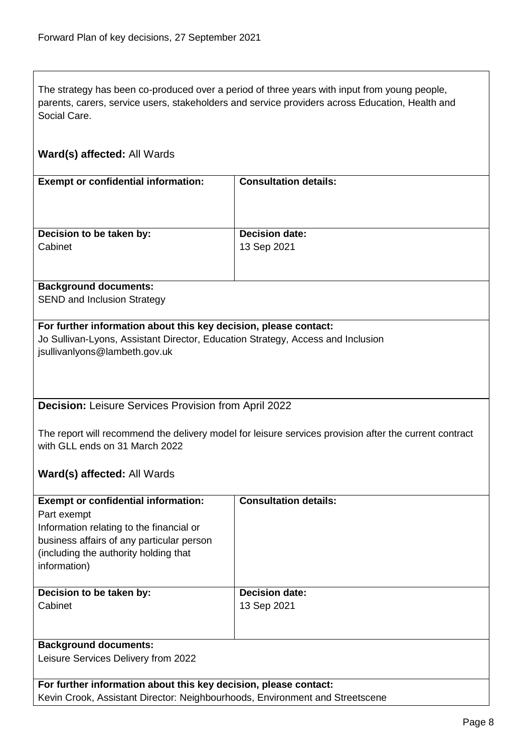The strategy has been co-produced over a period of three years with input from young people, parents, carers, service users, stakeholders and service providers across Education, Health and Social Care.

**Ward(s) affected:** All Wards

| **Exempt or confidential information:** | **Consultation details:** |
| --- | --- |
| | |
| **Decision to be taken by:** Cabinet | **Decision date:** 13 Sep 2021 |

**Background documents:**
SEND and Inclusion Strategy

**For further information about this key decision, please contact:**
Jo Sullivan-Lyons, Assistant Director, Education Strategy, Access and Inclusion
jsullivanlyons@lambeth.gov.uk

**Decision:** Leisure Services Provision from April 2022

The report will recommend the delivery model for leisure services provision after the current contract with GLL ends on 31 March 2022

**Ward(s) affected:** All Wards

| **Exempt or confidential information:** | **Consultation details:** |
| --- | --- |
| Part exempt<br>Information relating to the financial or business affairs of any particular person (including the authority holding that information) | |
| **Decision to be taken by:** Cabinet | **Decision date:** 13 Sep 2021 |

**Background documents:**
Leisure Services Delivery from 2022

**For further information about this key decision, please contact:**
Kevin Crook, Assistant Director: Neighbourhoods, Environment and Streetscene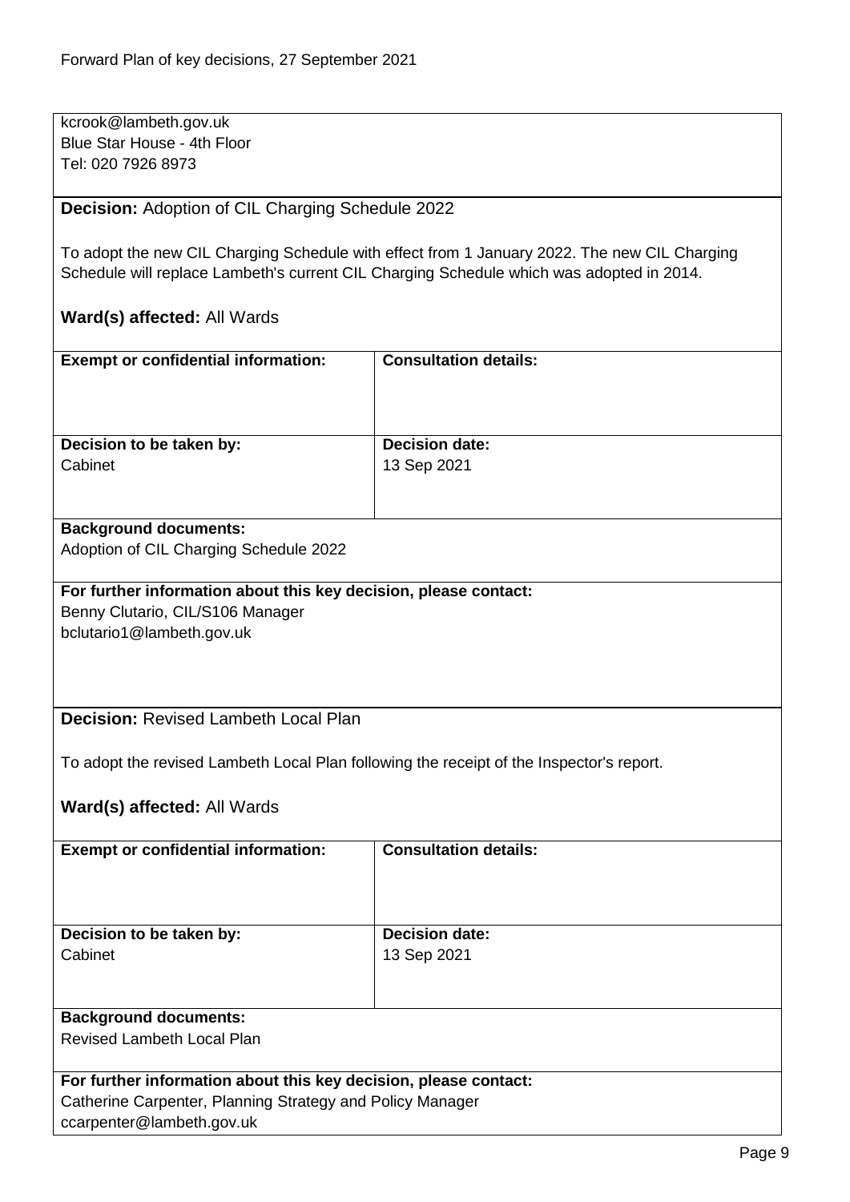kcrook@lambeth.gov.uk
Blue Star House - 4th Floor
Tel: 020 7926 8973

**Decision:** Adoption of CIL Charging Schedule 2022

To adopt the new CIL Charging Schedule with effect from 1 January 2022. The new CIL Charging Schedule will replace Lambeth's current CIL Charging Schedule which was adopted in 2014.

**Ward(s) affected:** All Wards

| **Exempt or confidential information:** | **Consultation details:** |
|---|---|
| | |
| **Decision to be taken by:** Cabinet | **Decision date:** 13 Sep 2021 |

**Background documents:**
Adoption of CIL Charging Schedule 2022

**For further information about this key decision, please contact:**
Benny Clutario, CIL/S106 Manager
bclutario1@lambeth.gov.uk

**Decision:** Revised Lambeth Local Plan

To adopt the revised Lambeth Local Plan following the receipt of the Inspector's report.

**Ward(s) affected:** All Wards

| **Exempt or confidential information:** | **Consultation details:** |
|---|---|
| | |
| **Decision to be taken by:** Cabinet | **Decision date:** 13 Sep 2021 |

**Background documents:**
Revised Lambeth Local Plan

**For further information about this key decision, please contact:**
Catherine Carpenter, Planning Strategy and Policy Manager
ccarpenter@lambeth.gov.uk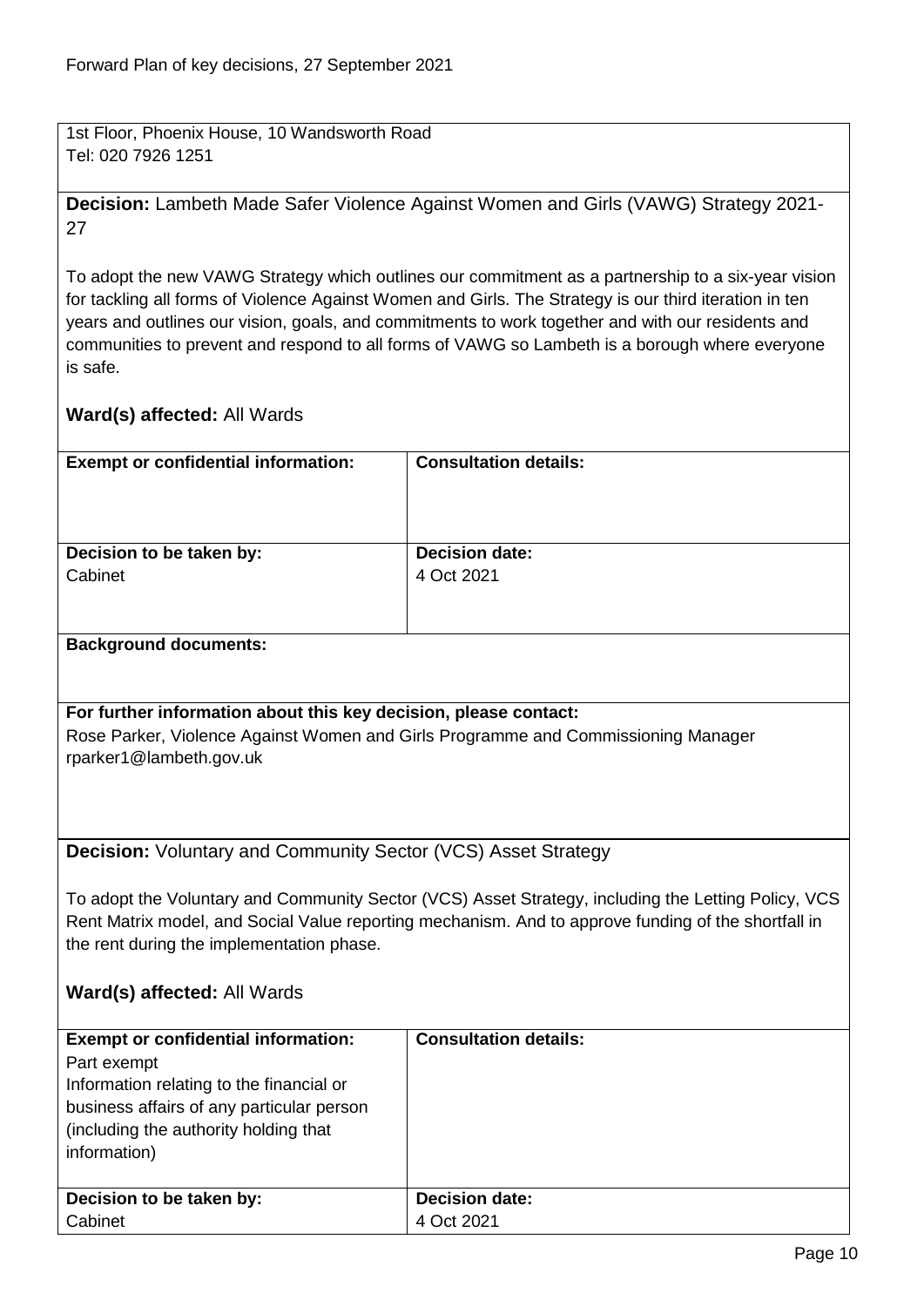1st Floor, Phoenix House, 10 Wandsworth Road
Tel: 020 7926 1251

**Decision:** Lambeth Made Safer Violence Against Women and Girls (VAWG) Strategy 2021-27

To adopt the new VAWG Strategy which outlines our commitment as a partnership to a six-year vision for tackling all forms of Violence Against Women and Girls. The Strategy is our third iteration in ten years and outlines our vision, goals, and commitments to work together and with our residents and communities to prevent and respond to all forms of VAWG so Lambeth is a borough where everyone is safe.

**Ward(s) affected:** All Wards

| **Exempt or confidential information:** | **Consultation details:** |
|---|---|
| **Decision to be taken by:** Cabinet | **Decision date:** 4 Oct 2021 |

**Background documents:**

**For further information about this key decision, please contact:**
Rose Parker, Violence Against Women and Girls Programme and Commissioning Manager
rparker1@lambeth.gov.uk

**Decision:** Voluntary and Community Sector (VCS) Asset Strategy

To adopt the Voluntary and Community Sector (VCS) Asset Strategy, including the Letting Policy, VCS Rent Matrix model, and Social Value reporting mechanism. And to approve funding of the shortfall in the rent during the implementation phase.

**Ward(s) affected:** All Wards

| **Exempt or confidential information:** Part exempt Information relating to the financial or business affairs of any particular person (including the authority holding that information) | **Consultation details:** |
|---|---|
| **Decision to be taken by:** Cabinet | **Decision date:** 4 Oct 2021 |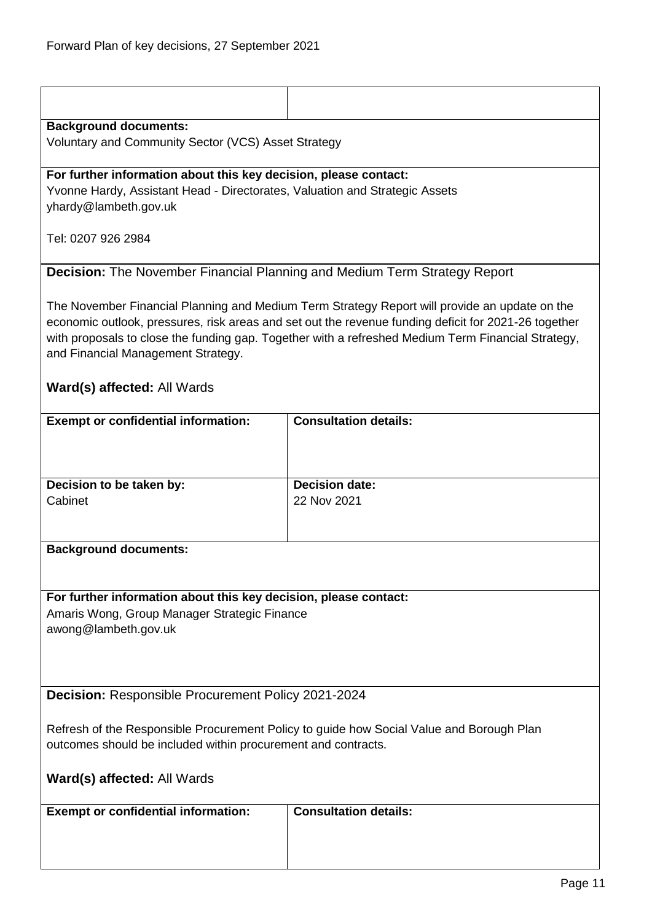**Background documents:**
Voluntary and Community Sector (VCS) Asset Strategy

**For further information about this key decision, please contact:**
Yvonne Hardy, Assistant Head - Directorates, Valuation and Strategic Assets
yhardy@lambeth.gov.uk

Tel: 0207 926 2984

**Decision:** The November Financial Planning and Medium Term Strategy Report

The November Financial Planning and Medium Term Strategy Report will provide an update on the economic outlook, pressures, risk areas and set out the revenue funding deficit for 2021-26 together with proposals to close the funding gap. Together with a refreshed Medium Term Financial Strategy, and Financial Management Strategy.

**Ward(s) affected:** All Wards

| **Exempt or confidential information:** | **Consultation details:** |
|---|---|
| | |
| **Decision to be taken by:** | **Decision date:** |
| Cabinet | 22 Nov 2021 |

**Background documents:**

**For further information about this key decision, please contact:**
Amaris Wong, Group Manager Strategic Finance
awong@lambeth.gov.uk

**Decision:** Responsible Procurement Policy 2021-2024

Refresh of the Responsible Procurement Policy to guide how Social Value and Borough Plan outcomes should be included within procurement and contracts.

**Ward(s) affected:** All Wards

| **Exempt or confidential information:** | **Consultation details:** |
|---|---|
| | |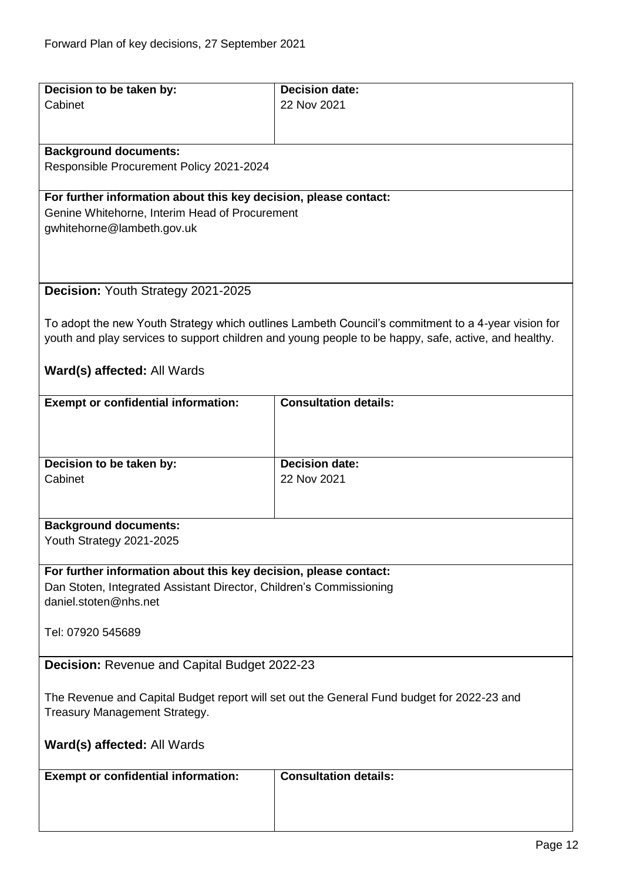| Decision to be taken by: | Decision date: |
|---|---|
| Cabinet | 22 Nov 2021 |

**Background documents:**
Responsible Procurement Policy 2021-2024

**For further information about this key decision, please contact:**
Genine Whitehorne, Interim Head of Procurement
gwhitehorne@lambeth.gov.uk

**Decision:** Youth Strategy 2021-2025

To adopt the new Youth Strategy which outlines Lambeth Council's commitment to a 4-year vision for youth and play services to support children and young people to be happy, safe, active, and healthy.

**Ward(s) affected:** All Wards

| Exempt or confidential information: | Consultation details: |
|---|---|
| | |

| Decision to be taken by: | Decision date: |
|---|---|
| Cabinet | 22 Nov 2021 |

**Background documents:**
Youth Strategy 2021-2025

**For further information about this key decision, please contact:**
Dan Stoten, Integrated Assistant Director, Children's Commissioning
daniel.stoten@nhs.net

Tel: 07920 545689

**Decision:** Revenue and Capital Budget 2022-23

The Revenue and Capital Budget report will set out the General Fund budget for 2022-23 and Treasury Management Strategy.

**Ward(s) affected:** All Wards

| Exempt or confidential information: | Consultation details: |
|---|---|
| | |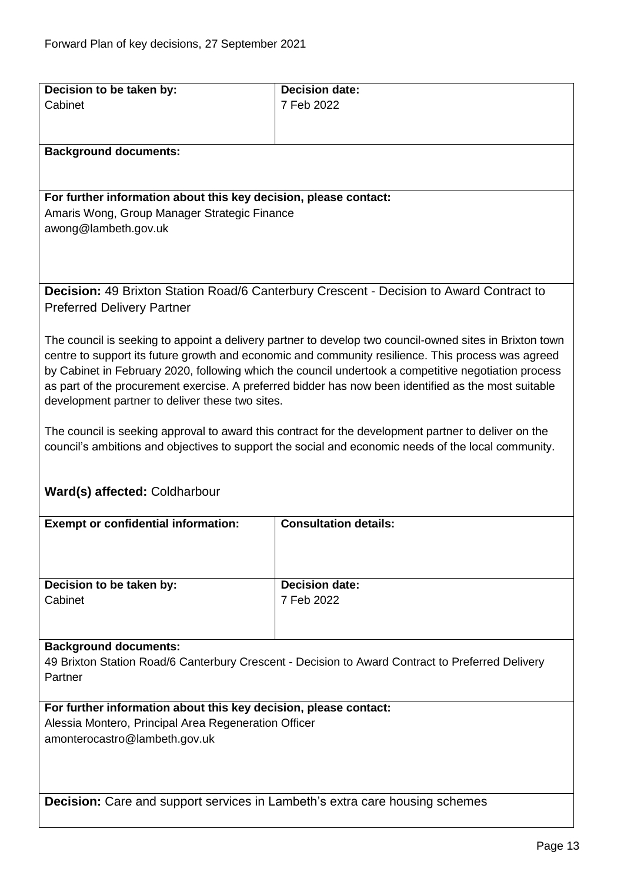| **Decision to be taken by:** | **Decision date:** |
|---|---|
| Cabinet | 7 Feb 2022 |

**Background documents:**

**For further information about this key decision, please contact:**
Amaris Wong, Group Manager Strategic Finance
awong@lambeth.gov.uk

**Decision:** 49 Brixton Station Road/6 Canterbury Crescent - Decision to Award Contract to Preferred Delivery Partner

The council is seeking to appoint a delivery partner to develop two council-owned sites in Brixton town centre to support its future growth and economic and community resilience. This process was agreed by Cabinet in February 2020, following which the council undertook a competitive negotiation process as part of the procurement exercise. A preferred bidder has now been identified as the most suitable development partner to deliver these two sites.

The council is seeking approval to award this contract for the development partner to deliver on the council's ambitions and objectives to support the social and economic needs of the local community.

**Ward(s) affected:** Coldharbour

| **Exempt or confidential information:** | **Consultation details:** |
|---|---|
| | |
| **Decision to be taken by:** | **Decision date:** |
| Cabinet | 7 Feb 2022 |

**Background documents:**
49 Brixton Station Road/6 Canterbury Crescent - Decision to Award Contract to Preferred Delivery Partner

**For further information about this key decision, please contact:**
Alessia Montero, Principal Area Regeneration Officer
amonterocastro@lambeth.gov.uk

**Decision:** Care and support services in Lambeth's extra care housing schemes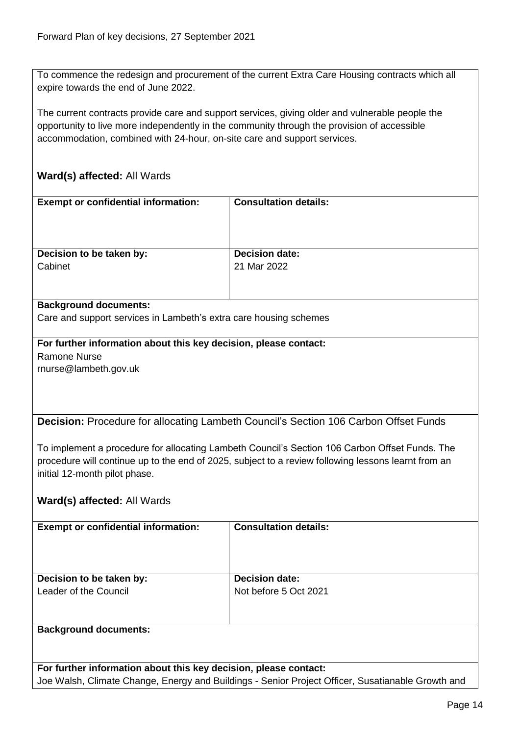To commence the redesign and procurement of the current Extra Care Housing contracts which all expire towards the end of June 2022.

The current contracts provide care and support services, giving older and vulnerable people the opportunity to live more independently in the community through the provision of accessible accommodation, combined with 24-hour, on-site care and support services.

**Ward(s) affected:** All Wards

| **Exempt or confidential information:** | **Consultation details:** |
| --- | --- |
| **Decision to be taken by:**<br>Cabinet | **Decision date:**<br>21 Mar 2022 |

**Background documents:**
Care and support services in Lambeth's extra care housing schemes

**For further information about this key decision, please contact:**
Ramone Nurse
rnurse@lambeth.gov.uk

**Decision:** Procedure for allocating Lambeth Council's Section 106 Carbon Offset Funds

To implement a procedure for allocating Lambeth Council's Section 106 Carbon Offset Funds. The procedure will continue up to the end of 2025, subject to a review following lessons learnt from an initial 12-month pilot phase.

**Ward(s) affected:** All Wards

| **Exempt or confidential information:** | **Consultation details:** |
| --- | --- |
| **Decision to be taken by:**<br>Leader of the Council | **Decision date:**<br>Not before 5 Oct 2021 |

**Background documents:**

**For further information about this key decision, please contact:**
Joe Walsh, Climate Change, Energy and Buildings - Senior Project Officer, Susatianable Growth and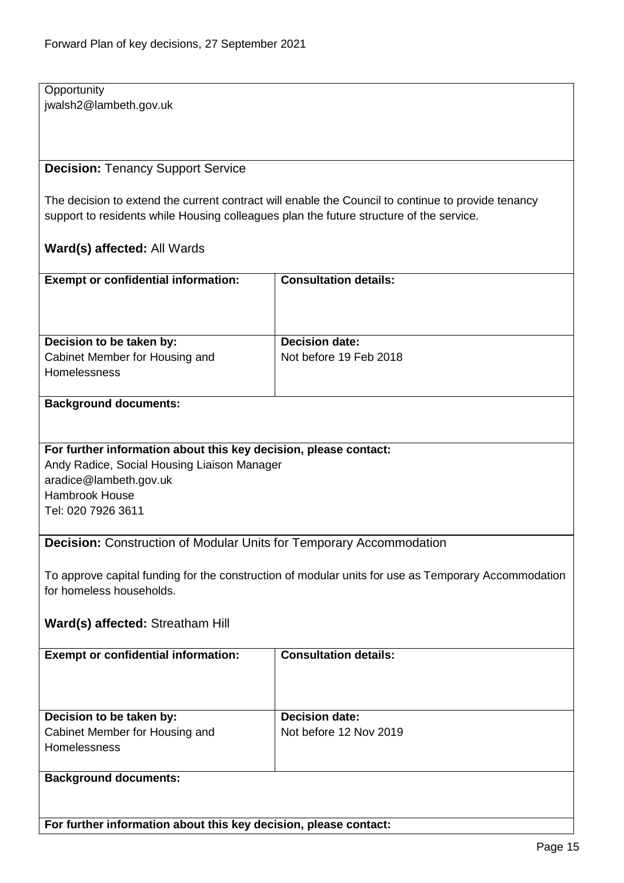Opportunity
jwalsh2@lambeth.gov.uk

**Decision:** Tenancy Support Service

The decision to extend the current contract will enable the Council to continue to provide tenancy support to residents while Housing colleagues plan the future structure of the service.

**Ward(s) affected:** All Wards

| **Exempt or confidential information:** | **Consultation details:** |
|---|---|
| | |
| **Decision to be taken by:** Cabinet Member for Housing and Homelessness | **Decision date:** Not before 19 Feb 2018 |

**Background documents:**

**For further information about this key decision, please contact:**
Andy Radice, Social Housing Liaison Manager
aradice@lambeth.gov.uk
Hambrook House
Tel: 020 7926 3611

**Decision:** Construction of Modular Units for Temporary Accommodation

To approve capital funding for the construction of modular units for use as Temporary Accommodation for homeless households.

**Ward(s) affected:** Streatham Hill

| **Exempt or confidential information:** | **Consultation details:** |
|---|---|
| | |
| **Decision to be taken by:** Cabinet Member for Housing and Homelessness | **Decision date:** Not before 12 Nov 2019 |

**Background documents:**

**For further information about this key decision, please contact:**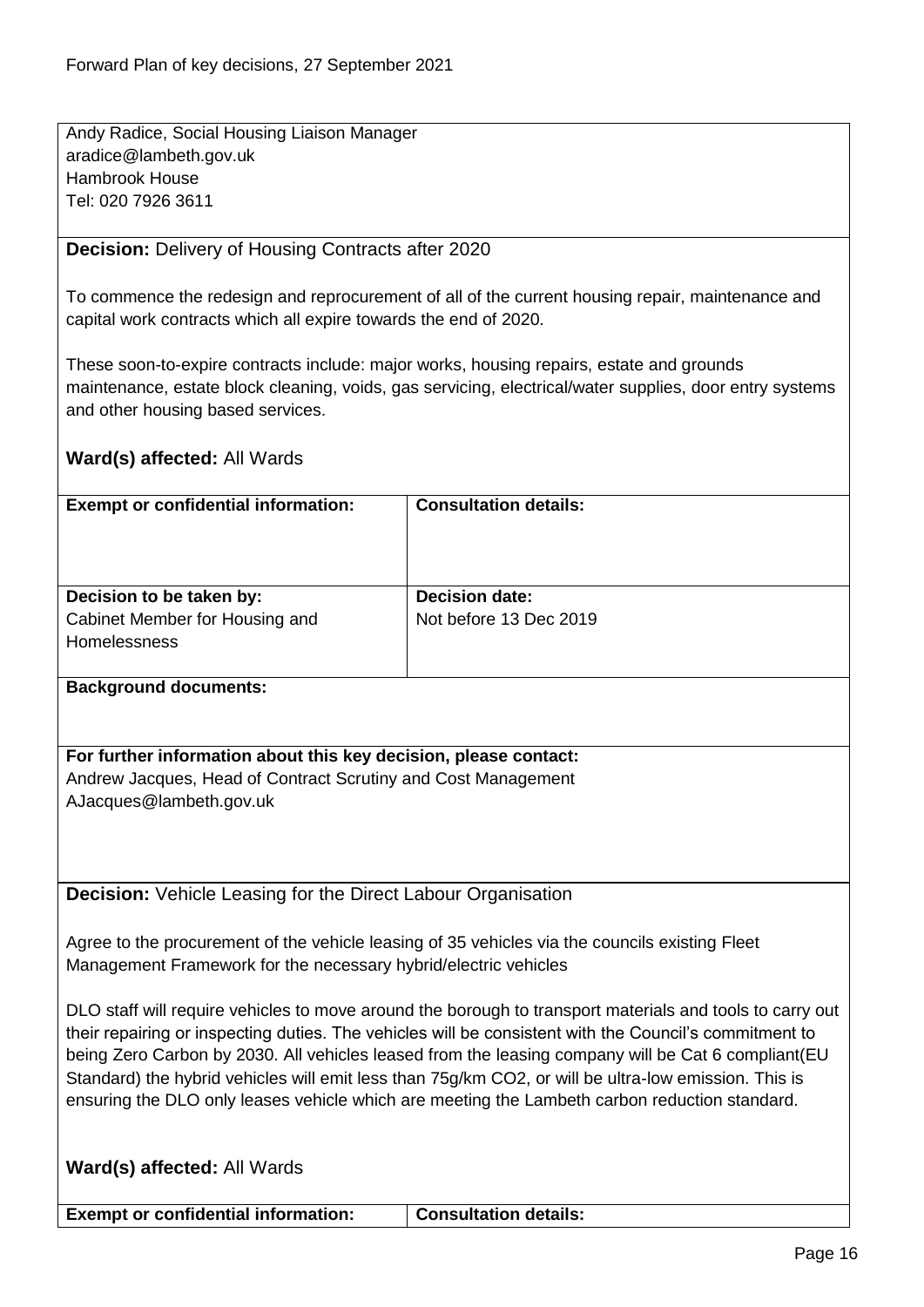Andy Radice, Social Housing Liaison Manager
aradice@lambeth.gov.uk
Hambrook House
Tel: 020 7926 3611

**Decision:** Delivery of Housing Contracts after 2020

To commence the redesign and reprocurement of all of the current housing repair, maintenance and capital work contracts which all expire towards the end of 2020.

These soon-to-expire contracts include: major works, housing repairs, estate and grounds maintenance, estate block cleaning, voids, gas servicing, electrical/water supplies, door entry systems and other housing based services.

**Ward(s) affected:** All Wards

| **Exempt or confidential information:** | **Consultation details:** |
|---|---|
| **Decision to be taken by:** Cabinet Member for Housing and Homelessness | **Decision date:** Not before 13 Dec 2019 |

**Background documents:**

**For further information about this key decision, please contact:**
Andrew Jacques, Head of Contract Scrutiny and Cost Management
AJacques@lambeth.gov.uk

**Decision:** Vehicle Leasing for the Direct Labour Organisation

Agree to the procurement of the vehicle leasing of 35 vehicles via the councils existing Fleet Management Framework for the necessary hybrid/electric vehicles

DLO staff will require vehicles to move around the borough to transport materials and tools to carry out their repairing or inspecting duties. The vehicles will be consistent with the Council's commitment to being Zero Carbon by 2030. All vehicles leased from the leasing company will be Cat 6 compliant(EU Standard) the hybrid vehicles will emit less than 75g/km CO2, or will be ultra-low emission. This is ensuring the DLO only leases vehicle which are meeting the Lambeth carbon reduction standard.

**Ward(s) affected:** All Wards

| **Exempt or confidential information:** | **Consultation details:** |
|---|---|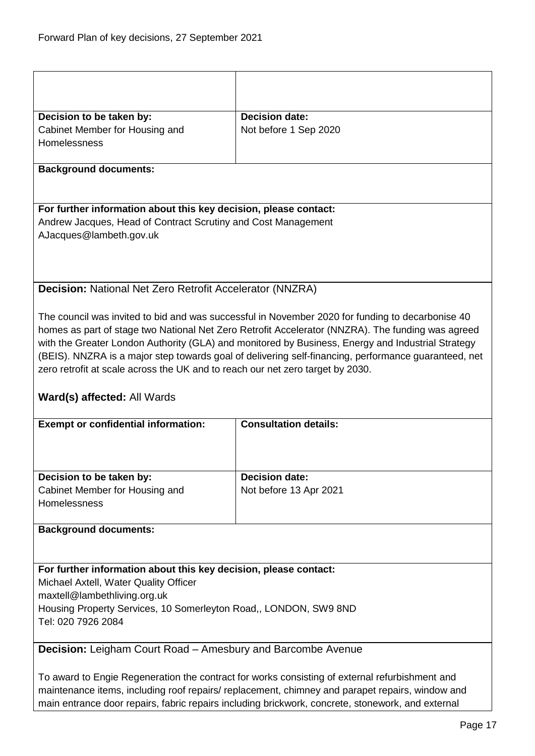| | |
|---|---|
| | |
| **Decision to be taken by:**<br>Cabinet Member for Housing and Homelessness | **Decision date:**<br>Not before 1 Sep 2020 |

**Background documents:**

**For further information about this key decision, please contact:**
Andrew Jacques, Head of Contract Scrutiny and Cost Management
AJacques@lambeth.gov.uk

**Decision:** National Net Zero Retrofit Accelerator (NNZRA)

The council was invited to bid and was successful in November 2020 for funding to decarbonise 40 homes as part of stage two National Net Zero Retrofit Accelerator (NNZRA). The funding was agreed with the Greater London Authority (GLA) and monitored by Business, Energy and Industrial Strategy (BEIS). NNZRA is a major step towards goal of delivering self-financing, performance guaranteed, net zero retrofit at scale across the UK and to reach our net zero target by 2030.

**Ward(s) affected:** All Wards

| **Exempt or confidential information:** | **Consultation details:** |
|---|---|
| | |
| **Decision to be taken by:**<br>Cabinet Member for Housing and Homelessness | **Decision date:**<br>Not before 13 Apr 2021 |

**Background documents:**

**For further information about this key decision, please contact:**
Michael Axtell, Water Quality Officer
maxtell@lambethliving.org.uk
Housing Property Services, 10 Somerleyton Road,, LONDON, SW9 8ND
Tel: 020 7926 2084

**Decision:** Leigham Court Road – Amesbury and Barcombe Avenue

To award to Engie Regeneration the contract for works consisting of external refurbishment and maintenance items, including roof repairs/ replacement, chimney and parapet repairs, window and main entrance door repairs, fabric repairs including brickwork, concrete, stonework, and external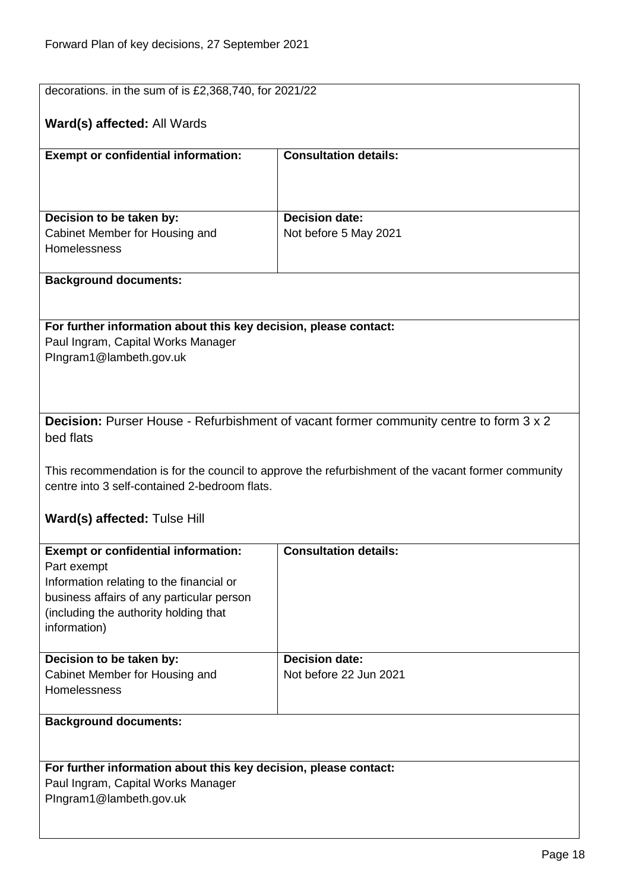decorations. in the sum of is £2,368,740, for 2021/22

**Ward(s) affected:** All Wards

| **Exempt or confidential information:** | **Consultation details:** |
| --- | --- |
| **Decision to be taken by:**<br>Cabinet Member for Housing and Homelessness | **Decision date:**<br>Not before 5 May 2021 |

**Background documents:**

**For further information about this key decision, please contact:**
Paul Ingram, Capital Works Manager
PIngram1@lambeth.gov.uk

**Decision:** Purser House - Refurbishment of vacant former community centre to form 3 x 2 bed flats

This recommendation is for the council to approve the refurbishment of the vacant former community centre into 3 self-contained 2-bedroom flats.

**Ward(s) affected:** Tulse Hill

| **Exempt or confidential information:**<br>Part exempt<br>Information relating to the financial or business affairs of any particular person (including the authority holding that information) | **Consultation details:** |
| --- | --- |
| **Decision to be taken by:**<br>Cabinet Member for Housing and Homelessness | **Decision date:**<br>Not before 22 Jun 2021 |

**Background documents:**

**For further information about this key decision, please contact:**
Paul Ingram, Capital Works Manager
PIngram1@lambeth.gov.uk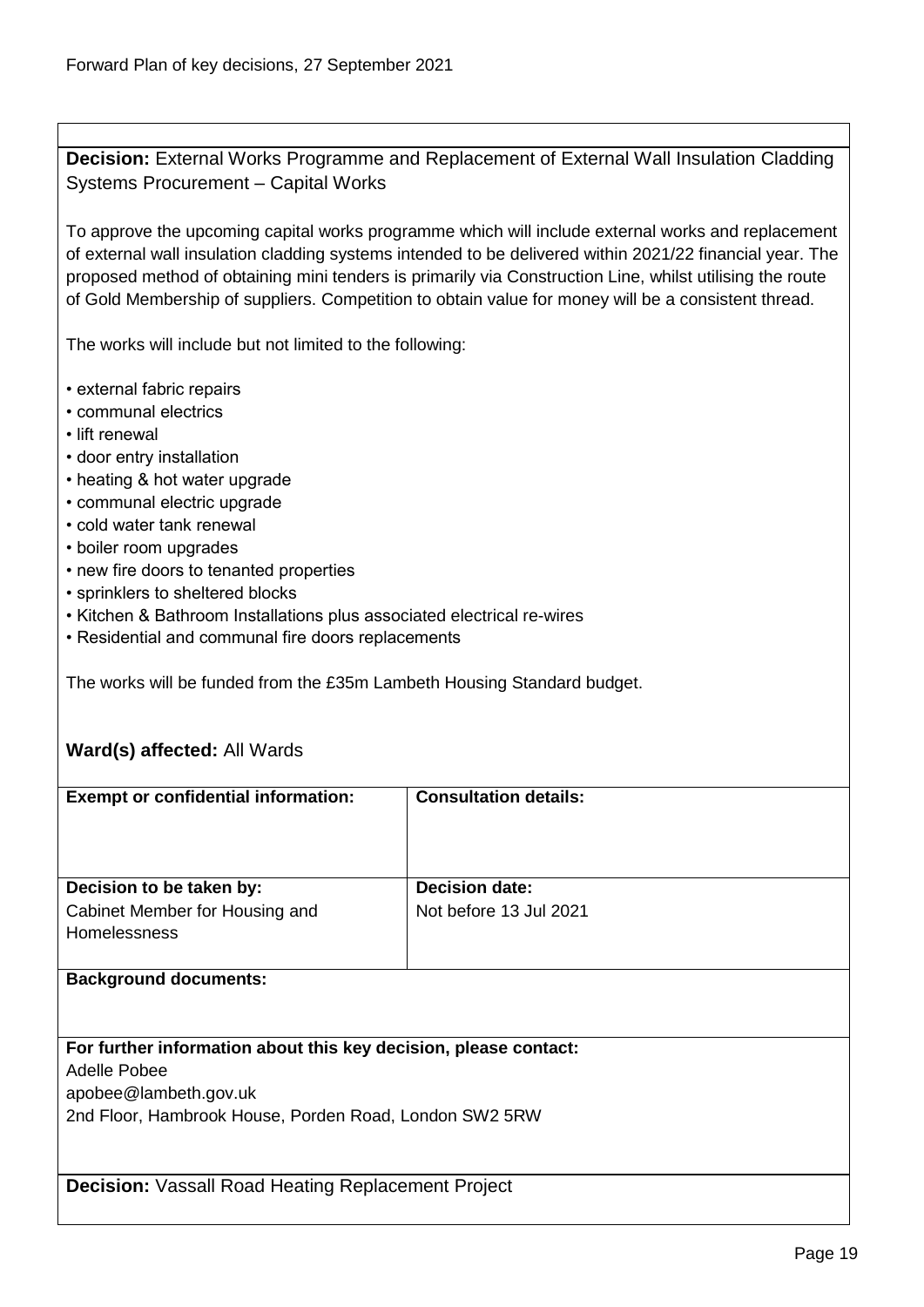**Decision:** External Works Programme and Replacement of External Wall Insulation Cladding Systems Procurement – Capital Works

To approve the upcoming capital works programme which will include external works and replacement of external wall insulation cladding systems intended to be delivered within 2021/22 financial year. The proposed method of obtaining mini tenders is primarily via Construction Line, whilst utilising the route of Gold Membership of suppliers. Competition to obtain value for money will be a consistent thread.

The works will include but not limited to the following:

- external fabric repairs
- communal electrics
- lift renewal
- door entry installation
- heating & hot water upgrade
- communal electric upgrade
- cold water tank renewal
- boiler room upgrades
- new fire doors to tenanted properties
- sprinklers to sheltered blocks
- Kitchen & Bathroom Installations plus associated electrical re-wires
- Residential and communal fire doors replacements

The works will be funded from the £35m Lambeth Housing Standard budget.

**Ward(s) affected:** All Wards

| **Exempt or confidential information:** | **Consultation details:** |
|---|---|
| | |
| **Decision to be taken by:** | **Decision date:** |
| Cabinet Member for Housing and Homelessness | Not before 13 Jul 2021 |

**Background documents:**

**For further information about this key decision, please contact:**
Adelle Pobee
apobee@lambeth.gov.uk
2nd Floor, Hambrook House, Porden Road, London SW2 5RW

**Decision:** Vassall Road Heating Replacement Project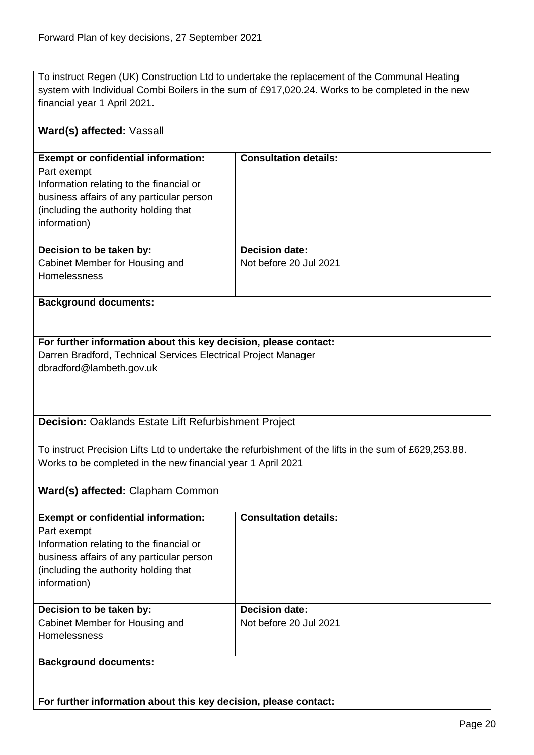To instruct Regen (UK) Construction Ltd to undertake the replacement of the Communal Heating system with Individual Combi Boilers in the sum of £917,020.24. Works to be completed in the new financial year 1 April 2021.

**Ward(s) affected:** Vassall

| **Exempt or confidential information:** | **Consultation details:** |
| --- | --- |
| Part exempt<br>Information relating to the financial or business affairs of any particular person (including the authority holding that information) | |
| **Decision to be taken by:**<br>Cabinet Member for Housing and Homelessness | **Decision date:**<br>Not before 20 Jul 2021 |

**Background documents:**

**For further information about this key decision, please contact:**
Darren Bradford, Technical Services Electrical Project Manager
dbradford@lambeth.gov.uk

**Decision:** Oaklands Estate Lift Refurbishment Project

To instruct Precision Lifts Ltd to undertake the refurbishment of the lifts in the sum of £629,253.88. Works to be completed in the new financial year 1 April 2021

**Ward(s) affected:** Clapham Common

| **Exempt or confidential information:** | **Consultation details:** |
| --- | --- |
| Part exempt<br>Information relating to the financial or business affairs of any particular person (including the authority holding that information) | |
| **Decision to be taken by:**<br>Cabinet Member for Housing and Homelessness | **Decision date:**<br>Not before 20 Jul 2021 |

**Background documents:**

**For further information about this key decision, please contact:**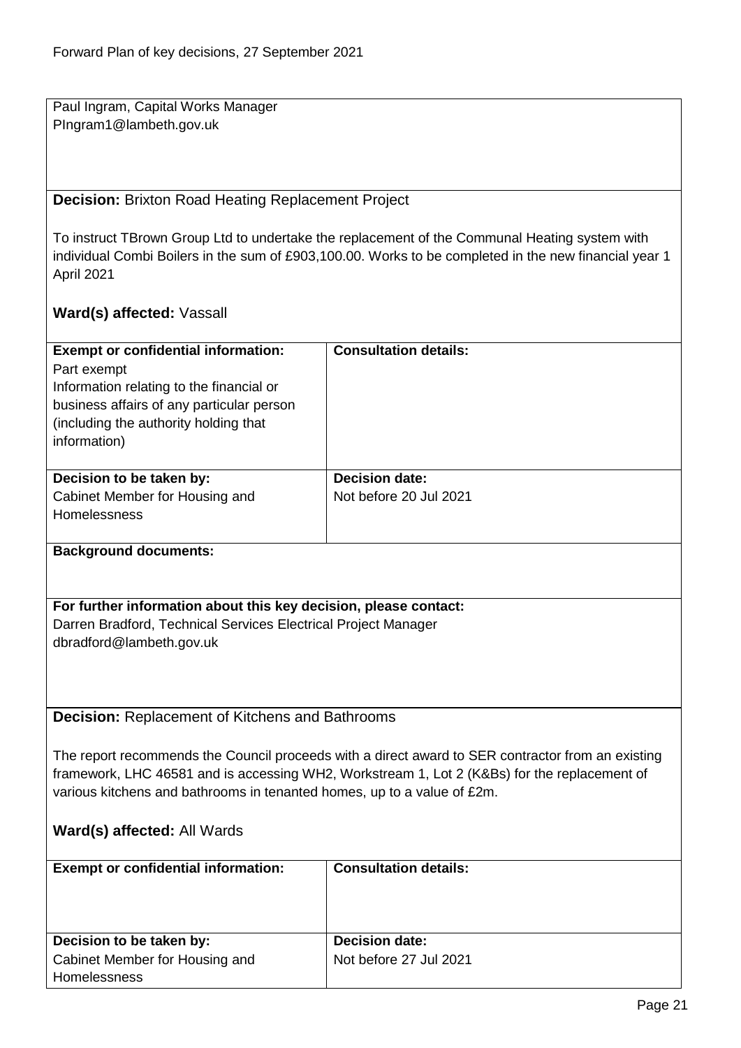Paul Ingram, Capital Works Manager
PIngram1@lambeth.gov.uk

**Decision:** Brixton Road Heating Replacement Project

To instruct TBrown Group Ltd to undertake the replacement of the Communal Heating system with individual Combi Boilers in the sum of £903,100.00. Works to be completed in the new financial year 1 April 2021

**Ward(s) affected:** Vassall

| **Exempt or confidential information:** | **Consultation details:** |
| --- | --- |
| Part exempt<br>Information relating to the financial or business affairs of any particular person (including the authority holding that information) | |
| **Decision to be taken by:**<br>Cabinet Member for Housing and Homelessness | **Decision date:**<br>Not before 20 Jul 2021 |

**Background documents:**

**For further information about this key decision, please contact:**
Darren Bradford, Technical Services Electrical Project Manager
dbradford@lambeth.gov.uk

**Decision:** Replacement of Kitchens and Bathrooms

The report recommends the Council proceeds with a direct award to SER contractor from an existing framework, LHC 46581 and is accessing WH2, Workstream 1, Lot 2 (K&Bs) for the replacement of various kitchens and bathrooms in tenanted homes, up to a value of £2m.

**Ward(s) affected:** All Wards

| **Exempt or confidential information:** | **Consultation details:** |
| --- | --- |
| **Decision to be taken by:**<br>Cabinet Member for Housing and Homelessness | **Decision date:**<br>Not before 27 Jul 2021 |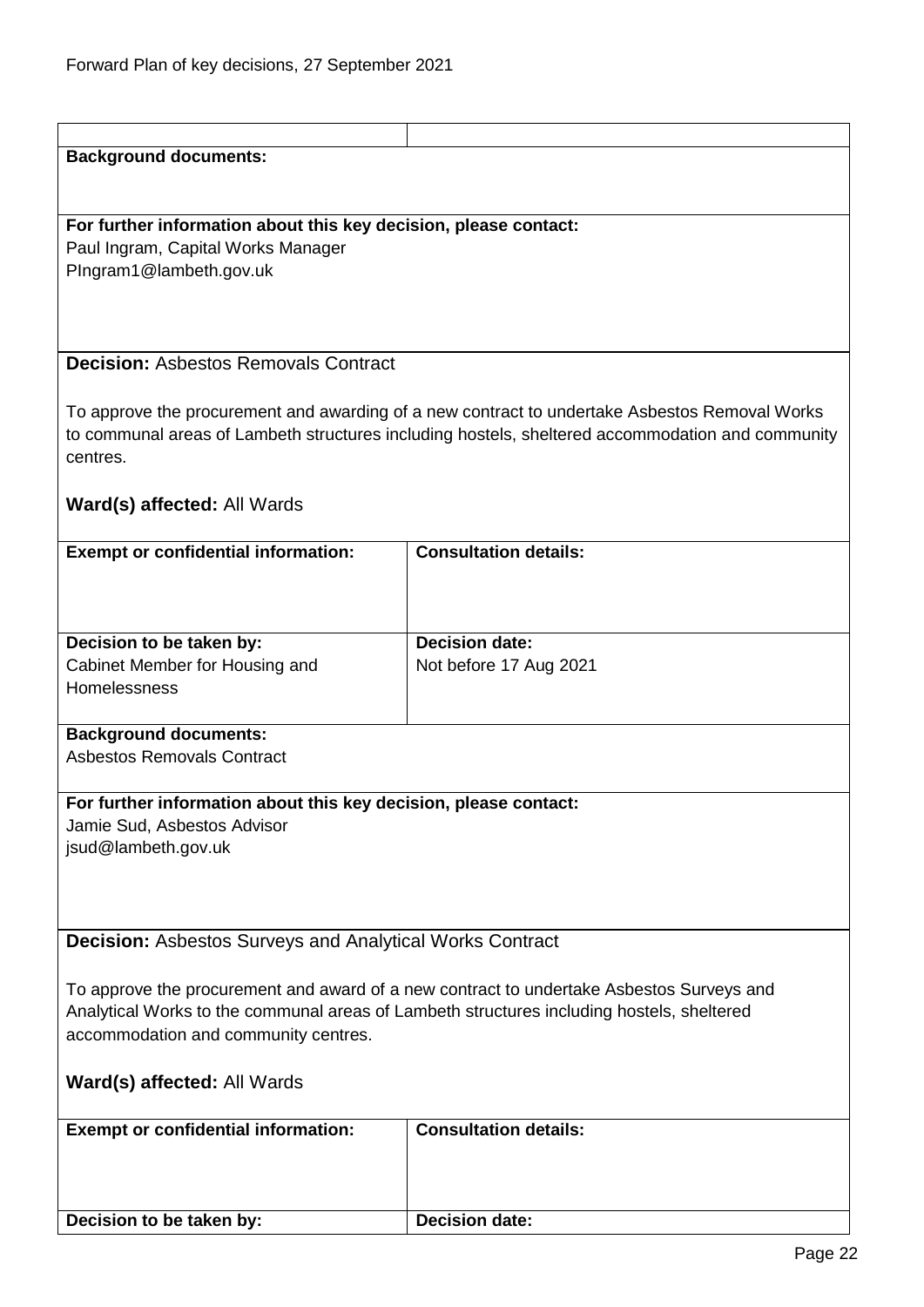**Background documents:**

**For further information about this key decision, please contact:**
Paul Ingram, Capital Works Manager
PIngram1@lambeth.gov.uk

**Decision:** Asbestos Removals Contract

To approve the procurement and awarding of a new contract to undertake Asbestos Removal Works to communal areas of Lambeth structures including hostels, sheltered accommodation and community centres.

**Ward(s) affected:** All Wards

| **Exempt or confidential information:** | **Consultation details:** |
|---|---|
| | |
| **Decision to be taken by:** Cabinet Member for Housing and Homelessness | **Decision date:** Not before 17 Aug 2021 |

**Background documents:**
Asbestos Removals Contract

**For further information about this key decision, please contact:**
Jamie Sud, Asbestos Advisor
jsud@lambeth.gov.uk

**Decision:** Asbestos Surveys and Analytical Works Contract

To approve the procurement and award of a new contract to undertake Asbestos Surveys and Analytical Works to the communal areas of Lambeth structures including hostels, sheltered accommodation and community centres.

**Ward(s) affected:** All Wards

| **Exempt or confidential information:** | **Consultation details:** |
|---|---|
| | |
| **Decision to be taken by:** | **Decision date:** |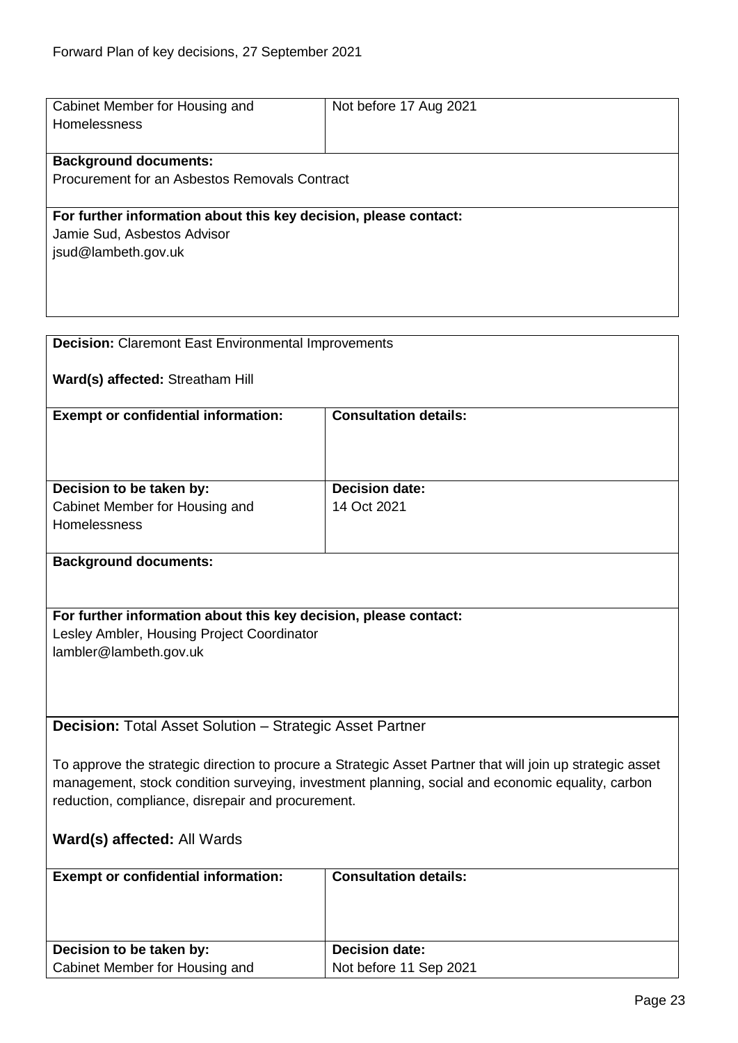| Cabinet Member for Housing and Homelessness | Not before 17 Aug 2021 |
|---|---|

**Background documents:**
Procurement for an Asbestos Removals Contract

**For further information about this key decision, please contact:**
Jamie Sud, Asbestos Advisor
jsud@lambeth.gov.uk

**Decision:** Claremont East Environmental Improvements

**Ward(s) affected:** Streatham Hill

| **Exempt or confidential information:** | **Consultation details:** |
|---|---|
| | |
| **Decision to be taken by:** | **Decision date:** |
| Cabinet Member for Housing and Homelessness | 14 Oct 2021 |

**Background documents:**

**For further information about this key decision, please contact:**
Lesley Ambler, Housing Project Coordinator
lambler@lambeth.gov.uk

**Decision:** Total Asset Solution – Strategic Asset Partner

To approve the strategic direction to procure a Strategic Asset Partner that will join up strategic asset management, stock condition surveying, investment planning, social and economic equality, carbon reduction, compliance, disrepair and procurement.

**Ward(s) affected:** All Wards

| **Exempt or confidential information:** | **Consultation details:** |
|---|---|
| | |
| **Decision to be taken by:** | **Decision date:** |
| Cabinet Member for Housing and | Not before 11 Sep 2021 |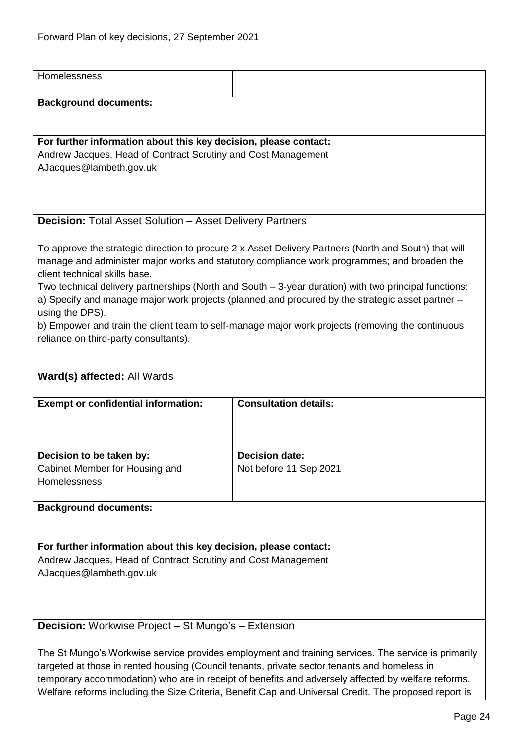| Homelessness | |
|---|---|

**Background documents:**

**For further information about this key decision, please contact:**
Andrew Jacques, Head of Contract Scrutiny and Cost Management
AJacques@lambeth.gov.uk

**Decision:** Total Asset Solution – Asset Delivery Partners

To approve the strategic direction to procure 2 x Asset Delivery Partners (North and South) that will manage and administer major works and statutory compliance work programmes; and broaden the client technical skills base.
Two technical delivery partnerships (North and South – 3-year duration) with two principal functions:
a) Specify and manage major work projects (planned and procured by the strategic asset partner – using the DPS).
b) Empower and train the client team to self-manage major work projects (removing the continuous reliance on third-party consultants).

**Ward(s) affected:** All Wards

| **Exempt or confidential information:** | **Consultation details:** |
|---|---|
| | |
| **Decision to be taken by:**<br>Cabinet Member for Housing and Homelessness | **Decision date:**<br>Not before 11 Sep 2021 |

**Background documents:**

**For further information about this key decision, please contact:**
Andrew Jacques, Head of Contract Scrutiny and Cost Management
AJacques@lambeth.gov.uk

**Decision:** Workwise Project – St Mungo's – Extension

The St Mungo's Workwise service provides employment and training services. The service is primarily targeted at those in rented housing (Council tenants, private sector tenants and homeless in temporary accommodation) who are in receipt of benefits and adversely affected by welfare reforms. Welfare reforms including the Size Criteria, Benefit Cap and Universal Credit. The proposed report is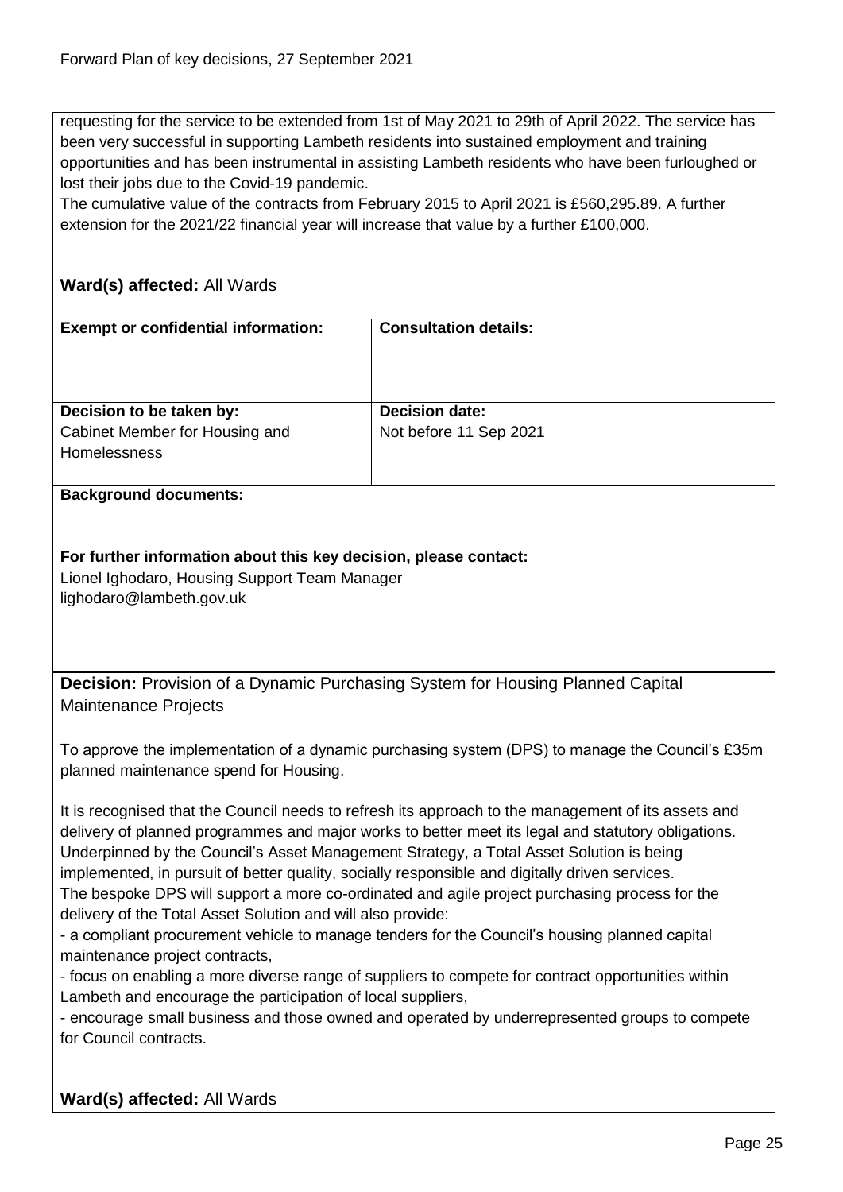requesting for the service to be extended from 1st of May 2021 to 29th of April 2022. The service has been very successful in supporting Lambeth residents into sustained employment and training opportunities and has been instrumental in assisting Lambeth residents who have been furloughed or lost their jobs due to the Covid-19 pandemic.
The cumulative value of the contracts from February 2015 to April 2021 is £560,295.89. A further extension for the 2021/22 financial year will increase that value by a further £100,000.

**Ward(s) affected:** All Wards

| **Exempt or confidential information:** | **Consultation details:** |
|---|---|
| **Decision to be taken by:** Cabinet Member for Housing and Homelessness | **Decision date:** Not before 11 Sep 2021 |

**Background documents:**

**For further information about this key decision, please contact:**
Lionel Ighodaro, Housing Support Team Manager
lighodaro@lambeth.gov.uk

**Decision:** Provision of a Dynamic Purchasing System for Housing Planned Capital Maintenance Projects

To approve the implementation of a dynamic purchasing system (DPS) to manage the Council's £35m planned maintenance spend for Housing.

It is recognised that the Council needs to refresh its approach to the management of its assets and delivery of planned programmes and major works to better meet its legal and statutory obligations. Underpinned by the Council's Asset Management Strategy, a Total Asset Solution is being implemented, in pursuit of better quality, socially responsible and digitally driven services.
The bespoke DPS will support a more co-ordinated and agile project purchasing process for the delivery of the Total Asset Solution and will also provide:
- a compliant procurement vehicle to manage tenders for the Council's housing planned capital maintenance project contracts,
- focus on enabling a more diverse range of suppliers to compete for contract opportunities within Lambeth and encourage the participation of local suppliers,
- encourage small business and those owned and operated by underrepresented groups to compete for Council contracts.

**Ward(s) affected:** All Wards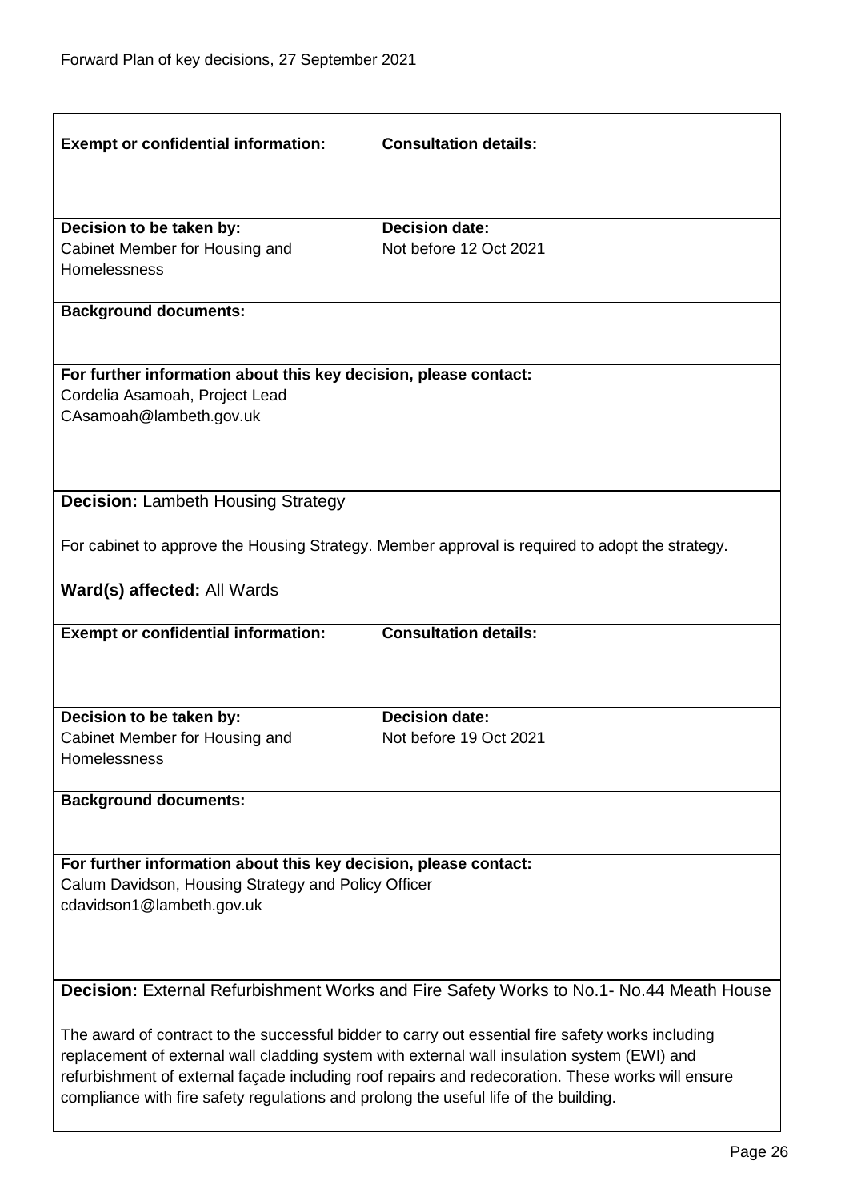| **Exempt or confidential information:** | **Consultation details:** |
| --- | --- |
| **Decision to be taken by:** Cabinet Member for Housing and Homelessness | **Decision date:** Not before 12 Oct 2021 |

**Background documents:**

**For further information about this key decision, please contact:**
Cordelia Asamoah, Project Lead
CAsamoah@lambeth.gov.uk

**Decision:** Lambeth Housing Strategy

For cabinet to approve the Housing Strategy. Member approval is required to adopt the strategy.

**Ward(s) affected:** All Wards

| **Exempt or confidential information:** | **Consultation details:** |
| --- | --- |
| **Decision to be taken by:** Cabinet Member for Housing and Homelessness | **Decision date:** Not before 19 Oct 2021 |

**Background documents:**

**For further information about this key decision, please contact:**
Calum Davidson, Housing Strategy and Policy Officer
cdavidson1@lambeth.gov.uk

**Decision:** External Refurbishment Works and Fire Safety Works to No.1- No.44 Meath House

The award of contract to the successful bidder to carry out essential fire safety works including replacement of external wall cladding system with external wall insulation system (EWI) and refurbishment of external façade including roof repairs and redecoration. These works will ensure compliance with fire safety regulations and prolong the useful life of the building.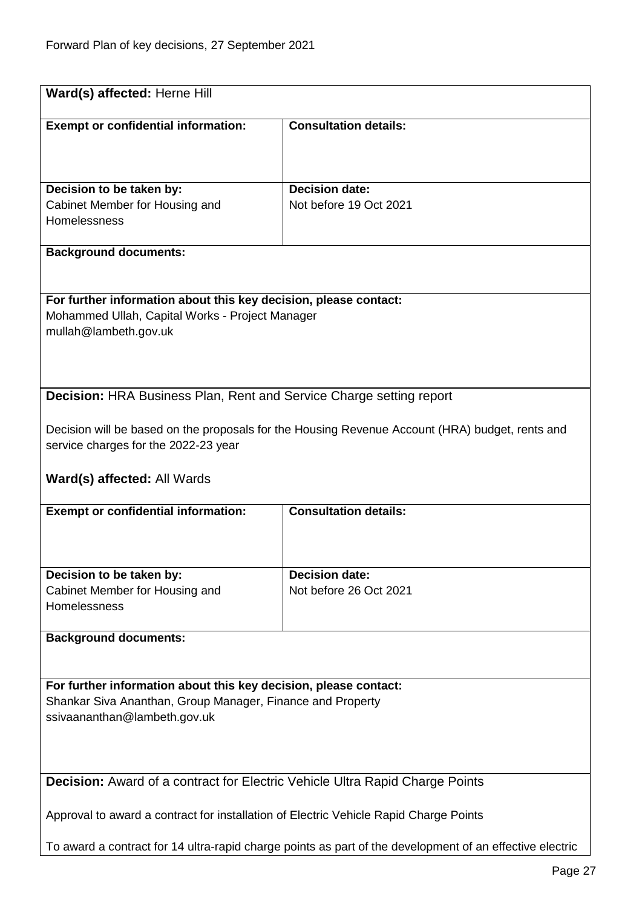**Ward(s) affected:** Herne Hill

| **Exempt or confidential information:** | **Consultation details:** |
| --- | --- |
| **Decision to be taken by:** Cabinet Member for Housing and Homelessness | **Decision date:** Not before 19 Oct 2021 |

**Background documents:**

**For further information about this key decision, please contact:**
Mohammed Ullah, Capital Works - Project Manager
mullah@lambeth.gov.uk

**Decision:** HRA Business Plan, Rent and Service Charge setting report

Decision will be based on the proposals for the Housing Revenue Account (HRA) budget, rents and service charges for the 2022-23 year

**Ward(s) affected:** All Wards

| **Exempt or confidential information:** | **Consultation details:** |
| --- | --- |
| **Decision to be taken by:** Cabinet Member for Housing and Homelessness | **Decision date:** Not before 26 Oct 2021 |

**Background documents:**

**For further information about this key decision, please contact:**
Shankar Siva Ananthan, Group Manager, Finance and Property
ssivaananthan@lambeth.gov.uk

**Decision:** Award of a contract for Electric Vehicle Ultra Rapid Charge Points

Approval to award a contract for installation of Electric Vehicle Rapid Charge Points

To award a contract for 14 ultra-rapid charge points as part of the development of an effective electric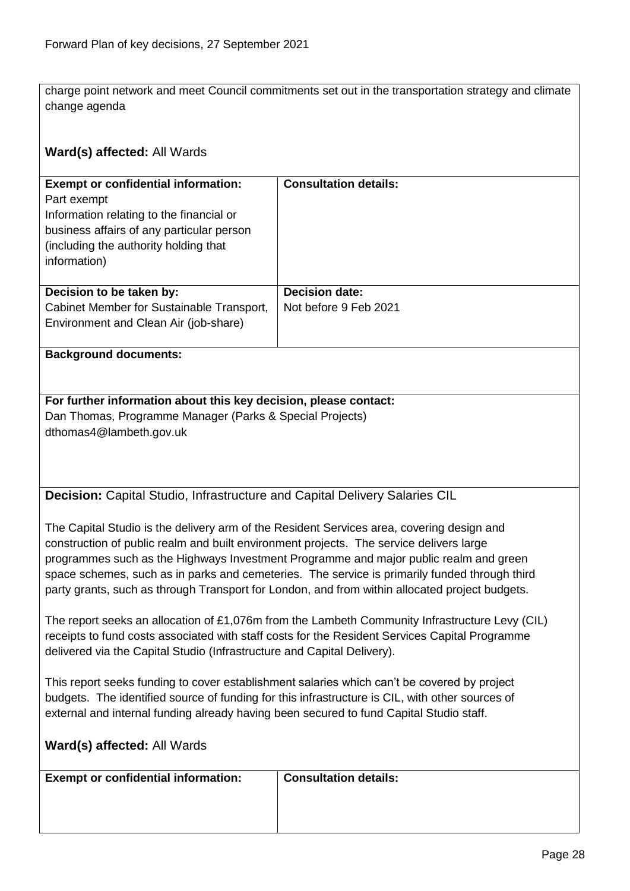charge point network and meet Council commitments set out in the transportation strategy and climate change agenda

**Ward(s) affected:** All Wards

| **Exempt or confidential information:** | **Consultation details:** |
| --- | --- |
| Part exempt<br>Information relating to the financial or business affairs of any particular person (including the authority holding that information) | |
| **Decision to be taken by:**<br>Cabinet Member for Sustainable Transport, Environment and Clean Air (job-share) | **Decision date:**<br>Not before 9 Feb 2021 |

**Background documents:**

**For further information about this key decision, please contact:**
Dan Thomas, Programme Manager (Parks & Special Projects)
dthomas4@lambeth.gov.uk

**Decision:** Capital Studio, Infrastructure and Capital Delivery Salaries CIL

The Capital Studio is the delivery arm of the Resident Services area, covering design and construction of public realm and built environment projects. The service delivers large programmes such as the Highways Investment Programme and major public realm and green space schemes, such as in parks and cemeteries. The service is primarily funded through third party grants, such as through Transport for London, and from within allocated project budgets.

The report seeks an allocation of £1,076m from the Lambeth Community Infrastructure Levy (CIL) receipts to fund costs associated with staff costs for the Resident Services Capital Programme delivered via the Capital Studio (Infrastructure and Capital Delivery).

This report seeks funding to cover establishment salaries which can't be covered by project budgets. The identified source of funding for this infrastructure is CIL, with other sources of external and internal funding already having been secured to fund Capital Studio staff.

**Ward(s) affected:** All Wards

| **Exempt or confidential information:** | **Consultation details:** |
| --- | --- |
| | |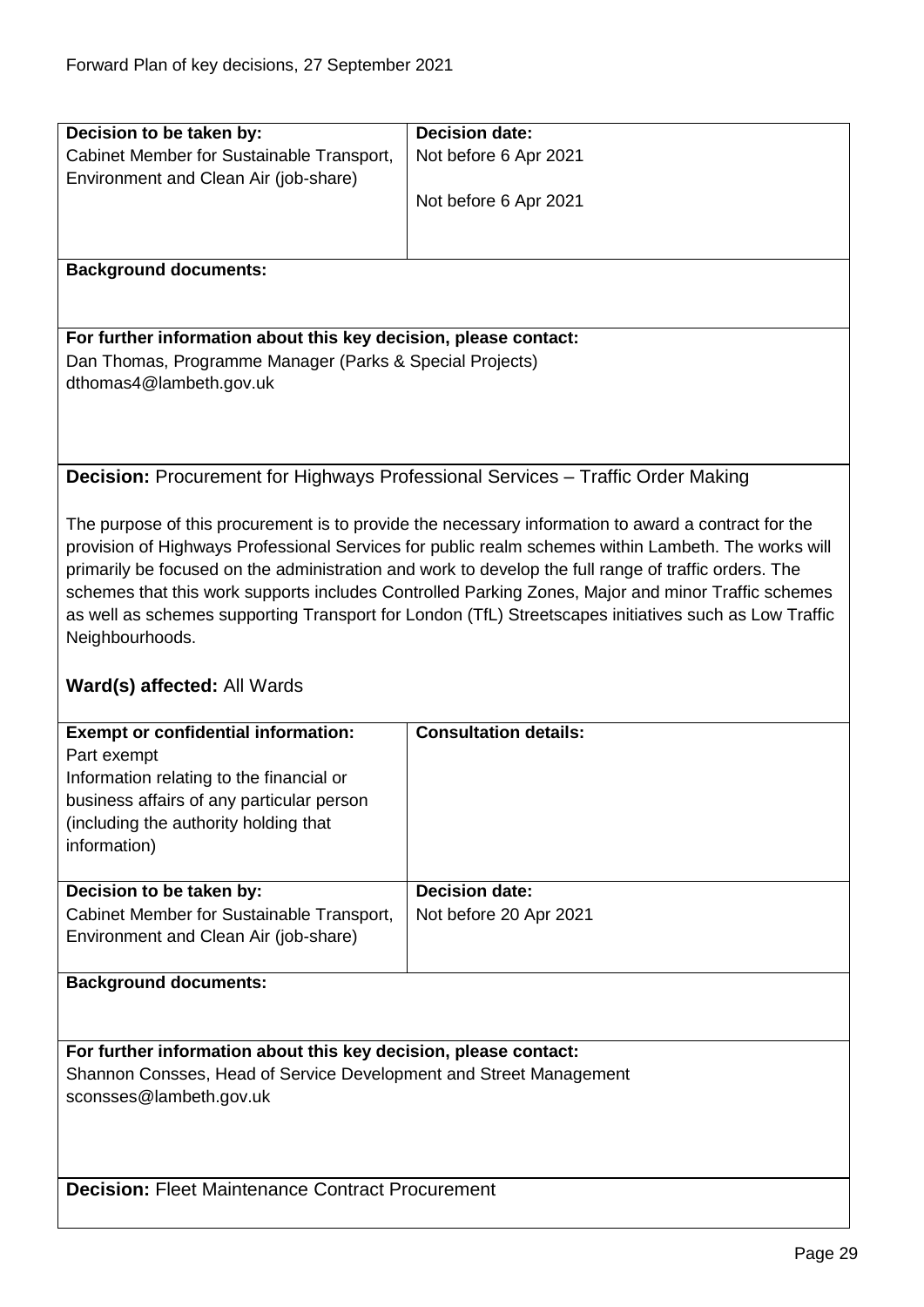| **Decision to be taken by:** | **Decision date:** |
| --- | --- |
| Cabinet Member for Sustainable Transport, Environment and Clean Air (job-share) | Not before 6 Apr 2021<br><br>Not before 6 Apr 2021 |

**Background documents:**

**For further information about this key decision, please contact:**
Dan Thomas, Programme Manager (Parks & Special Projects)
dthomas4@lambeth.gov.uk

**Decision:** Procurement for Highways Professional Services – Traffic Order Making

The purpose of this procurement is to provide the necessary information to award a contract for the provision of Highways Professional Services for public realm schemes within Lambeth. The works will primarily be focused on the administration and work to develop the full range of traffic orders. The schemes that this work supports includes Controlled Parking Zones, Major and minor Traffic schemes as well as schemes supporting Transport for London (TfL) Streetscapes initiatives such as Low Traffic Neighbourhoods.

**Ward(s) affected:** All Wards

| **Exempt or confidential information:** | **Consultation details:** |
| --- | --- |
| Part exempt<br>Information relating to the financial or business affairs of any particular person (including the authority holding that information) | |
| **Decision to be taken by:** | **Decision date:** |
| Cabinet Member for Sustainable Transport, Environment and Clean Air (job-share) | Not before 20 Apr 2021 |

**Background documents:**

**For further information about this key decision, please contact:**
Shannon Consses, Head of Service Development and Street Management
sconsses@lambeth.gov.uk

**Decision:** Fleet Maintenance Contract Procurement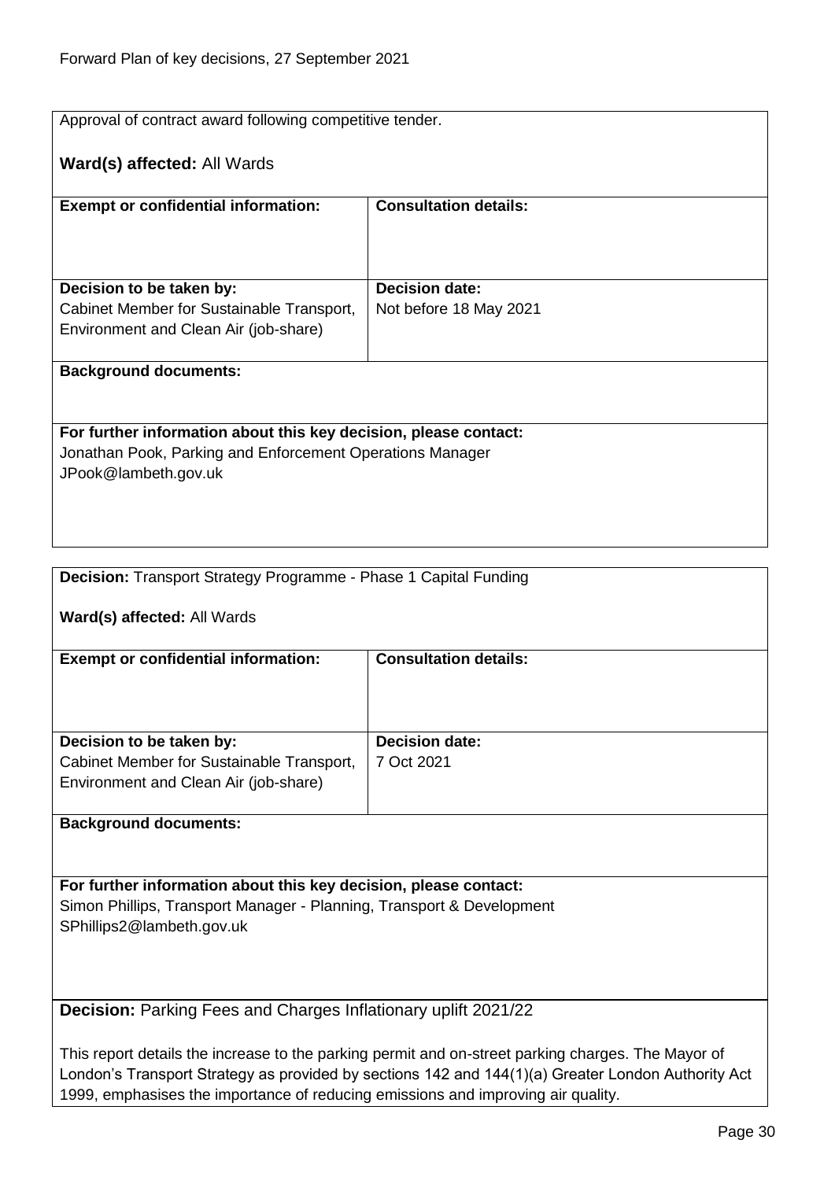Approval of contract award following competitive tender.

**Ward(s) affected:** All Wards

| **Exempt or confidential information:** | **Consultation details:** |
|---|---|
| | |
| **Decision to be taken by:** Cabinet Member for Sustainable Transport, Environment and Clean Air (job-share) | **Decision date:** Not before 18 May 2021 |

**Background documents:**

**For further information about this key decision, please contact:**
Jonathan Pook, Parking and Enforcement Operations Manager
JPook@lambeth.gov.uk

---

**Decision:** Transport Strategy Programme - Phase 1 Capital Funding

**Ward(s) affected:** All Wards

| **Exempt or confidential information:** | **Consultation details:** |
|---|---|
| | |
| **Decision to be taken by:** Cabinet Member for Sustainable Transport, Environment and Clean Air (job-share) | **Decision date:** 7 Oct 2021 |

**Background documents:**

**For further information about this key decision, please contact:**
Simon Phillips, Transport Manager - Planning, Transport & Development
SPhillips2@lambeth.gov.uk

---

**Decision:** Parking Fees and Charges Inflationary uplift 2021/22

This report details the increase to the parking permit and on-street parking charges. The Mayor of London's Transport Strategy as provided by sections 142 and 144(1)(a) Greater London Authority Act 1999, emphasises the importance of reducing emissions and improving air quality.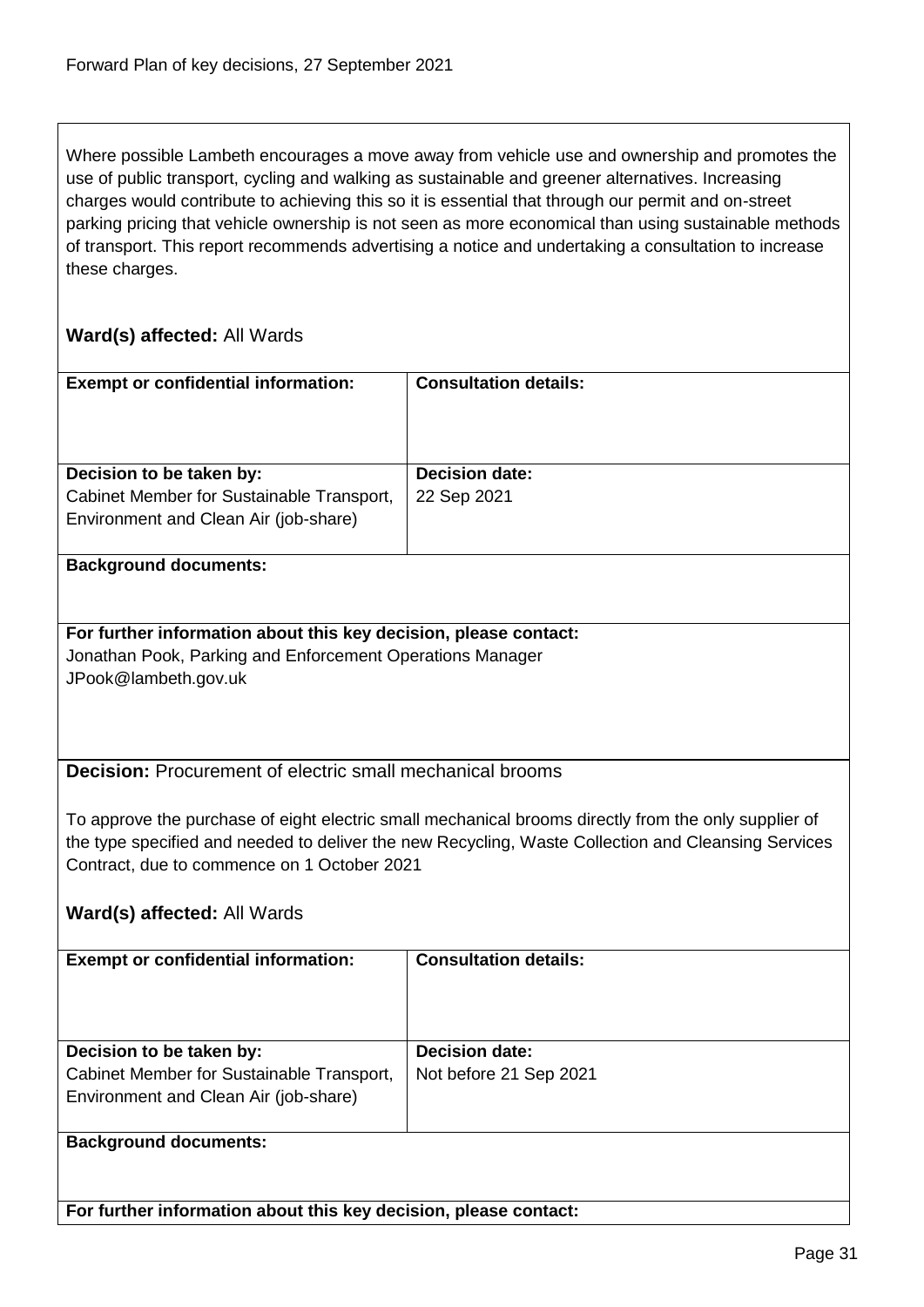Where possible Lambeth encourages a move away from vehicle use and ownership and promotes the use of public transport, cycling and walking as sustainable and greener alternatives. Increasing charges would contribute to achieving this so it is essential that through our permit and on-street parking pricing that vehicle ownership is not seen as more economical than using sustainable methods of transport. This report recommends advertising a notice and undertaking a consultation to increase these charges.

**Ward(s) affected:** All Wards

| **Exempt or confidential information:** | **Consultation details:** |
|---|---|
| **Decision to be taken by:** Cabinet Member for Sustainable Transport, Environment and Clean Air (job-share) | **Decision date:** 22 Sep 2021 |

**Background documents:**

**For further information about this key decision, please contact:**
Jonathan Pook, Parking and Enforcement Operations Manager
JPook@lambeth.gov.uk

**Decision:** Procurement of electric small mechanical brooms

To approve the purchase of eight electric small mechanical brooms directly from the only supplier of the type specified and needed to deliver the new Recycling, Waste Collection and Cleansing Services Contract, due to commence on 1 October 2021

**Ward(s) affected:** All Wards

| **Exempt or confidential information:** | **Consultation details:** |
|---|---|
| **Decision to be taken by:** Cabinet Member for Sustainable Transport, Environment and Clean Air (job-share) | **Decision date:** Not before 21 Sep 2021 |

**Background documents:**

**For further information about this key decision, please contact:**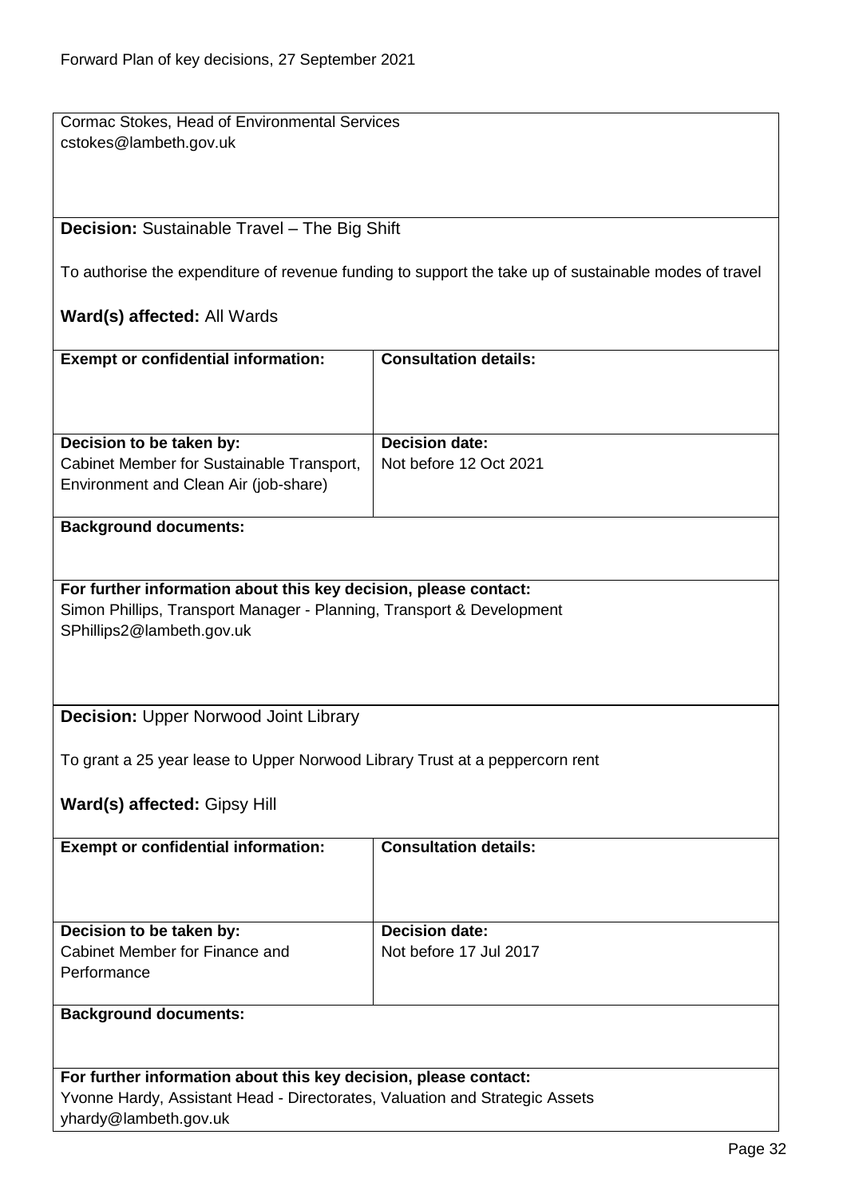Cormac Stokes, Head of Environmental Services
cstokes@lambeth.gov.uk

**Decision:** Sustainable Travel – The Big Shift

To authorise the expenditure of revenue funding to support the take up of sustainable modes of travel

**Ward(s) affected:** All Wards

| **Exempt or confidential information:** | **Consultation details:** |
| --- | --- |
| | |
| **Decision to be taken by:** Cabinet Member for Sustainable Transport, Environment and Clean Air (job-share) | **Decision date:** Not before 12 Oct 2021 |

**Background documents:**

**For further information about this key decision, please contact:**
Simon Phillips, Transport Manager - Planning, Transport & Development
SPhillips2@lambeth.gov.uk

**Decision:** Upper Norwood Joint Library

To grant a 25 year lease to Upper Norwood Library Trust at a peppercorn rent

**Ward(s) affected:** Gipsy Hill

| **Exempt or confidential information:** | **Consultation details:** |
| --- | --- |
| | |
| **Decision to be taken by:** Cabinet Member for Finance and Performance | **Decision date:** Not before 17 Jul 2017 |

**Background documents:**

**For further information about this key decision, please contact:**
Yvonne Hardy, Assistant Head - Directorates, Valuation and Strategic Assets
yhardy@lambeth.gov.uk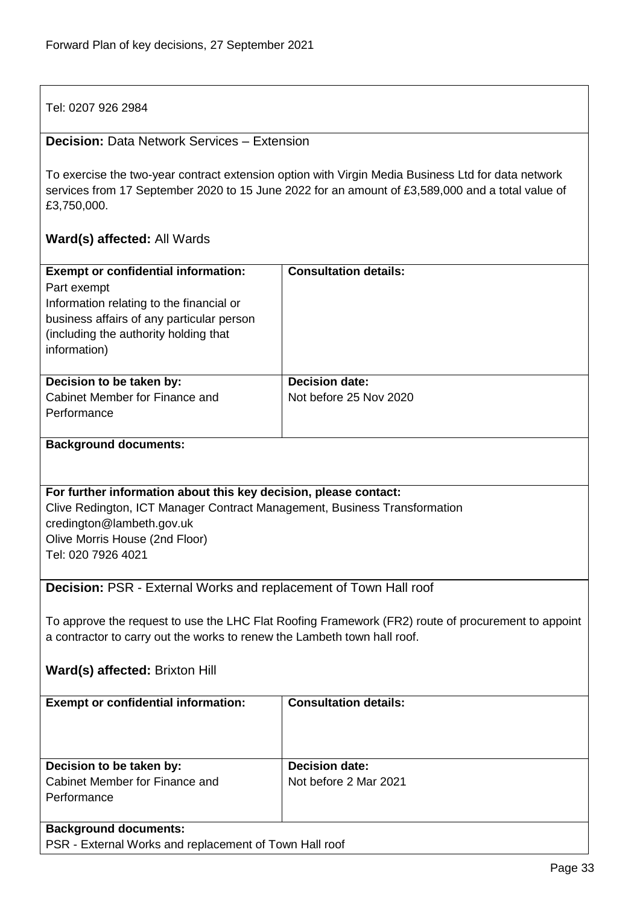Tel: 0207 926 2984

**Decision:** Data Network Services – Extension

To exercise the two-year contract extension option with Virgin Media Business Ltd for data network services from 17 September 2020 to 15 June 2022 for an amount of £3,589,000 and a total value of £3,750,000.

**Ward(s) affected:** All Wards

| **Exempt or confidential information:** | **Consultation details:** |
| --- | --- |
| Part exempt<br>Information relating to the financial or business affairs of any particular person (including the authority holding that information) | |
| **Decision to be taken by:**<br>Cabinet Member for Finance and Performance | **Decision date:**<br>Not before 25 Nov 2020 |

**Background documents:**

**For further information about this key decision, please contact:**
Clive Redington, ICT Manager Contract Management, Business Transformation
credington@lambeth.gov.uk
Olive Morris House (2nd Floor)
Tel: 020 7926 4021

**Decision:** PSR - External Works and replacement of Town Hall roof

To approve the request to use the LHC Flat Roofing Framework (FR2) route of procurement to appoint a contractor to carry out the works to renew the Lambeth town hall roof.

**Ward(s) affected:** Brixton Hill

| **Exempt or confidential information:** | **Consultation details:** |
| --- | --- |
| | |
| **Decision to be taken by:**<br>Cabinet Member for Finance and Performance | **Decision date:**<br>Not before 2 Mar 2021 |

**Background documents:**
PSR - External Works and replacement of Town Hall roof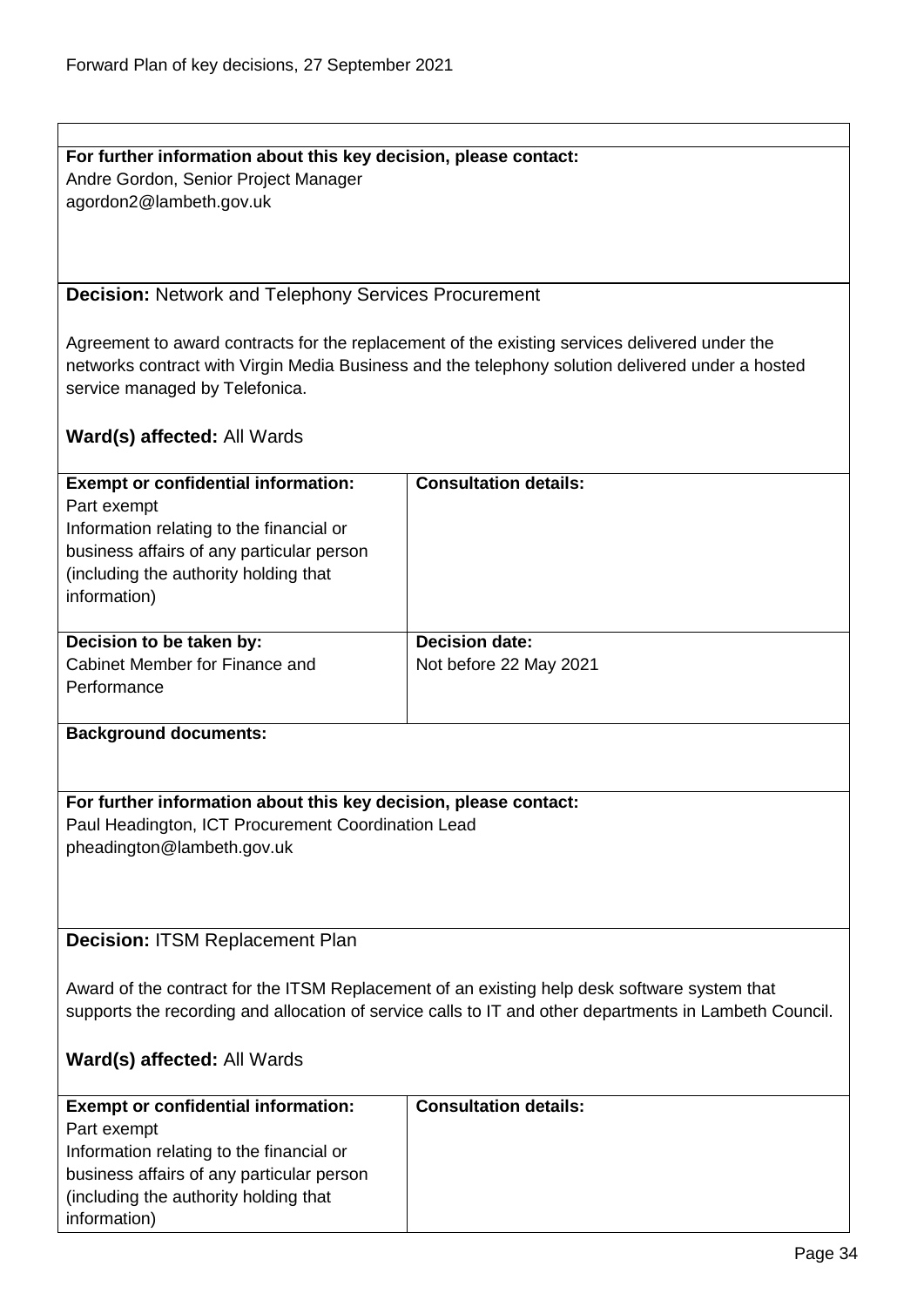**For further information about this key decision, please contact:**
Andre Gordon, Senior Project Manager
agordon2@lambeth.gov.uk

**Decision:** Network and Telephony Services Procurement

Agreement to award contracts for the replacement of the existing services delivered under the networks contract with Virgin Media Business and the telephony solution delivered under a hosted service managed by Telefonica.

**Ward(s) affected:** All Wards

| **Exempt or confidential information:** | **Consultation details:** |
|---|---|
| Part exempt<br>Information relating to the financial or business affairs of any particular person (including the authority holding that information) | |
| **Decision to be taken by:**<br>Cabinet Member for Finance and Performance | **Decision date:**<br>Not before 22 May 2021 |

**Background documents:**

**For further information about this key decision, please contact:**
Paul Headington, ICT Procurement Coordination Lead
pheadington@lambeth.gov.uk

**Decision:** ITSM Replacement Plan

Award of the contract for the ITSM Replacement of an existing help desk software system that supports the recording and allocation of service calls to IT and other departments in Lambeth Council.

**Ward(s) affected:** All Wards

| **Exempt or confidential information:** | **Consultation details:** |
|---|---|
| Part exempt<br>Information relating to the financial or business affairs of any particular person (including the authority holding that information) | |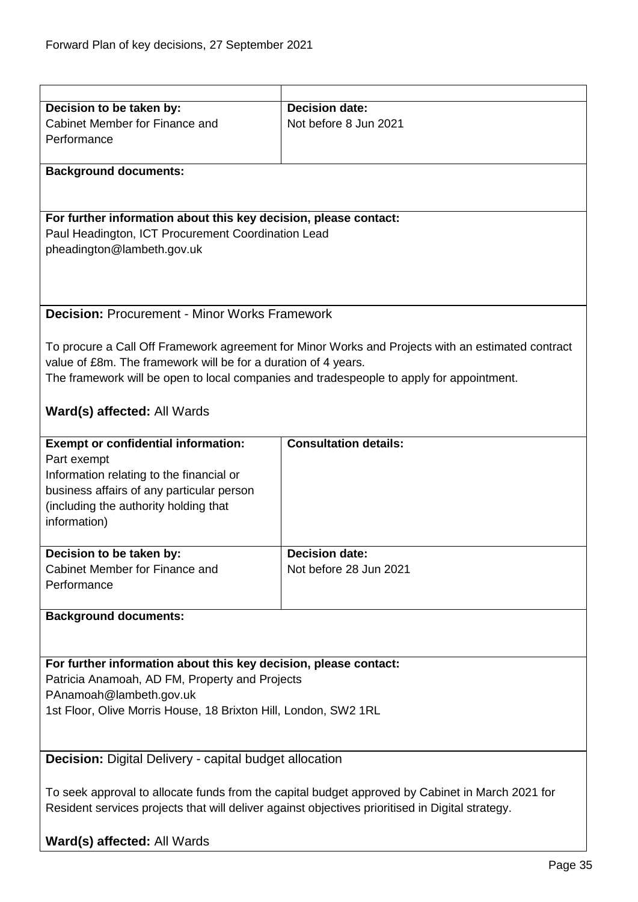| Decision to be taken by: | Decision date: |
| --- | --- |
| Cabinet Member for Finance and Performance | Not before 8 Jun 2021 |

**Background documents:**

**For further information about this key decision, please contact:**
Paul Headington, ICT Procurement Coordination Lead
pheadington@lambeth.gov.uk

**Decision:** Procurement - Minor Works Framework

To procure a Call Off Framework agreement for Minor Works and Projects with an estimated contract value of £8m. The framework will be for a duration of 4 years.
The framework will be open to local companies and tradespeople to apply for appointment.

**Ward(s) affected:** All Wards

| Exempt or confidential information: | Consultation details: |
| --- | --- |
| Part exempt<br>Information relating to the financial or business affairs of any particular person (including the authority holding that information) | |

| Decision to be taken by: | Decision date: |
| --- | --- |
| Cabinet Member for Finance and Performance | Not before 28 Jun 2021 |

**Background documents:**

**For further information about this key decision, please contact:**
Patricia Anamoah, AD FM, Property and Projects
PAnamoah@lambeth.gov.uk
1st Floor, Olive Morris House, 18 Brixton Hill, London, SW2 1RL

**Decision:** Digital Delivery - capital budget allocation

To seek approval to allocate funds from the capital budget approved by Cabinet in March 2021 for Resident services projects that will deliver against objectives prioritised in Digital strategy.

**Ward(s) affected:** All Wards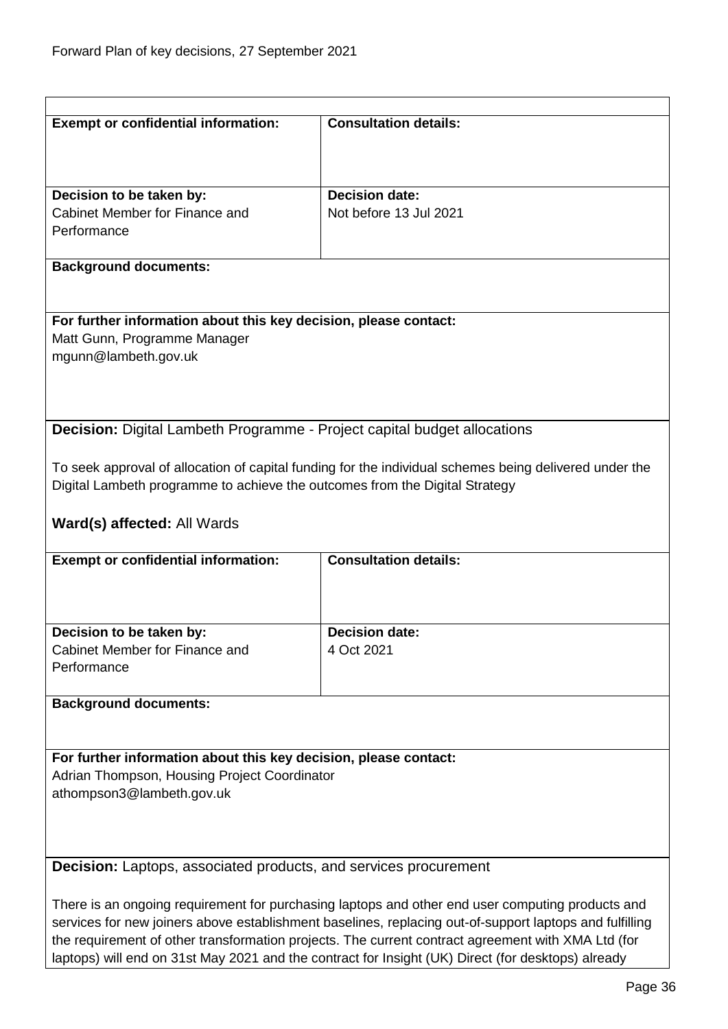| **Exempt or confidential information:** | **Consultation details:** |
|---|---|
| **Decision to be taken by:** Cabinet Member for Finance and Performance | **Decision date:** Not before 13 Jul 2021 |

**Background documents:**

**For further information about this key decision, please contact:**
Matt Gunn, Programme Manager
mgunn@lambeth.gov.uk

**Decision:** Digital Lambeth Programme - Project capital budget allocations

To seek approval of allocation of capital funding for the individual schemes being delivered under the Digital Lambeth programme to achieve the outcomes from the Digital Strategy

**Ward(s) affected:** All Wards

| **Exempt or confidential information:** | **Consultation details:** |
|---|---|
| **Decision to be taken by:** Cabinet Member for Finance and Performance | **Decision date:** 4 Oct 2021 |

**Background documents:**

**For further information about this key decision, please contact:**
Adrian Thompson, Housing Project Coordinator
athompson3@lambeth.gov.uk

**Decision:** Laptops, associated products, and services procurement

There is an ongoing requirement for purchasing laptops and other end user computing products and services for new joiners above establishment baselines, replacing out-of-support laptops and fulfilling the requirement of other transformation projects. The current contract agreement with XMA Ltd (for laptops) will end on 31st May 2021 and the contract for Insight (UK) Direct (for desktops) already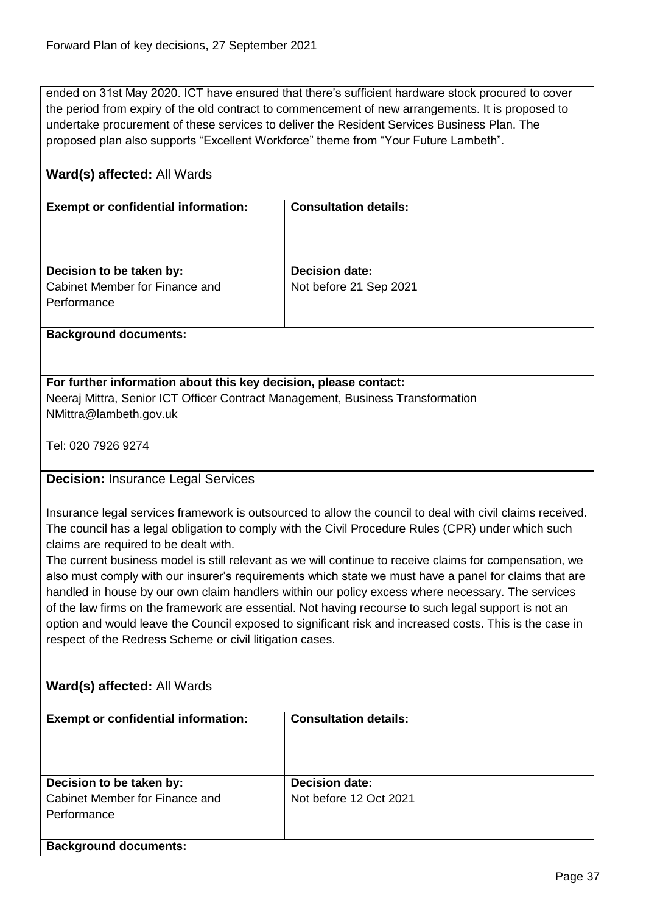ended on 31st May 2020. ICT have ensured that there's sufficient hardware stock procured to cover the period from expiry of the old contract to commencement of new arrangements. It is proposed to undertake procurement of these services to deliver the Resident Services Business Plan. The proposed plan also supports "Excellent Workforce" theme from "Your Future Lambeth".

**Ward(s) affected:** All Wards

| **Exempt or confidential information:** | **Consultation details:** |
|---|---|
| **Decision to be taken by:**<br>Cabinet Member for Finance and Performance | **Decision date:**<br>Not before 21 Sep 2021 |

**Background documents:**

**For further information about this key decision, please contact:**
Neeraj Mittra, Senior ICT Officer Contract Management, Business Transformation
NMittra@lambeth.gov.uk

Tel: 020 7926 9274

**Decision:** Insurance Legal Services

Insurance legal services framework is outsourced to allow the council to deal with civil claims received. The council has a legal obligation to comply with the Civil Procedure Rules (CPR) under which such claims are required to be dealt with.
The current business model is still relevant as we will continue to receive claims for compensation, we also must comply with our insurer's requirements which state we must have a panel for claims that are handled in house by our own claim handlers within our policy excess where necessary. The services of the law firms on the framework are essential. Not having recourse to such legal support is not an option and would leave the Council exposed to significant risk and increased costs. This is the case in respect of the Redress Scheme or civil litigation cases.

**Ward(s) affected:** All Wards

| **Exempt or confidential information:** | **Consultation details:** |
|---|---|
| **Decision to be taken by:**<br>Cabinet Member for Finance and Performance | **Decision date:**<br>Not before 12 Oct 2021 |

**Background documents:**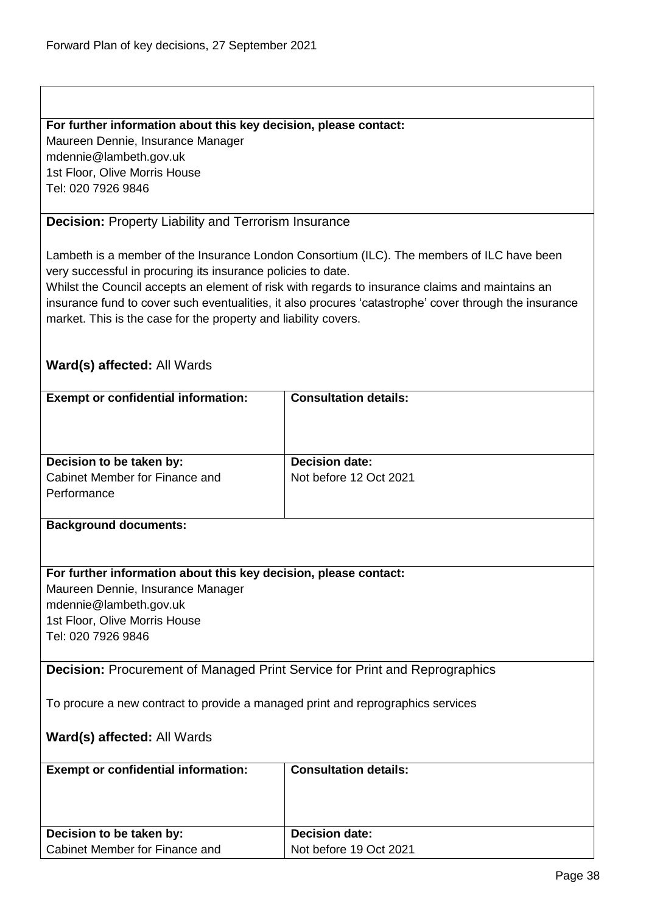**For further information about this key decision, please contact:**
Maureen Dennie, Insurance Manager
mdennie@lambeth.gov.uk
1st Floor, Olive Morris House
Tel: 020 7926 9846

**Decision:** Property Liability and Terrorism Insurance

Lambeth is a member of the Insurance London Consortium (ILC). The members of ILC have been very successful in procuring its insurance policies to date.
Whilst the Council accepts an element of risk with regards to insurance claims and maintains an insurance fund to cover such eventualities, it also procures 'catastrophe' cover through the insurance market. This is the case for the property and liability covers.

**Ward(s) affected:** All Wards

| **Exempt or confidential information:** | **Consultation details:** |
| --- | --- |
| **Decision to be taken by:** Cabinet Member for Finance and Performance | **Decision date:** Not before 12 Oct 2021 |

**Background documents:**

**For further information about this key decision, please contact:**
Maureen Dennie, Insurance Manager
mdennie@lambeth.gov.uk
1st Floor, Olive Morris House
Tel: 020 7926 9846

**Decision:** Procurement of Managed Print Service for Print and Reprographics

To procure a new contract to provide a managed print and reprographics services

**Ward(s) affected:** All Wards

| **Exempt or confidential information:** | **Consultation details:** |
| --- | --- |
| **Decision to be taken by:** Cabinet Member for Finance and | **Decision date:** Not before 19 Oct 2021 |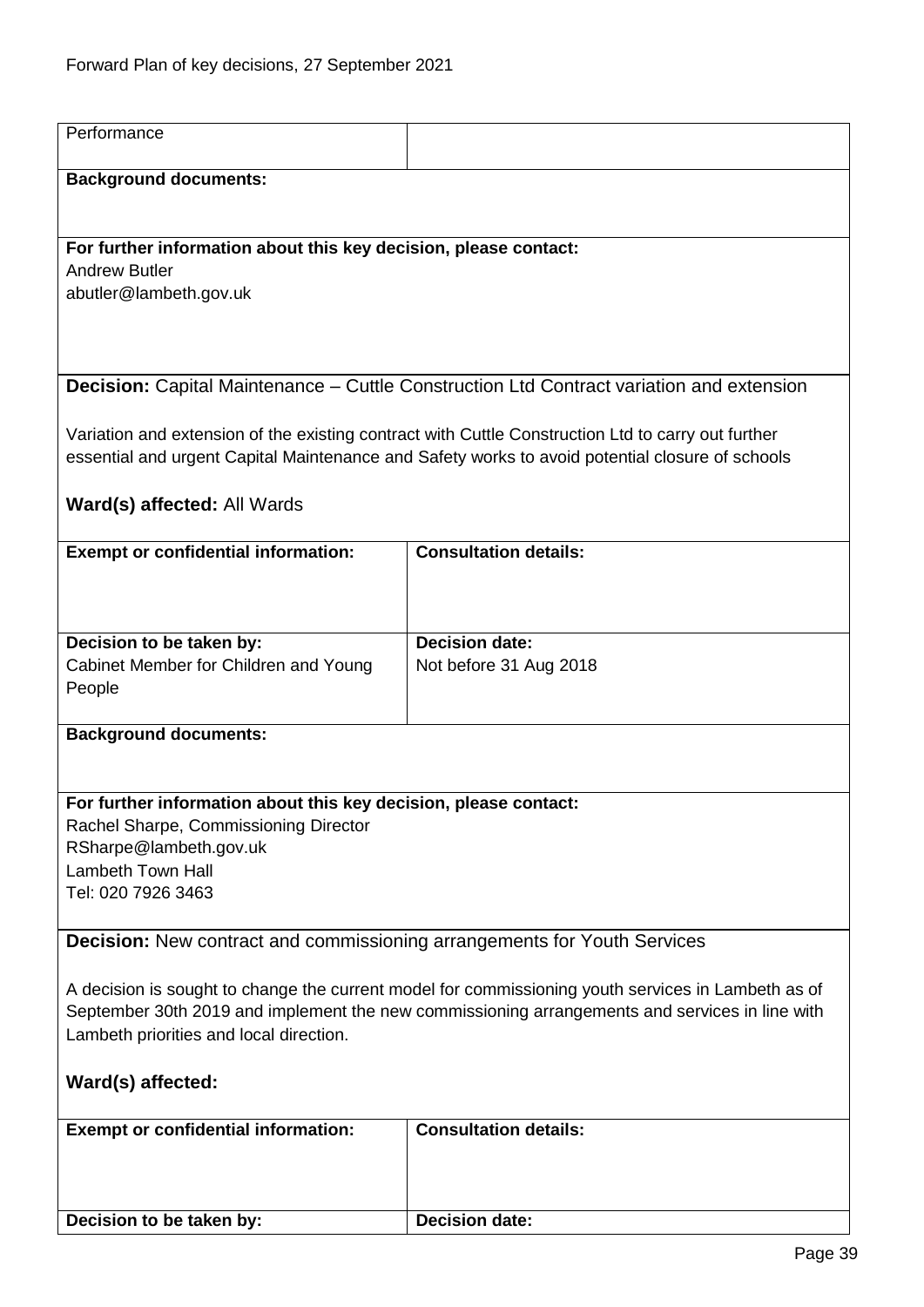| Performance | |
|---|---|

**Background documents:**

**For further information about this key decision, please contact:**
Andrew Butler
abutler@lambeth.gov.uk

**Decision:** Capital Maintenance – Cuttle Construction Ltd Contract variation and extension

Variation and extension of the existing contract with Cuttle Construction Ltd to carry out further essential and urgent Capital Maintenance and Safety works to avoid potential closure of schools

**Ward(s) affected:** All Wards

| **Exempt or confidential information:** | **Consultation details:** |
|---|---|
| **Decision to be taken by:**<br>Cabinet Member for Children and Young People | **Decision date:**<br>Not before 31 Aug 2018 |

**Background documents:**

**For further information about this key decision, please contact:**
Rachel Sharpe, Commissioning Director
RSharpe@lambeth.gov.uk
Lambeth Town Hall
Tel: 020 7926 3463

**Decision:** New contract and commissioning arrangements for Youth Services

A decision is sought to change the current model for commissioning youth services in Lambeth as of September 30th 2019 and implement the new commissioning arrangements and services in line with Lambeth priorities and local direction.

**Ward(s) affected:**

| **Exempt or confidential information:** | **Consultation details:** |
|---|---|
| **Decision to be taken by:** | **Decision date:** |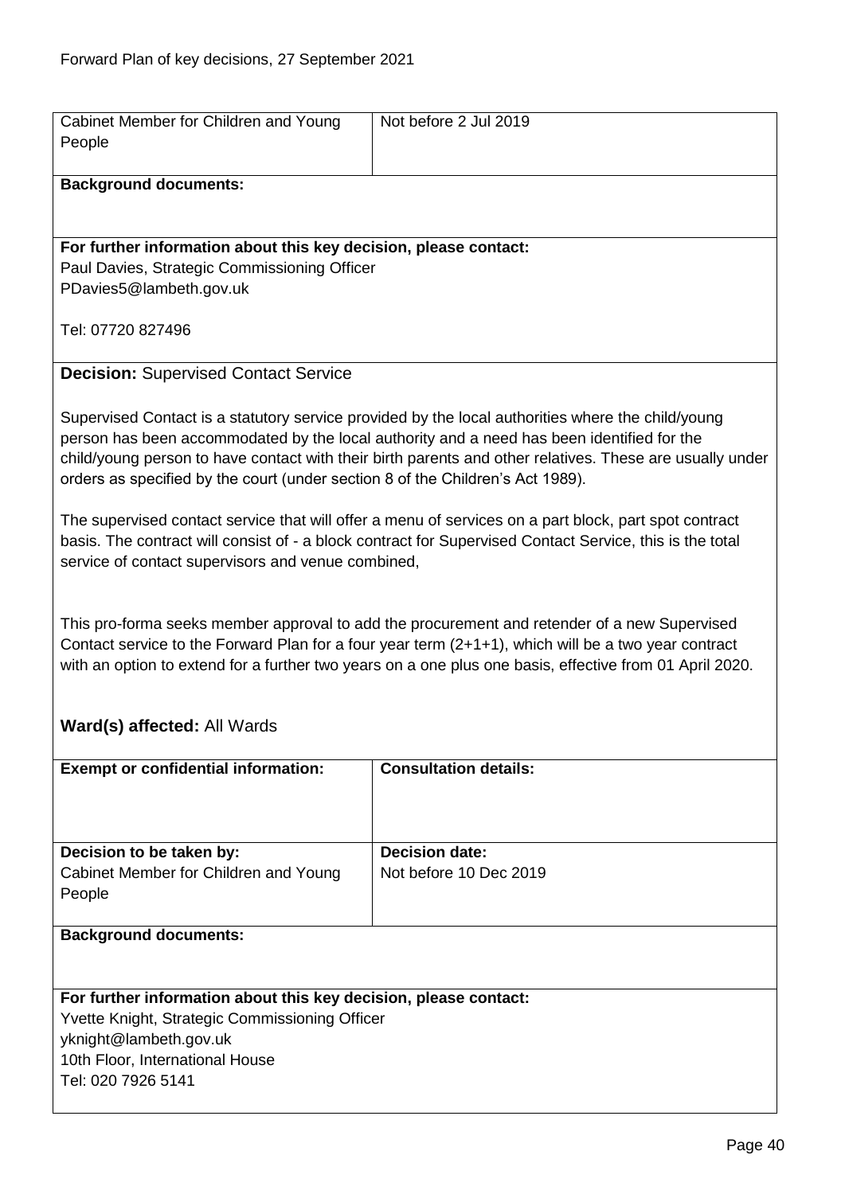| Cabinet Member for Children and Young People | Not before 2 Jul 2019 |
| --- | --- |

**Background documents:**

**For further information about this key decision, please contact:**
Paul Davies, Strategic Commissioning Officer
PDavies5@lambeth.gov.uk

Tel: 07720 827496

**Decision:** Supervised Contact Service

Supervised Contact is a statutory service provided by the local authorities where the child/young person has been accommodated by the local authority and a need has been identified for the child/young person to have contact with their birth parents and other relatives. These are usually under orders as specified by the court (under section 8 of the Children's Act 1989).

The supervised contact service that will offer a menu of services on a part block, part spot contract basis. The contract will consist of - a block contract for Supervised Contact Service, this is the total service of contact supervisors and venue combined,

This pro-forma seeks member approval to add the procurement and retender of a new Supervised Contact service to the Forward Plan for a four year term (2+1+1), which will be a two year contract with an option to extend for a further two years on a one plus one basis, effective from 01 April 2020.

**Ward(s) affected:** All Wards

| **Exempt or confidential information:** | **Consultation details:** |
| --- | --- |
| **Decision to be taken by:** Cabinet Member for Children and Young People | **Decision date:** Not before 10 Dec 2019 |

**Background documents:**

**For further information about this key decision, please contact:**
Yvette Knight, Strategic Commissioning Officer
yknight@lambeth.gov.uk
10th Floor, International House
Tel: 020 7926 5141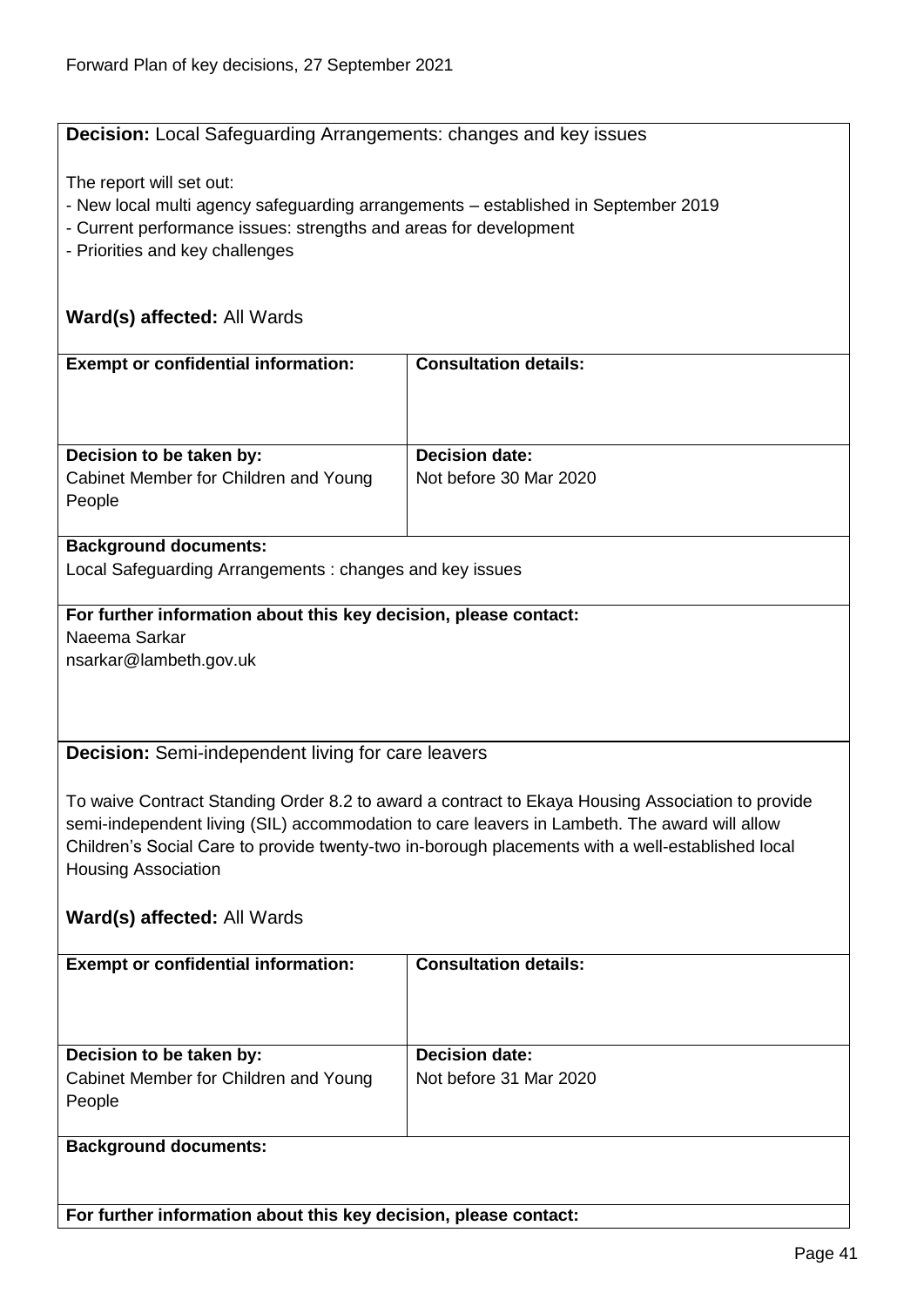**Decision:** Local Safeguarding Arrangements: changes and key issues

The report will set out:

- New local multi agency safeguarding arrangements – established in September 2019
- Current performance issues: strengths and areas for development
- Priorities and key challenges

**Ward(s) affected:** All Wards

| **Exempt or confidential information:** | **Consultation details:** |
| --- | --- |
| | |
| **Decision to be taken by:**<br>Cabinet Member for Children and Young People | **Decision date:**<br>Not before 30 Mar 2020 |

**Background documents:**

Local Safeguarding Arrangements : changes and key issues

**For further information about this key decision, please contact:**

Naeema Sarkar
nsarkar@lambeth.gov.uk

**Decision:** Semi-independent living for care leavers

To waive Contract Standing Order 8.2 to award a contract to Ekaya Housing Association to provide semi-independent living (SIL) accommodation to care leavers in Lambeth. The award will allow Children's Social Care to provide twenty-two in-borough placements with a well-established local Housing Association

**Ward(s) affected:** All Wards

| **Exempt or confidential information:** | **Consultation details:** |
| --- | --- |
| | |
| **Decision to be taken by:**<br>Cabinet Member for Children and Young People | **Decision date:**<br>Not before 31 Mar 2020 |

**Background documents:**

**For further information about this key decision, please contact:**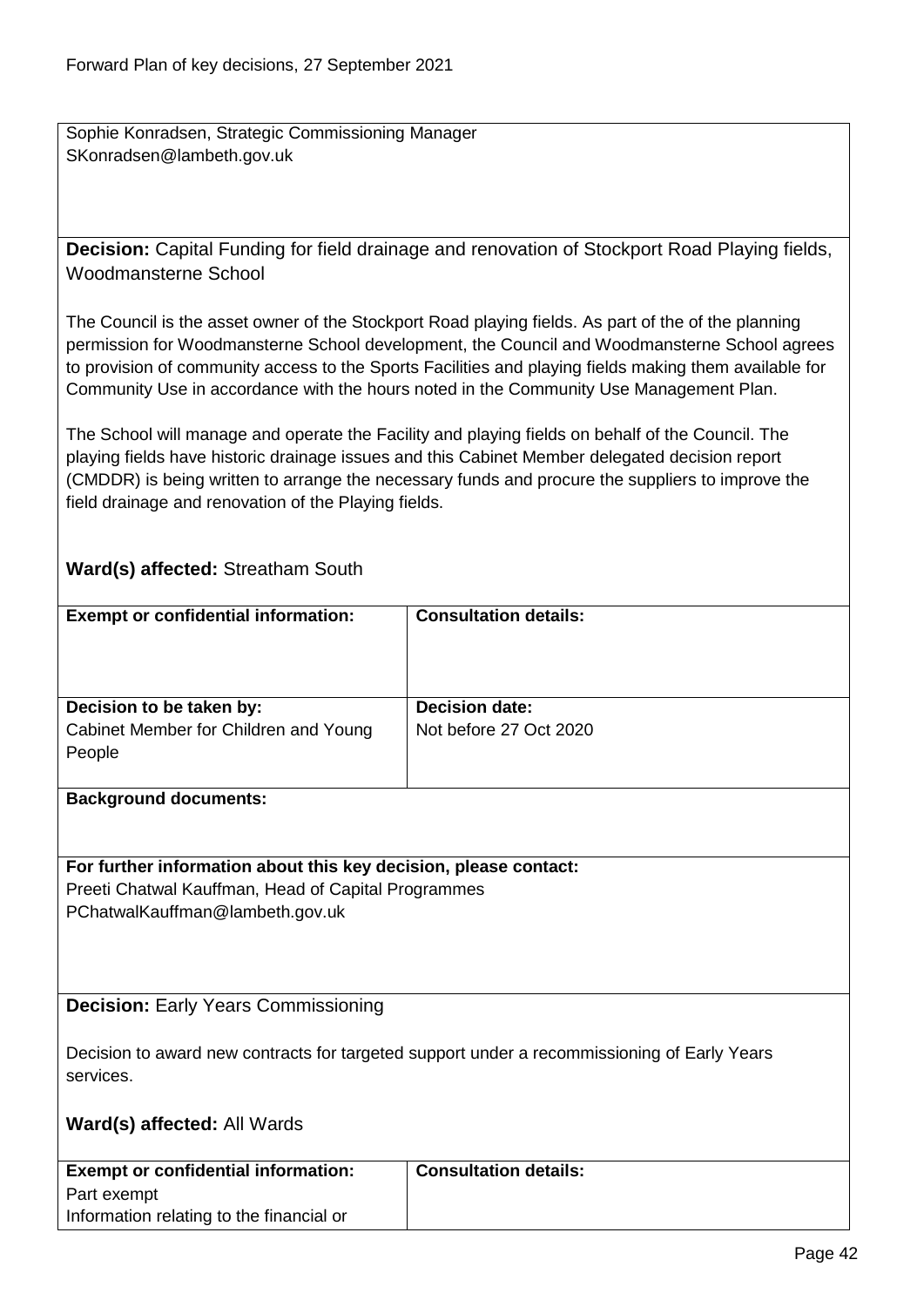Sophie Konradsen, Strategic Commissioning Manager
SKonradsen@lambeth.gov.uk

**Decision:** Capital Funding for field drainage and renovation of Stockport Road Playing fields, Woodmansterne School

The Council is the asset owner of the Stockport Road playing fields. As part of the of the planning permission for Woodmansterne School development, the Council and Woodmansterne School agrees to provision of community access to the Sports Facilities and playing fields making them available for Community Use in accordance with the hours noted in the Community Use Management Plan.

The School will manage and operate the Facility and playing fields on behalf of the Council. The playing fields have historic drainage issues and this Cabinet Member delegated decision report (CMDDR) is being written to arrange the necessary funds and procure the suppliers to improve the field drainage and renovation of the Playing fields.

**Ward(s) affected:** Streatham South

| **Exempt or confidential information:** | **Consultation details:** |
|---|---|
| **Decision to be taken by:**<br>Cabinet Member for Children and Young People | **Decision date:**<br>Not before 27 Oct 2020 |

**Background documents:**

**For further information about this key decision, please contact:**
Preeti Chatwal Kauffman, Head of Capital Programmes
PChatwalKauffman@lambeth.gov.uk

**Decision:** Early Years Commissioning

Decision to award new contracts for targeted support under a recommissioning of Early Years services.

**Ward(s) affected:** All Wards

| **Exempt or confidential information:**<br>Part exempt<br>Information relating to the financial or | **Consultation details:** |
|---|---|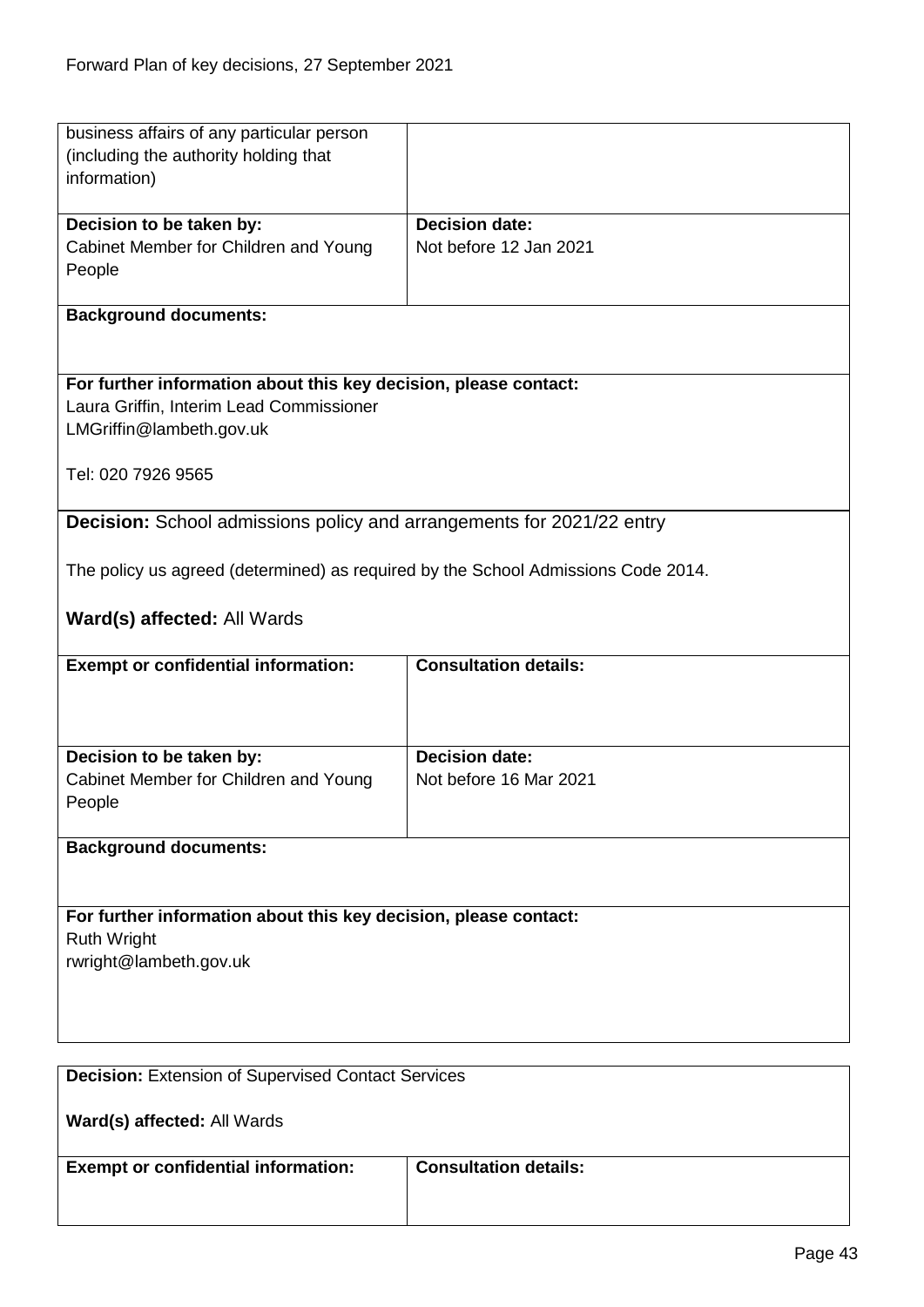| business affairs of any particular person (including the authority holding that information) | |
|---|---|
| **Decision to be taken by:**<br>Cabinet Member for Children and Young People | **Decision date:**<br>Not before 12 Jan 2021 |

**Background documents:**

**For further information about this key decision, please contact:**
Laura Griffin, Interim Lead Commissioner
LMGriffin@lambeth.gov.uk

Tel: 020 7926 9565

**Decision:** School admissions policy and arrangements for 2021/22 entry

The policy us agreed (determined) as required by the School Admissions Code 2014.

**Ward(s) affected:** All Wards

| **Exempt or confidential information:** | **Consultation details:** |
|---|---|
| **Decision to be taken by:**<br>Cabinet Member for Children and Young People | **Decision date:**<br>Not before 16 Mar 2021 |

**Background documents:**

**For further information about this key decision, please contact:**
Ruth Wright
rwright@lambeth.gov.uk

**Decision:** Extension of Supervised Contact Services

**Ward(s) affected:** All Wards

| **Exempt or confidential information:** | **Consultation details:** |
|---|---|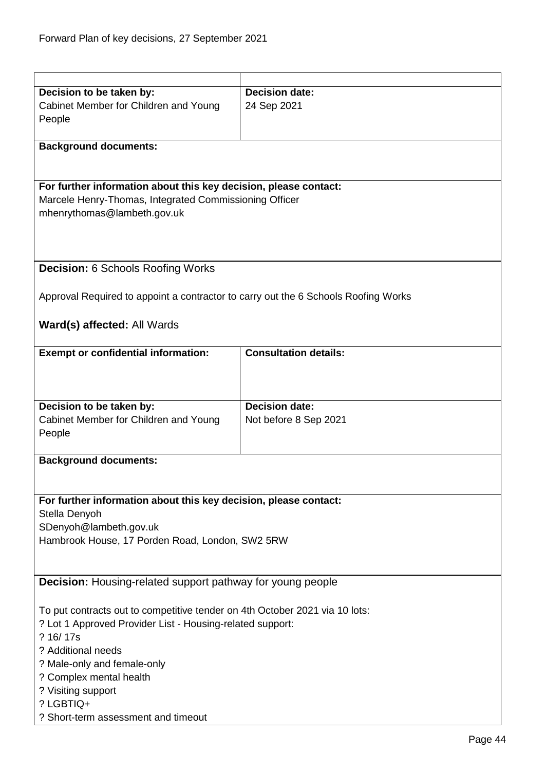| | |
|---|---|
| **Decision to be taken by:**<br>Cabinet Member for Children and Young People | **Decision date:**<br>24 Sep 2021 |
| **Background documents:** | |
| **For further information about this key decision, please contact:**<br>Marcele Henry-Thomas, Integrated Commissioning Officer<br>mhenrythomas@lambeth.gov.uk | |

**Decision:** 6 Schools Roofing Works

Approval Required to appoint a contractor to carry out the 6 Schools Roofing Works

**Ward(s) affected:** All Wards

| | |
|---|---|
| **Exempt or confidential information:** | **Consultation details:** |
| **Decision to be taken by:**<br>Cabinet Member for Children and Young People | **Decision date:**<br>Not before 8 Sep 2021 |
| **Background documents:** | |
| **For further information about this key decision, please contact:**<br>Stella Denyoh<br>SDenyoh@lambeth.gov.uk<br>Hambrook House, 17 Porden Road, London, SW2 5RW | |

**Decision:** Housing-related support pathway for young people

To put contracts out to competitive tender on 4th October 2021 via 10 lots:
? Lot 1 Approved Provider List - Housing-related support:
? 16/ 17s
? Additional needs
? Male-only and female-only
? Complex mental health
? Visiting support
? LGBTIQ+
? Short-term assessment and timeout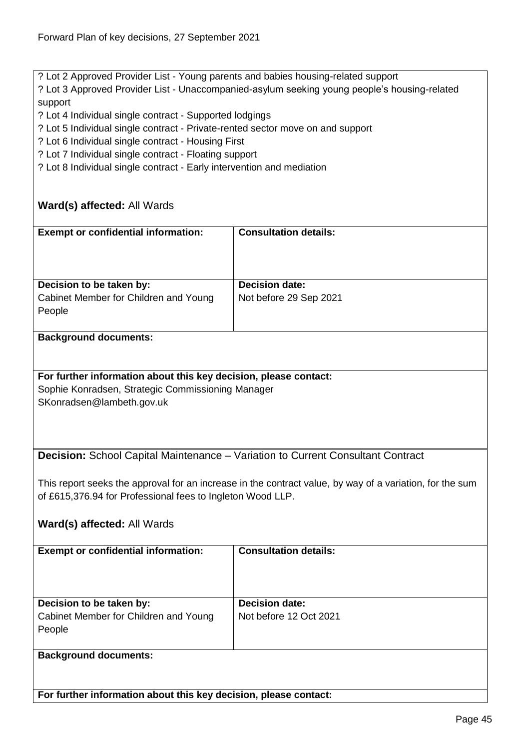? Lot 2 Approved Provider List - Young parents and babies housing-related support
? Lot 3 Approved Provider List - Unaccompanied-asylum seeking young people's housing-related support
? Lot 4 Individual single contract - Supported lodgings
? Lot 5 Individual single contract - Private-rented sector move on and support
? Lot 6 Individual single contract - Housing First
? Lot 7 Individual single contract - Floating support
? Lot 8 Individual single contract - Early intervention and mediation

**Ward(s) affected:** All Wards

| **Exempt or confidential information:** | **Consultation details:** |
|---|---|
| **Decision to be taken by:** Cabinet Member for Children and Young People | **Decision date:** Not before 29 Sep 2021 |

**Background documents:**

**For further information about this key decision, please contact:**
Sophie Konradsen, Strategic Commissioning Manager
SKonradsen@lambeth.gov.uk

**Decision:** School Capital Maintenance – Variation to Current Consultant Contract

This report seeks the approval for an increase in the contract value, by way of a variation, for the sum of £615,376.94 for Professional fees to Ingleton Wood LLP.

**Ward(s) affected:** All Wards

| **Exempt or confidential information:** | **Consultation details:** |
|---|---|
| **Decision to be taken by:** Cabinet Member for Children and Young People | **Decision date:** Not before 12 Oct 2021 |

**Background documents:**

**For further information about this key decision, please contact:**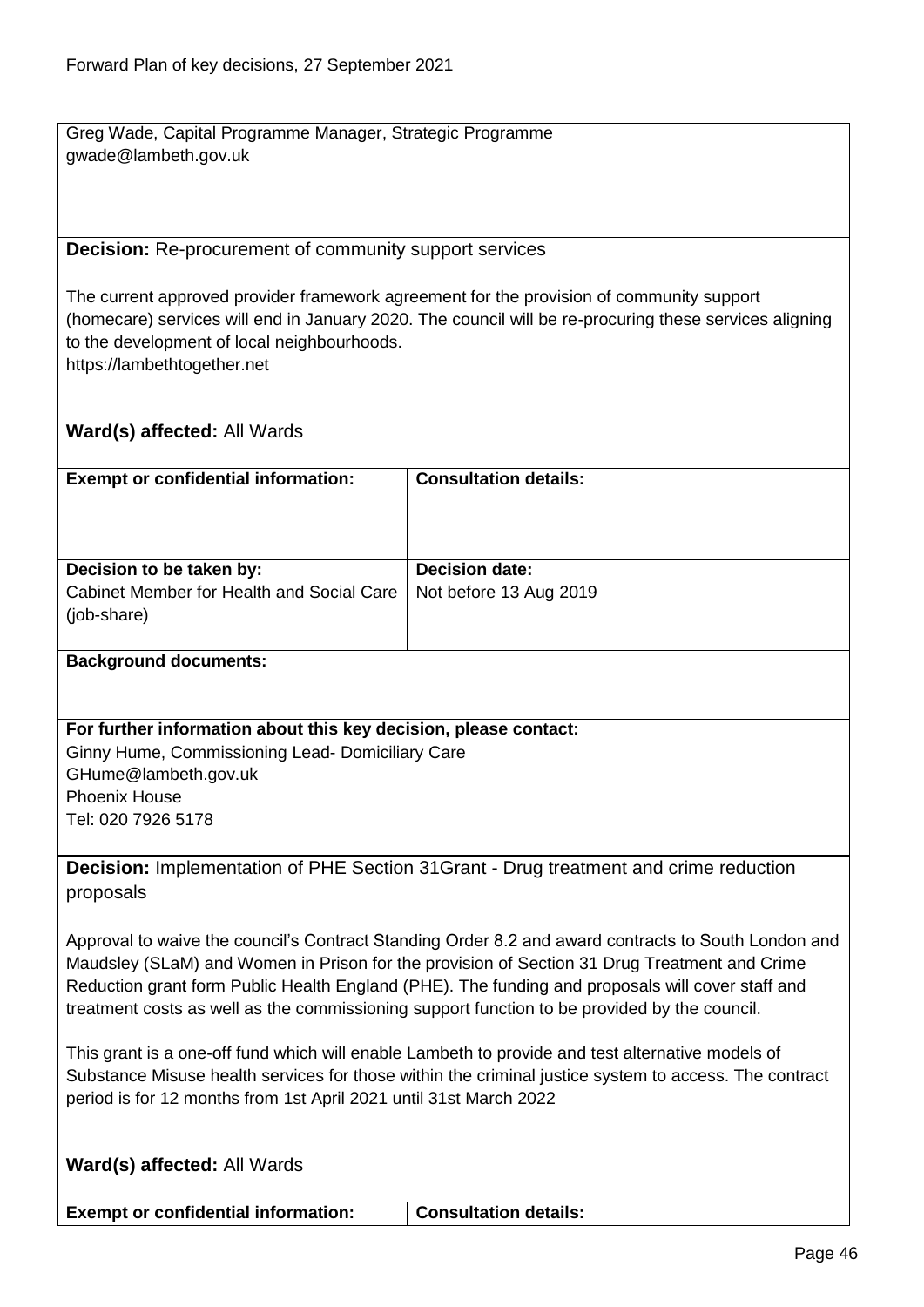Greg Wade, Capital Programme Manager, Strategic Programme
gwade@lambeth.gov.uk

**Decision:** Re-procurement of community support services

The current approved provider framework agreement for the provision of community support (homecare) services will end in January 2020. The council will be re-procuring these services aligning to the development of local neighbourhoods.
https://lambethtogether.net

**Ward(s) affected:** All Wards

| **Exempt or confidential information:** | **Consultation details:** |
|---|---|
| | |
| **Decision to be taken by:** Cabinet Member for Health and Social Care (job-share) | **Decision date:** Not before 13 Aug 2019 |

**Background documents:**

**For further information about this key decision, please contact:**
Ginny Hume, Commissioning Lead- Domiciliary Care
GHume@lambeth.gov.uk
Phoenix House
Tel: 020 7926 5178

**Decision:** Implementation of PHE Section 31Grant - Drug treatment and crime reduction proposals

Approval to waive the council's Contract Standing Order 8.2 and award contracts to South London and Maudsley (SLaM) and Women in Prison for the provision of Section 31 Drug Treatment and Crime Reduction grant form Public Health England (PHE). The funding and proposals will cover staff and treatment costs as well as the commissioning support function to be provided by the council.

This grant is a one-off fund which will enable Lambeth to provide and test alternative models of Substance Misuse health services for those within the criminal justice system to access. The contract period is for 12 months from 1st April 2021 until 31st March 2022

**Ward(s) affected:** All Wards

| **Exempt or confidential information:** | **Consultation details:** |
|---|---|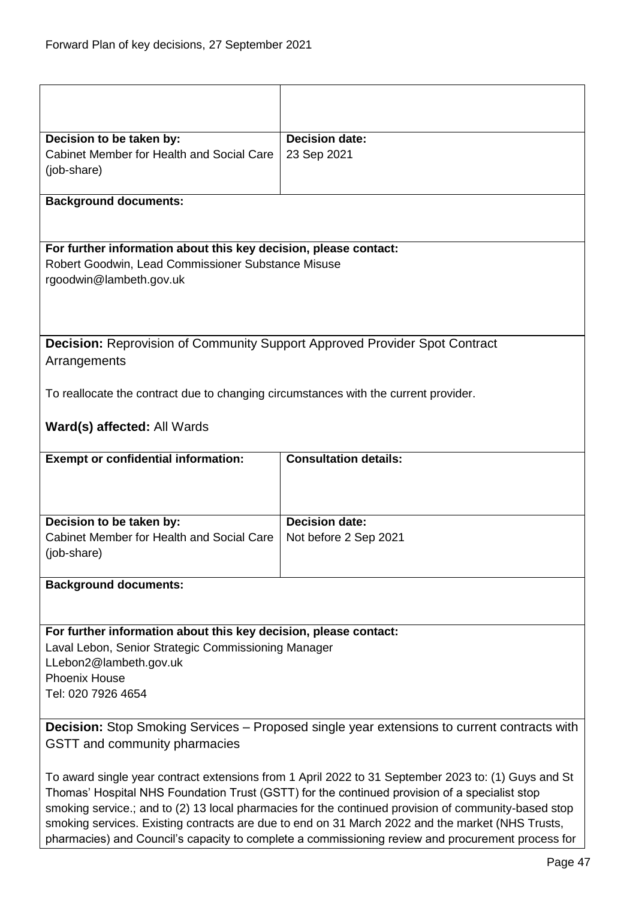| | |
|---|---|
| | |
| **Decision to be taken by:**<br>Cabinet Member for Health and Social Care (job-share) | **Decision date:**<br>23 Sep 2021 |
| **Background documents:** | |
| **For further information about this key decision, please contact:**<br>Robert Goodwin, Lead Commissioner Substance Misuse<br>rgoodwin@lambeth.gov.uk | |

**Decision:** Reprovision of Community Support Approved Provider Spot Contract Arrangements

To reallocate the contract due to changing circumstances with the current provider.

**Ward(s) affected:** All Wards

| **Exempt or confidential information:** | **Consultation details:** |
|---|---|
| **Decision to be taken by:**<br>Cabinet Member for Health and Social Care (job-share) | **Decision date:**<br>Not before 2 Sep 2021 |
| **Background documents:** | |
| **For further information about this key decision, please contact:**<br>Laval Lebon, Senior Strategic Commissioning Manager<br>LLebon2@lambeth.gov.uk<br>Phoenix House<br>Tel: 020 7926 4654 | |

**Decision:** Stop Smoking Services – Proposed single year extensions to current contracts with GSTT and community pharmacies

To award single year contract extensions from 1 April 2022 to 31 September 2023 to: (1) Guys and St Thomas' Hospital NHS Foundation Trust (GSTT) for the continued provision of a specialist stop smoking service.; and to (2) 13 local pharmacies for the continued provision of community-based stop smoking services. Existing contracts are due to end on 31 March 2022 and the market (NHS Trusts, pharmacies) and Council's capacity to complete a commissioning review and procurement process for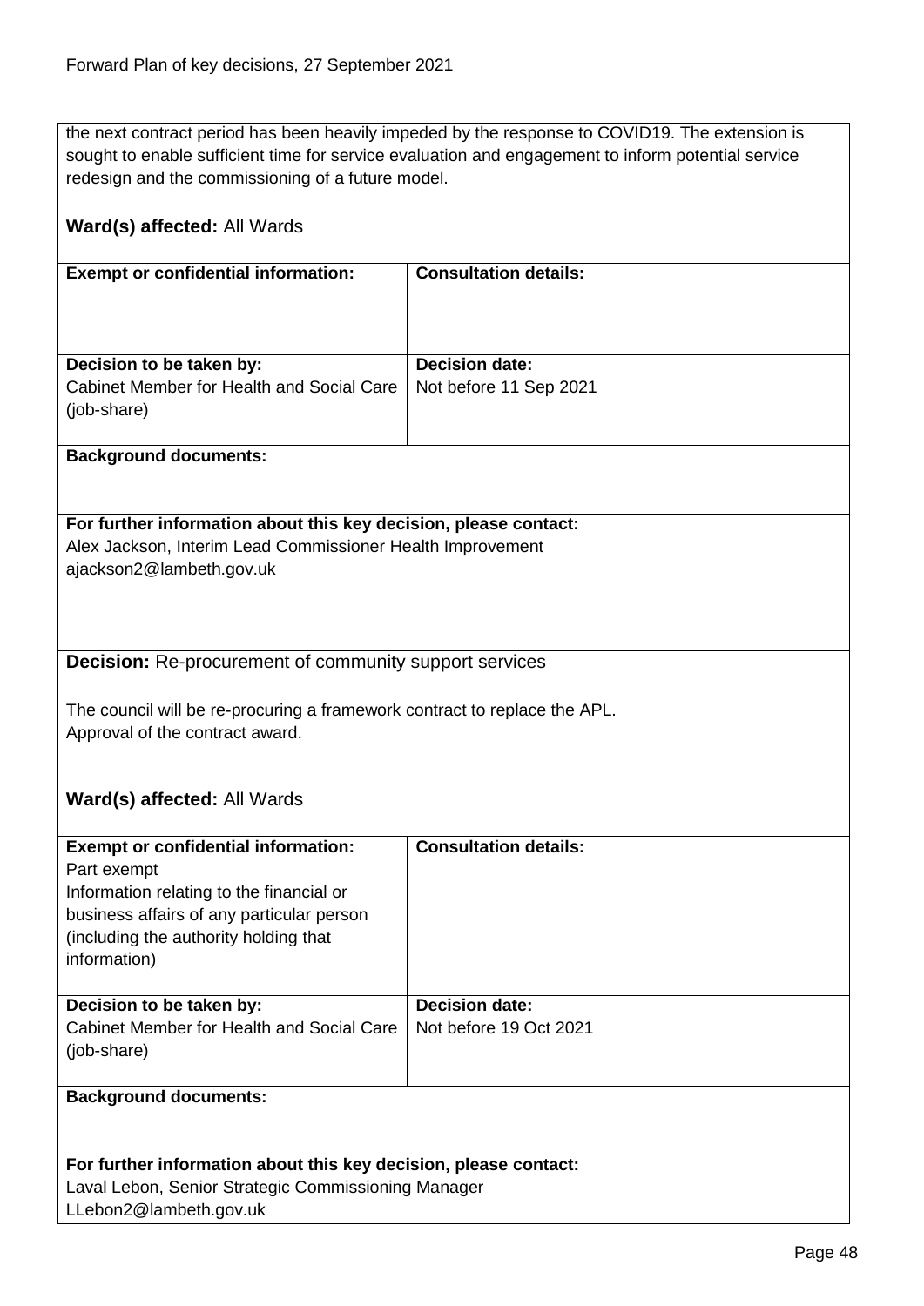the next contract period has been heavily impeded by the response to COVID19. The extension is sought to enable sufficient time for service evaluation and engagement to inform potential service redesign and the commissioning of a future model.

**Ward(s) affected:** All Wards

| **Exempt or confidential information:** | **Consultation details:** |
|---|---|
| | |
| **Decision to be taken by:** Cabinet Member for Health and Social Care (job-share) | **Decision date:** Not before 11 Sep 2021 |

**Background documents:**

**For further information about this key decision, please contact:**
Alex Jackson, Interim Lead Commissioner Health Improvement
ajackson2@lambeth.gov.uk

**Decision:** Re-procurement of community support services

The council will be re-procuring a framework contract to replace the APL.
Approval of the contract award.

**Ward(s) affected:** All Wards

| **Exempt or confidential information:** | **Consultation details:** |
|---|---|
| Part exempt<br>Information relating to the financial or business affairs of any particular person (including the authority holding that information) | |
| **Decision to be taken by:** Cabinet Member for Health and Social Care (job-share) | **Decision date:** Not before 19 Oct 2021 |

**Background documents:**

**For further information about this key decision, please contact:**
Laval Lebon, Senior Strategic Commissioning Manager
LLebon2@lambeth.gov.uk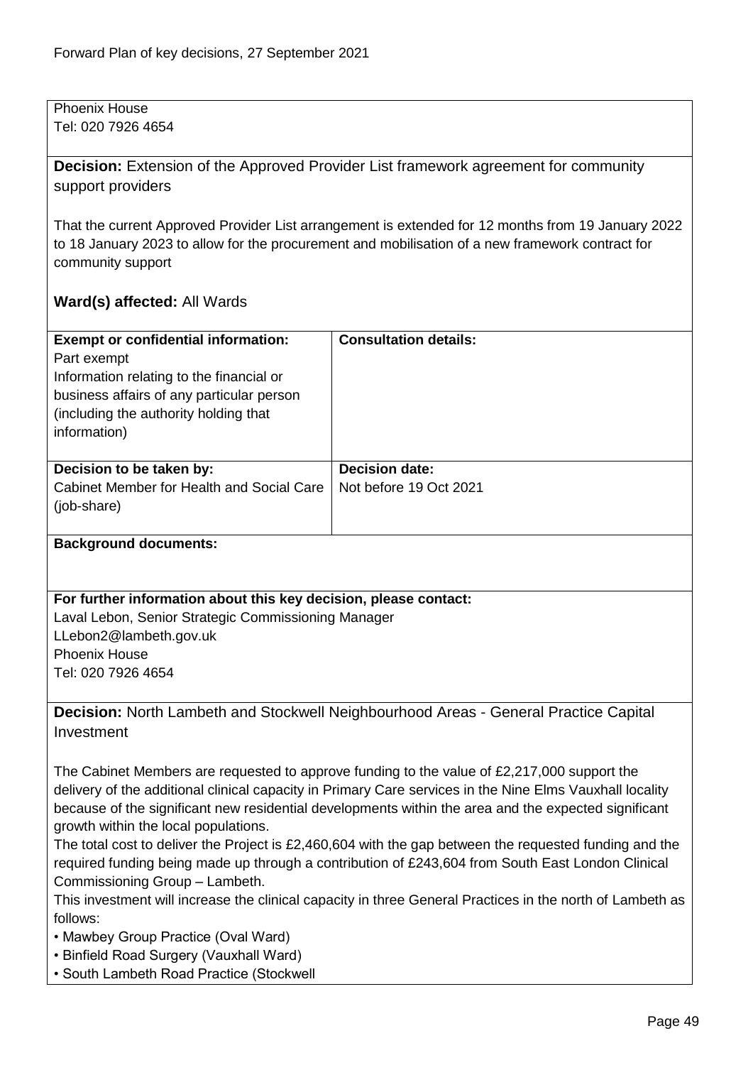Phoenix House
Tel: 020 7926 4654

**Decision:** Extension of the Approved Provider List framework agreement for community support providers

That the current Approved Provider List arrangement is extended for 12 months from 19 January 2022 to 18 January 2023 to allow for the procurement and mobilisation of a new framework contract for community support

**Ward(s) affected:** All Wards

| **Exempt or confidential information:** Part exempt Information relating to the financial or business affairs of any particular person (including the authority holding that information) | **Consultation details:** |
|---|---|
| **Decision to be taken by:** Cabinet Member for Health and Social Care (job-share) | **Decision date:** Not before 19 Oct 2021 |

**Background documents:**

**For further information about this key decision, please contact:**
Laval Lebon, Senior Strategic Commissioning Manager
LLebon2@lambeth.gov.uk
Phoenix House
Tel: 020 7926 4654

**Decision:** North Lambeth and Stockwell Neighbourhood Areas - General Practice Capital Investment

The Cabinet Members are requested to approve funding to the value of £2,217,000 support the delivery of the additional clinical capacity in Primary Care services in the Nine Elms Vauxhall locality because of the significant new residential developments within the area and the expected significant growth within the local populations.
The total cost to deliver the Project is £2,460,604 with the gap between the requested funding and the required funding being made up through a contribution of £243,604 from South East London Clinical Commissioning Group – Lambeth.
This investment will increase the clinical capacity in three General Practices in the north of Lambeth as follows:

- Mawbey Group Practice (Oval Ward)
- Binfield Road Surgery (Vauxhall Ward)
- South Lambeth Road Practice (Stockwell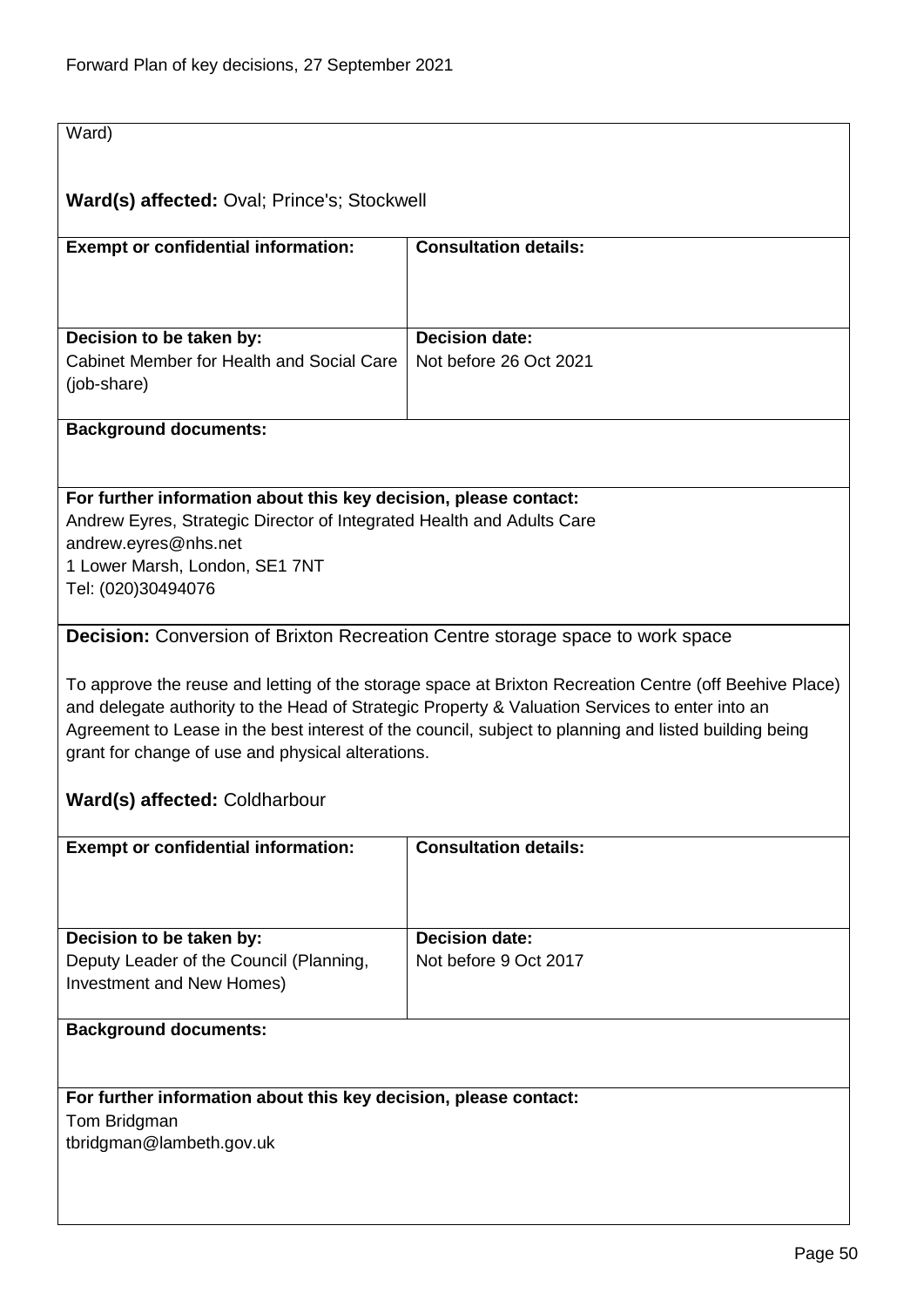Ward)

**Ward(s) affected:** Oval; Prince's; Stockwell

| **Exempt or confidential information:** | **Consultation details:** |
|---|---|
| | |
| **Decision to be taken by:** Cabinet Member for Health and Social Care (job-share) | **Decision date:** Not before 26 Oct 2021 |

**Background documents:**

**For further information about this key decision, please contact:**
Andrew Eyres, Strategic Director of Integrated Health and Adults Care
andrew.eyres@nhs.net
1 Lower Marsh, London, SE1 7NT
Tel: (020)30494076

**Decision:** Conversion of Brixton Recreation Centre storage space to work space

To approve the reuse and letting of the storage space at Brixton Recreation Centre (off Beehive Place) and delegate authority to the Head of Strategic Property & Valuation Services to enter into an Agreement to Lease in the best interest of the council, subject to planning and listed building being grant for change of use and physical alterations.

**Ward(s) affected:** Coldharbour

| **Exempt or confidential information:** | **Consultation details:** |
|---|---|
| | |
| **Decision to be taken by:** Deputy Leader of the Council (Planning, Investment and New Homes) | **Decision date:** Not before 9 Oct 2017 |

**Background documents:**

**For further information about this key decision, please contact:**
Tom Bridgman
tbridgman@lambeth.gov.uk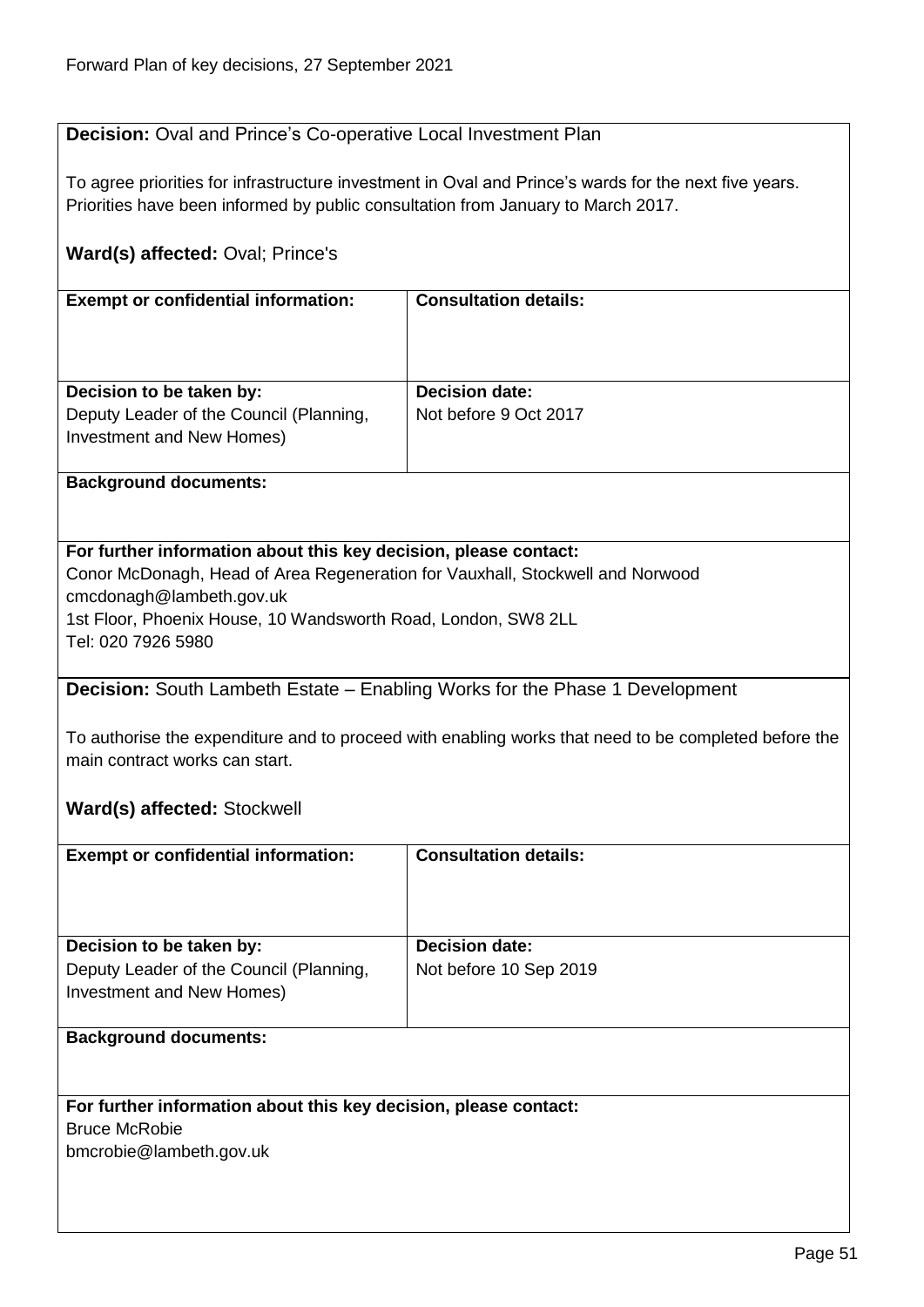**Decision:** Oval and Prince's Co-operative Local Investment Plan

To agree priorities for infrastructure investment in Oval and Prince's wards for the next five years. Priorities have been informed by public consultation from January to March 2017.

**Ward(s) affected:** Oval; Prince's

| **Exempt or confidential information:** | **Consultation details:** |
|---|---|
| | |
| **Decision to be taken by:** Deputy Leader of the Council (Planning, Investment and New Homes) | **Decision date:** Not before 9 Oct 2017 |

**Background documents:**

**For further information about this key decision, please contact:**
Conor McDonagh, Head of Area Regeneration for Vauxhall, Stockwell and Norwood
cmcdonagh@lambeth.gov.uk
1st Floor, Phoenix House, 10 Wandsworth Road, London, SW8 2LL
Tel: 020 7926 5980

**Decision:** South Lambeth Estate – Enabling Works for the Phase 1 Development

To authorise the expenditure and to proceed with enabling works that need to be completed before the main contract works can start.

**Ward(s) affected:** Stockwell

| **Exempt or confidential information:** | **Consultation details:** |
|---|---|
| | |
| **Decision to be taken by:** Deputy Leader of the Council (Planning, Investment and New Homes) | **Decision date:** Not before 10 Sep 2019 |

**Background documents:**

**For further information about this key decision, please contact:**
Bruce McRobie
bmcrobie@lambeth.gov.uk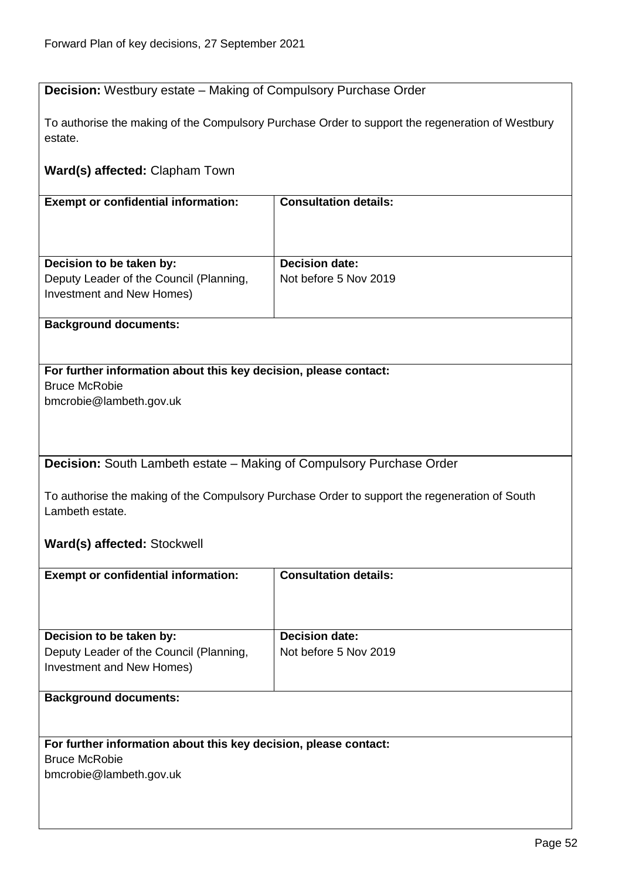**Decision:** Westbury estate – Making of Compulsory Purchase Order

To authorise the making of the Compulsory Purchase Order to support the regeneration of Westbury estate.

**Ward(s) affected:** Clapham Town

| **Exempt or confidential information:** | **Consultation details:** |
|---|---|
| | |
| **Decision to be taken by:**<br>Deputy Leader of the Council (Planning, Investment and New Homes) | **Decision date:**<br>Not before 5 Nov 2019 |

**Background documents:**

**For further information about this key decision, please contact:**
Bruce McRobie
bmcrobie@lambeth.gov.uk

**Decision:** South Lambeth estate – Making of Compulsory Purchase Order

To authorise the making of the Compulsory Purchase Order to support the regeneration of South Lambeth estate.

**Ward(s) affected:** Stockwell

| **Exempt or confidential information:** | **Consultation details:** |
|---|---|
| | |
| **Decision to be taken by:**<br>Deputy Leader of the Council (Planning, Investment and New Homes) | **Decision date:**<br>Not before 5 Nov 2019 |

**Background documents:**

**For further information about this key decision, please contact:**
Bruce McRobie
bmcrobie@lambeth.gov.uk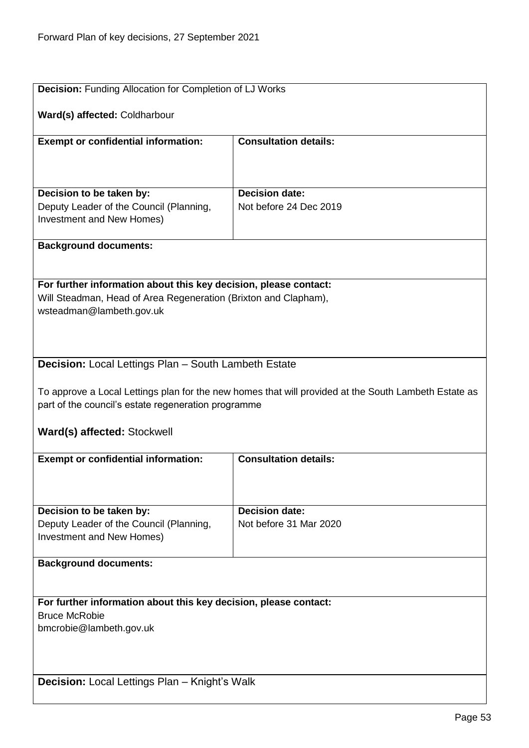**Decision:** Funding Allocation for Completion of LJ Works

**Ward(s) affected:** Coldharbour

| **Exempt or confidential information:** | **Consultation details:** |
|---|---|
| | |
| **Decision to be taken by:**<br>Deputy Leader of the Council (Planning, Investment and New Homes) | **Decision date:**<br>Not before 24 Dec 2019 |

**Background documents:**

**For further information about this key decision, please contact:**
Will Steadman, Head of Area Regeneration (Brixton and Clapham),
wsteadman@lambeth.gov.uk

**Decision:** Local Lettings Plan – South Lambeth Estate

To approve a Local Lettings plan for the new homes that will provided at the South Lambeth Estate as part of the council's estate regeneration programme

**Ward(s) affected:** Stockwell

| **Exempt or confidential information:** | **Consultation details:** |
|---|---|
| | |
| **Decision to be taken by:**<br>Deputy Leader of the Council (Planning, Investment and New Homes) | **Decision date:**<br>Not before 31 Mar 2020 |

**Background documents:**

**For further information about this key decision, please contact:**
Bruce McRobie
bmcrobie@lambeth.gov.uk

**Decision:** Local Lettings Plan – Knight's Walk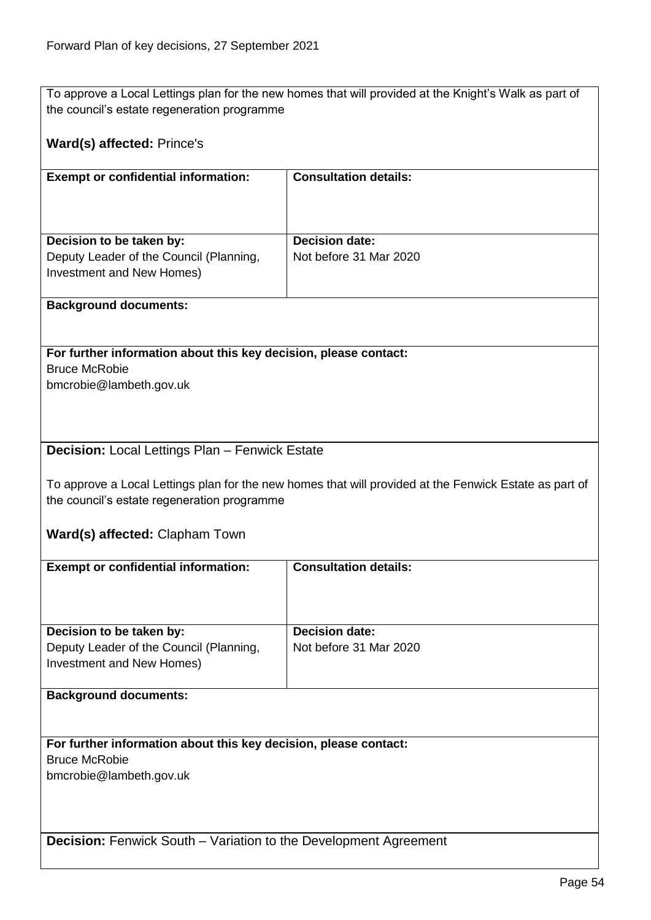To approve a Local Lettings plan for the new homes that will provided at the Knight's Walk as part of the council's estate regeneration programme

**Ward(s) affected:** Prince's

| **Exempt or confidential information:** | **Consultation details:** |
| --- | --- |
| **Decision to be taken by:** Deputy Leader of the Council (Planning, Investment and New Homes) | **Decision date:** Not before 31 Mar 2020 |

**Background documents:**

**For further information about this key decision, please contact:**
Bruce McRobie
bmcrobie@lambeth.gov.uk

**Decision:** Local Lettings Plan – Fenwick Estate

To approve a Local Lettings plan for the new homes that will provided at the Fenwick Estate as part of the council's estate regeneration programme

**Ward(s) affected:** Clapham Town

| **Exempt or confidential information:** | **Consultation details:** |
| --- | --- |
| **Decision to be taken by:** Deputy Leader of the Council (Planning, Investment and New Homes) | **Decision date:** Not before 31 Mar 2020 |

**Background documents:**

**For further information about this key decision, please contact:**
Bruce McRobie
bmcrobie@lambeth.gov.uk

**Decision:** Fenwick South – Variation to the Development Agreement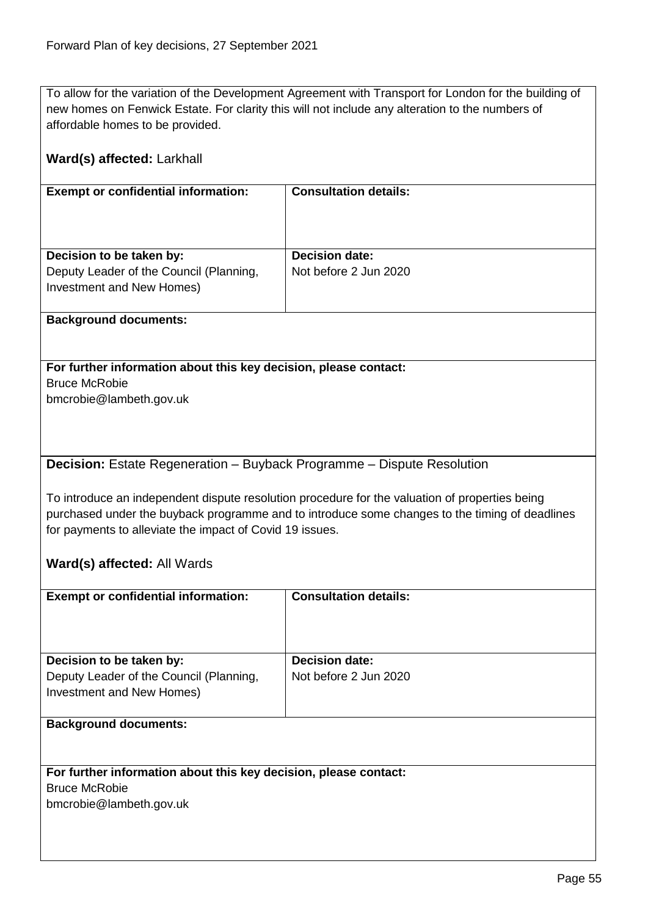To allow for the variation of the Development Agreement with Transport for London for the building of new homes on Fenwick Estate. For clarity this will not include any alteration to the numbers of affordable homes to be provided.

**Ward(s) affected:** Larkhall

| **Exempt or confidential information:** | **Consultation details:** |
|---|---|
| | |
| **Decision to be taken by:** Deputy Leader of the Council (Planning, Investment and New Homes) | **Decision date:** Not before 2 Jun 2020 |

**Background documents:**

**For further information about this key decision, please contact:**
Bruce McRobie
bmcrobie@lambeth.gov.uk

**Decision:** Estate Regeneration – Buyback Programme – Dispute Resolution

To introduce an independent dispute resolution procedure for the valuation of properties being purchased under the buyback programme and to introduce some changes to the timing of deadlines for payments to alleviate the impact of Covid 19 issues.

**Ward(s) affected:** All Wards

| **Exempt or confidential information:** | **Consultation details:** |
|---|---|
| | |
| **Decision to be taken by:** Deputy Leader of the Council (Planning, Investment and New Homes) | **Decision date:** Not before 2 Jun 2020 |

**Background documents:**

**For further information about this key decision, please contact:**
Bruce McRobie
bmcrobie@lambeth.gov.uk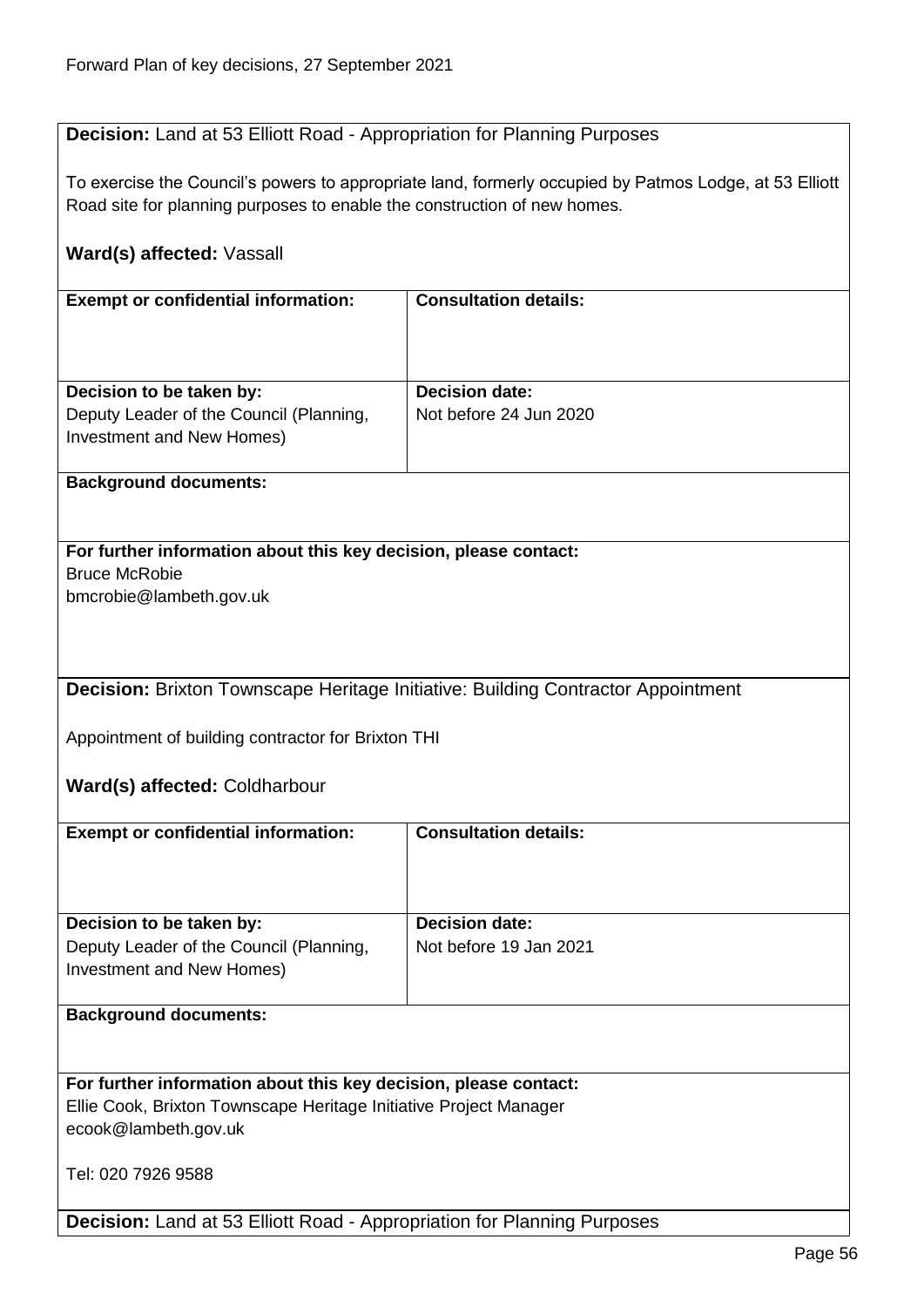**Decision:** Land at 53 Elliott Road - Appropriation for Planning Purposes

To exercise the Council's powers to appropriate land, formerly occupied by Patmos Lodge, at 53 Elliott Road site for planning purposes to enable the construction of new homes.

**Ward(s) affected:** Vassall

| **Exempt or confidential information:** | **Consultation details:** |
| --- | --- |
| **Decision to be taken by:**<br>Deputy Leader of the Council (Planning, Investment and New Homes) | **Decision date:**<br>Not before 24 Jun 2020 |

**Background documents:**

**For further information about this key decision, please contact:**
Bruce McRobie
bmcrobie@lambeth.gov.uk

**Decision:** Brixton Townscape Heritage Initiative: Building Contractor Appointment

Appointment of building contractor for Brixton THI

**Ward(s) affected:** Coldharbour

| **Exempt or confidential information:** | **Consultation details:** |
| --- | --- |
| **Decision to be taken by:**<br>Deputy Leader of the Council (Planning, Investment and New Homes) | **Decision date:**<br>Not before 19 Jan 2021 |

**Background documents:**

**For further information about this key decision, please contact:**
Ellie Cook, Brixton Townscape Heritage Initiative Project Manager
ecook@lambeth.gov.uk

Tel: 020 7926 9588

**Decision:** Land at 53 Elliott Road - Appropriation for Planning Purposes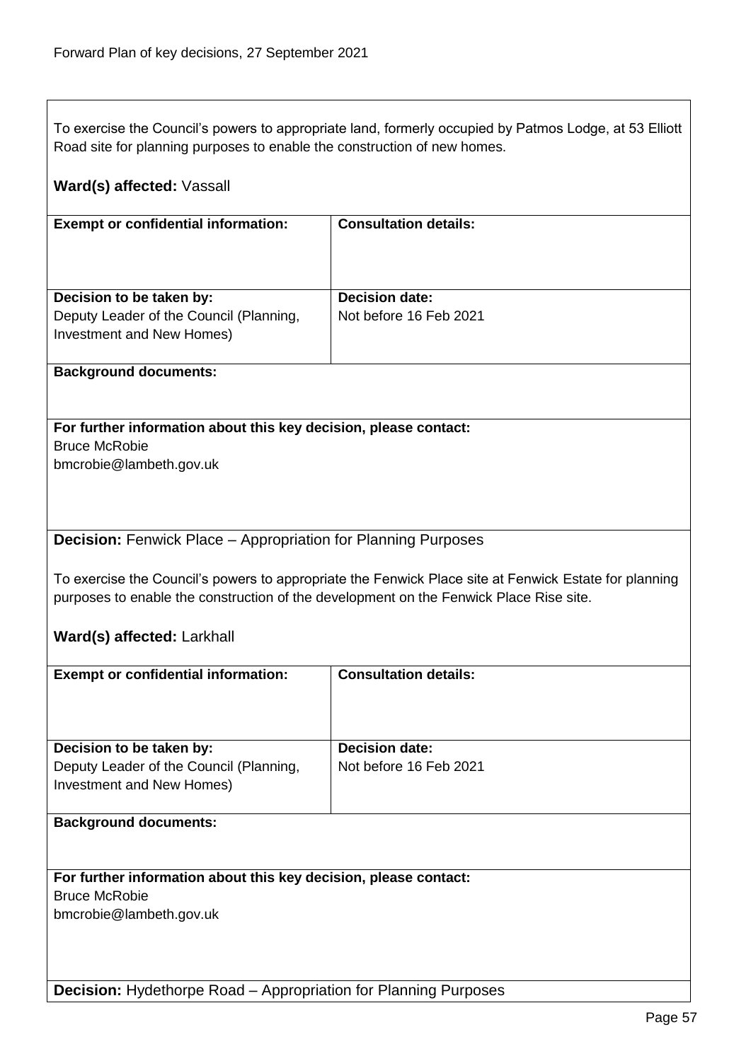To exercise the Council's powers to appropriate land, formerly occupied by Patmos Lodge, at 53 Elliott Road site for planning purposes to enable the construction of new homes.

**Ward(s) affected:** Vassall

| **Exempt or confidential information:** | **Consultation details:** |
|---|---|
| | |
| **Decision to be taken by:** Deputy Leader of the Council (Planning, Investment and New Homes) | **Decision date:** Not before 16 Feb 2021 |

**Background documents:**

**For further information about this key decision, please contact:**
Bruce McRobie
bmcrobie@lambeth.gov.uk

**Decision:** Fenwick Place – Appropriation for Planning Purposes

To exercise the Council's powers to appropriate the Fenwick Place site at Fenwick Estate for planning purposes to enable the construction of the development on the Fenwick Place Rise site.

**Ward(s) affected:** Larkhall

| **Exempt or confidential information:** | **Consultation details:** |
|---|---|
| | |
| **Decision to be taken by:** Deputy Leader of the Council (Planning, Investment and New Homes) | **Decision date:** Not before 16 Feb 2021 |

**Background documents:**

**For further information about this key decision, please contact:**
Bruce McRobie
bmcrobie@lambeth.gov.uk

**Decision:** Hydethorpe Road – Appropriation for Planning Purposes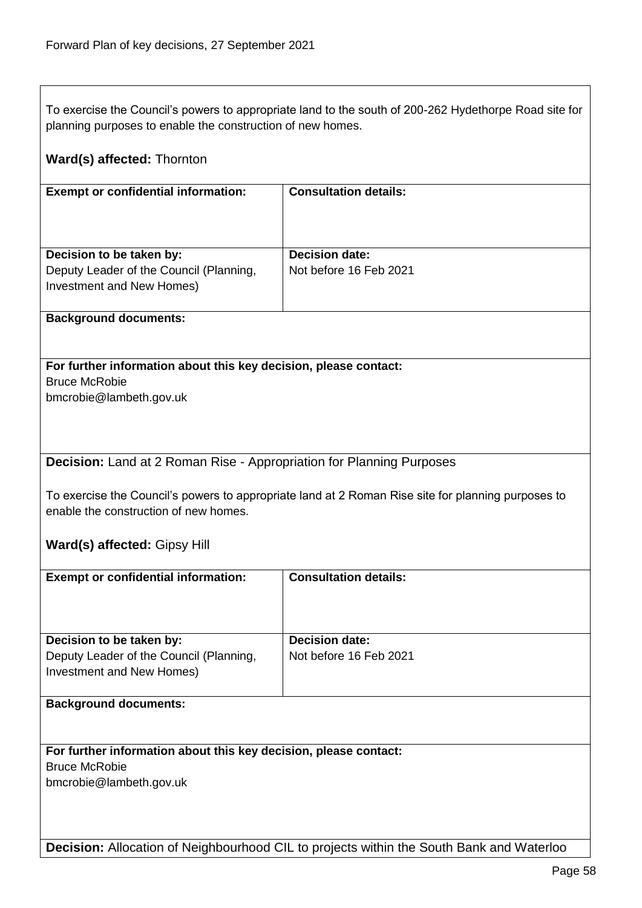To exercise the Council's powers to appropriate land to the south of 200-262 Hydethorpe Road site for planning purposes to enable the construction of new homes.

**Ward(s) affected:** Thornton

| **Exempt or confidential information:** | **Consultation details:** |
| --- | --- |
| **Decision to be taken by:** Deputy Leader of the Council (Planning, Investment and New Homes) | **Decision date:** Not before 16 Feb 2021 |

**Background documents:**

**For further information about this key decision, please contact:**
Bruce McRobie
bmcrobie@lambeth.gov.uk

**Decision:** Land at 2 Roman Rise - Appropriation for Planning Purposes

To exercise the Council's powers to appropriate land at 2 Roman Rise site for planning purposes to enable the construction of new homes.

**Ward(s) affected:** Gipsy Hill

| **Exempt or confidential information:** | **Consultation details:** |
| --- | --- |
| **Decision to be taken by:** Deputy Leader of the Council (Planning, Investment and New Homes) | **Decision date:** Not before 16 Feb 2021 |

**Background documents:**

**For further information about this key decision, please contact:**
Bruce McRobie
bmcrobie@lambeth.gov.uk

**Decision:** Allocation of Neighbourhood CIL to projects within the South Bank and Waterloo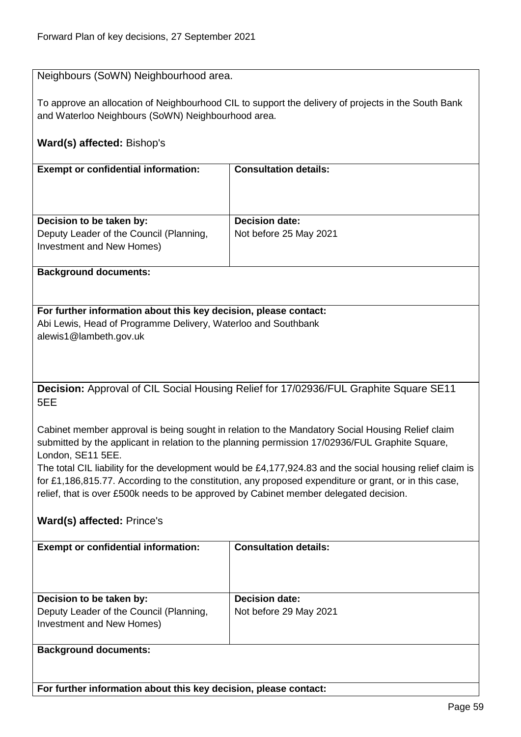Neighbours (SoWN) Neighbourhood area.

To approve an allocation of Neighbourhood CIL to support the delivery of projects in the South Bank and Waterloo Neighbours (SoWN) Neighbourhood area.

**Ward(s) affected:** Bishop's

| **Exempt or confidential information:** | **Consultation details:** |
|---|---|
| **Decision to be taken by:** Deputy Leader of the Council (Planning, Investment and New Homes) | **Decision date:** Not before 25 May 2021 |

**Background documents:**

**For further information about this key decision, please contact:**
Abi Lewis, Head of Programme Delivery, Waterloo and Southbank
alewis1@lambeth.gov.uk

**Decision:** Approval of CIL Social Housing Relief for 17/02936/FUL Graphite Square SE11 5EE

Cabinet member approval is being sought in relation to the Mandatory Social Housing Relief claim submitted by the applicant in relation to the planning permission 17/02936/FUL Graphite Square, London, SE11 5EE.
The total CIL liability for the development would be £4,177,924.83 and the social housing relief claim is for £1,186,815.77. According to the constitution, any proposed expenditure or grant, or in this case, relief, that is over £500k needs to be approved by Cabinet member delegated decision.

**Ward(s) affected:** Prince's

| **Exempt or confidential information:** | **Consultation details:** |
|---|---|
| **Decision to be taken by:** Deputy Leader of the Council (Planning, Investment and New Homes) | **Decision date:** Not before 29 May 2021 |

**Background documents:**

**For further information about this key decision, please contact:**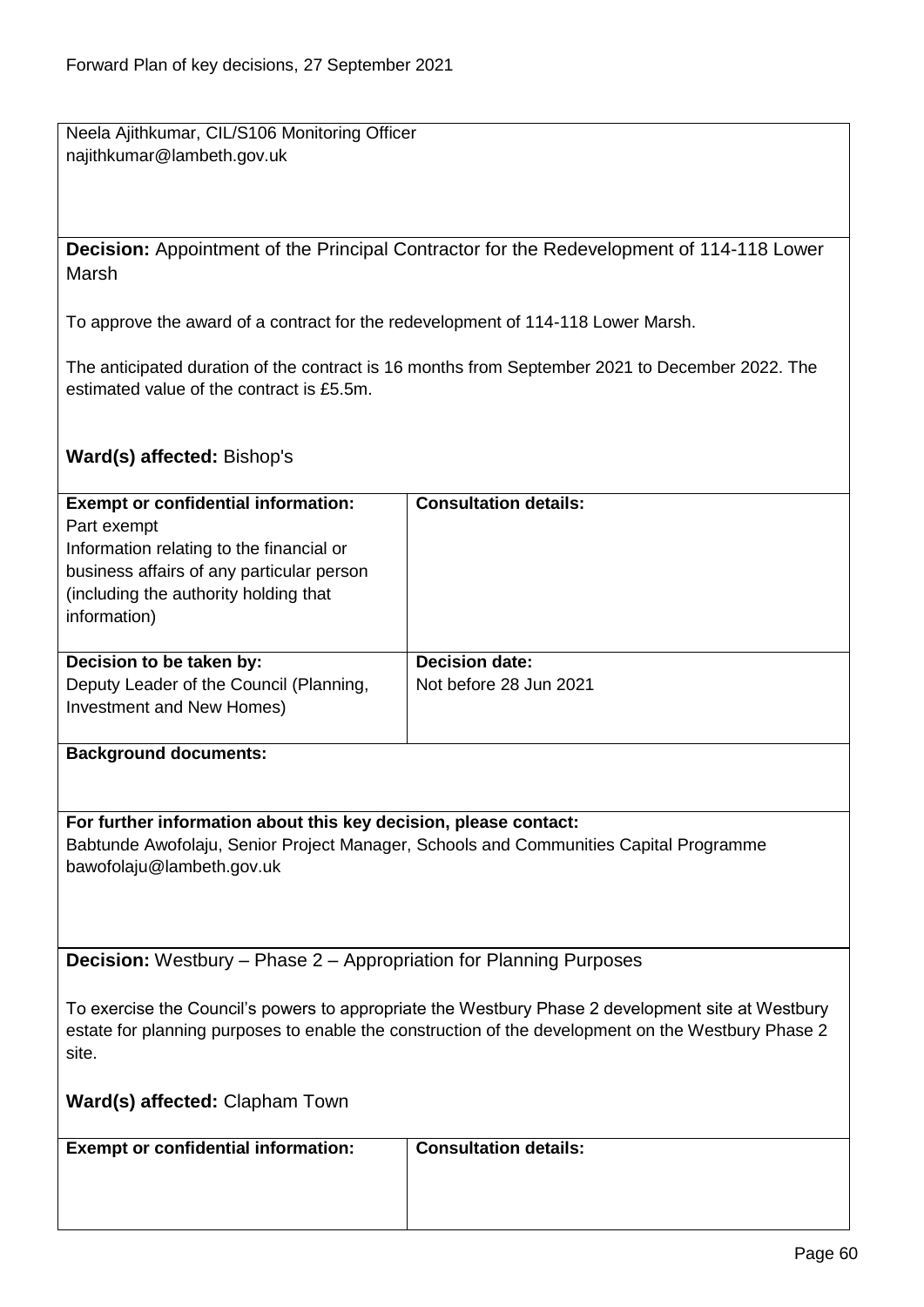Neela Ajithkumar, CIL/S106 Monitoring Officer
najithkumar@lambeth.gov.uk

**Decision:** Appointment of the Principal Contractor for the Redevelopment of 114-118 Lower Marsh

To approve the award of a contract for the redevelopment of 114-118 Lower Marsh.

The anticipated duration of the contract is 16 months from September 2021 to December 2022. The estimated value of the contract is £5.5m.

**Ward(s) affected:** Bishop's

| **Exempt or confidential information:** | **Consultation details:** |
|---|---|
| Part exempt<br>Information relating to the financial or business affairs of any particular person (including the authority holding that information) | |
| **Decision to be taken by:**<br>Deputy Leader of the Council (Planning, Investment and New Homes) | **Decision date:**<br>Not before 28 Jun 2021 |

**Background documents:**

**For further information about this key decision, please contact:**
Babtunde Awofolaju, Senior Project Manager, Schools and Communities Capital Programme
bawofolaju@lambeth.gov.uk

**Decision:** Westbury – Phase 2 – Appropriation for Planning Purposes

To exercise the Council's powers to appropriate the Westbury Phase 2 development site at Westbury estate for planning purposes to enable the construction of the development on the Westbury Phase 2 site.

**Ward(s) affected:** Clapham Town

| **Exempt or confidential information:** | **Consultation details:** |
|---|---|
| | |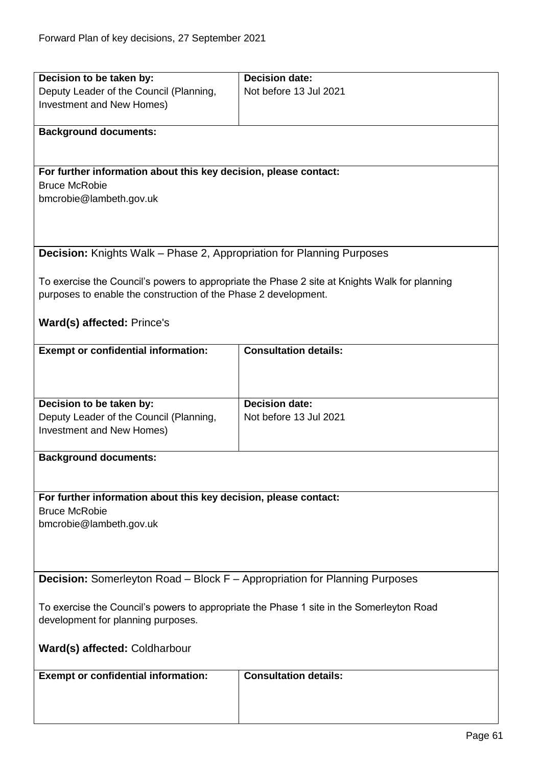| Decision to be taken by: | Decision date: |
| --- | --- |
| Deputy Leader of the Council (Planning, Investment and New Homes) | Not before 13 Jul 2021 |

**Background documents:**

**For further information about this key decision, please contact:**
Bruce McRobie
bmcrobie@lambeth.gov.uk

**Decision:** Knights Walk – Phase 2, Appropriation for Planning Purposes

To exercise the Council's powers to appropriate the Phase 2 site at Knights Walk for planning purposes to enable the construction of the Phase 2 development.

**Ward(s) affected:** Prince's

| Exempt or confidential information: | Consultation details: |
| --- | --- |
| | |

| Decision to be taken by: | Decision date: |
| --- | --- |
| Deputy Leader of the Council (Planning, Investment and New Homes) | Not before 13 Jul 2021 |

**Background documents:**

**For further information about this key decision, please contact:**
Bruce McRobie
bmcrobie@lambeth.gov.uk

**Decision:** Somerleyton Road – Block F – Appropriation for Planning Purposes

To exercise the Council's powers to appropriate the Phase 1 site in the Somerleyton Road development for planning purposes.

**Ward(s) affected:** Coldharbour

| Exempt or confidential information: | Consultation details: |
| --- | --- |
| | |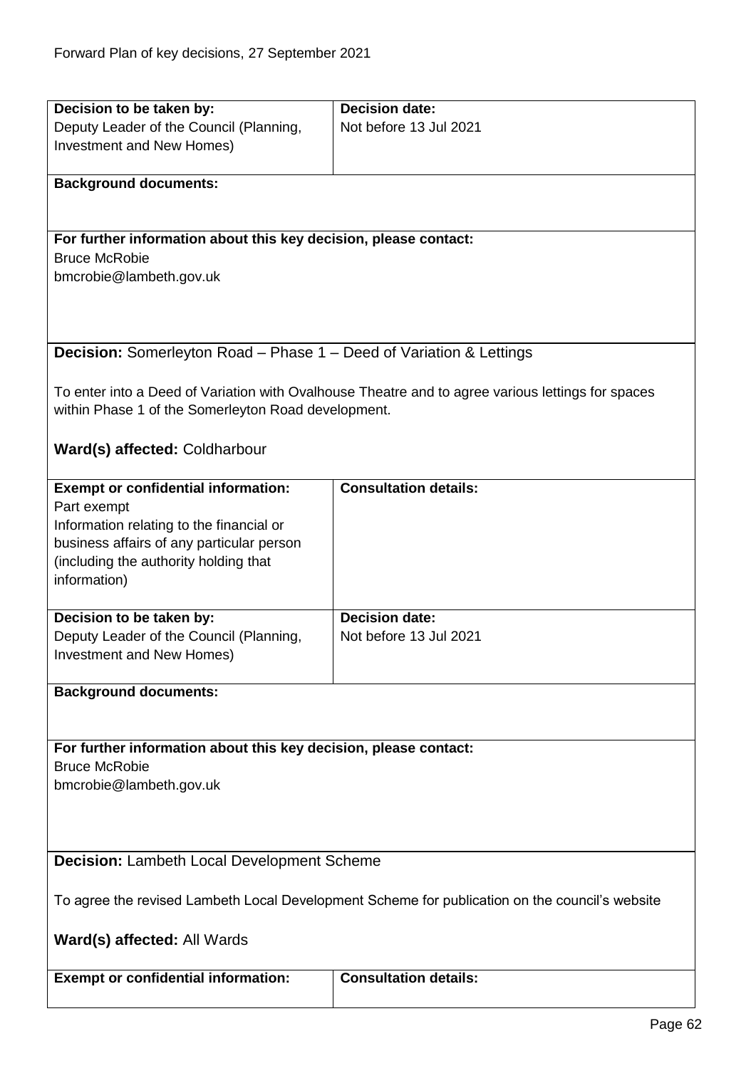| Decision to be taken by: | Decision date: |
|---|---|
| Deputy Leader of the Council (Planning, Investment and New Homes) | Not before 13 Jul 2021 |

**Background documents:**

**For further information about this key decision, please contact:**
Bruce McRobie
bmcrobie@lambeth.gov.uk

**Decision:** Somerleyton Road – Phase 1 – Deed of Variation & Lettings

To enter into a Deed of Variation with Ovalhouse Theatre and to agree various lettings for spaces within Phase 1 of the Somerleyton Road development.

**Ward(s) affected:** Coldharbour

| Exempt or confidential information: | Consultation details: |
|---|---|
| Part exempt<br>Information relating to the financial or business affairs of any particular person (including the authority holding that information) | |

| Decision to be taken by: | Decision date: |
|---|---|
| Deputy Leader of the Council (Planning, Investment and New Homes) | Not before 13 Jul 2021 |

**Background documents:**

**For further information about this key decision, please contact:**
Bruce McRobie
bmcrobie@lambeth.gov.uk

**Decision:** Lambeth Local Development Scheme

To agree the revised Lambeth Local Development Scheme for publication on the council's website

**Ward(s) affected:** All Wards

| Exempt or confidential information: | Consultation details: |
|---|---|
| | |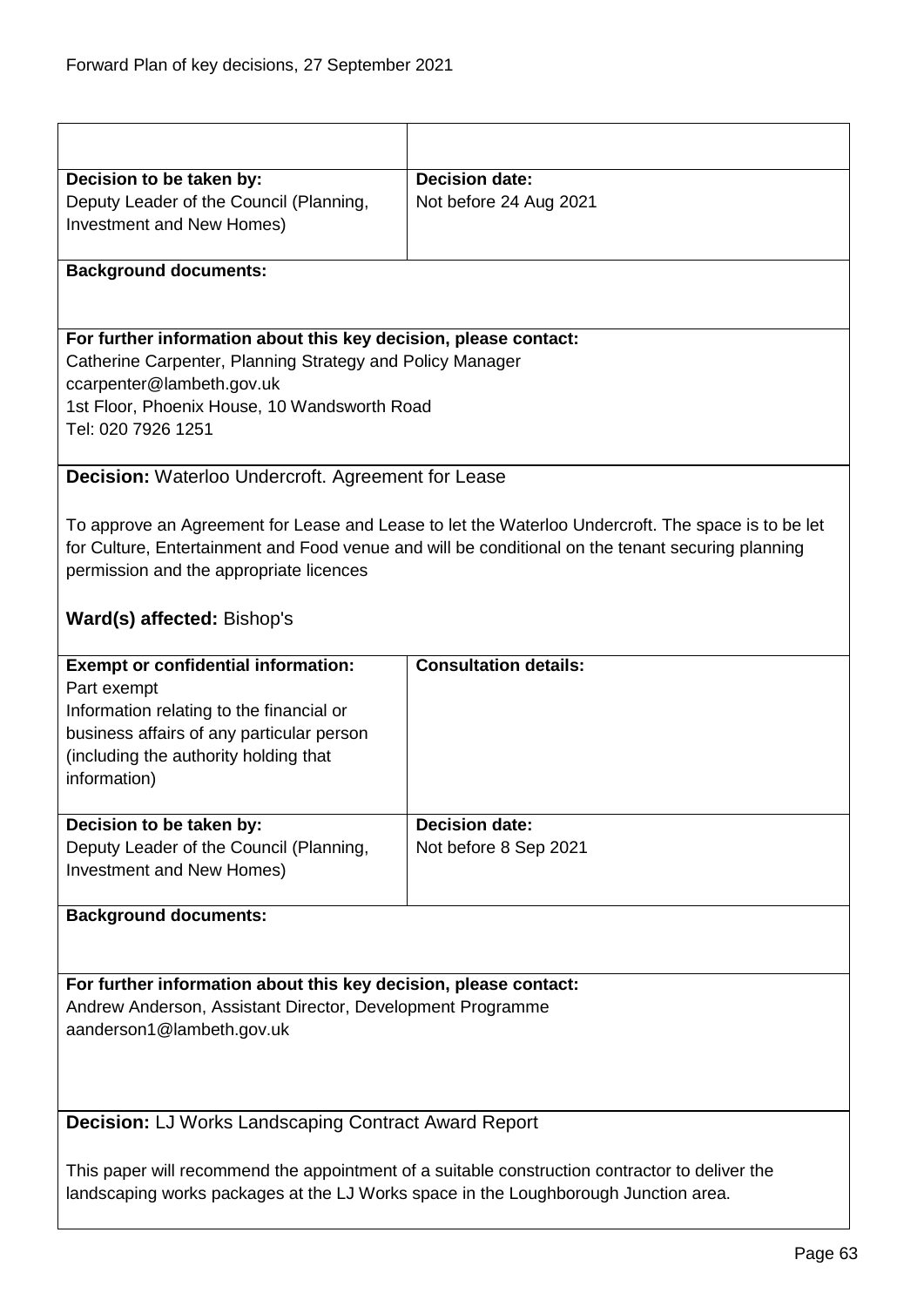| | |
|---|---|
| **Decision to be taken by:**<br>Deputy Leader of the Council (Planning, Investment and New Homes) | **Decision date:**<br>Not before 24 Aug 2021 |
| **Background documents:** | |
| **For further information about this key decision, please contact:**<br>Catherine Carpenter, Planning Strategy and Policy Manager<br>ccarpenter@lambeth.gov.uk<br>1st Floor, Phoenix House, 10 Wandsworth Road<br>Tel: 020 7926 1251 | |

**Decision:** Waterloo Undercroft. Agreement for Lease

To approve an Agreement for Lease and Lease to let the Waterloo Undercroft. The space is to be let for Culture, Entertainment and Food venue and will be conditional on the tenant securing planning permission and the appropriate licences

**Ward(s) affected:** Bishop's

| | |
|---|---|
| **Exempt or confidential information:**<br>Part exempt<br>Information relating to the financial or business affairs of any particular person (including the authority holding that information) | **Consultation details:** |
| **Decision to be taken by:**<br>Deputy Leader of the Council (Planning, Investment and New Homes) | **Decision date:**<br>Not before 8 Sep 2021 |
| **Background documents:** | |
| **For further information about this key decision, please contact:**<br>Andrew Anderson, Assistant Director, Development Programme<br>aanderson1@lambeth.gov.uk | |

**Decision:** LJ Works Landscaping Contract Award Report

This paper will recommend the appointment of a suitable construction contractor to deliver the landscaping works packages at the LJ Works space in the Loughborough Junction area.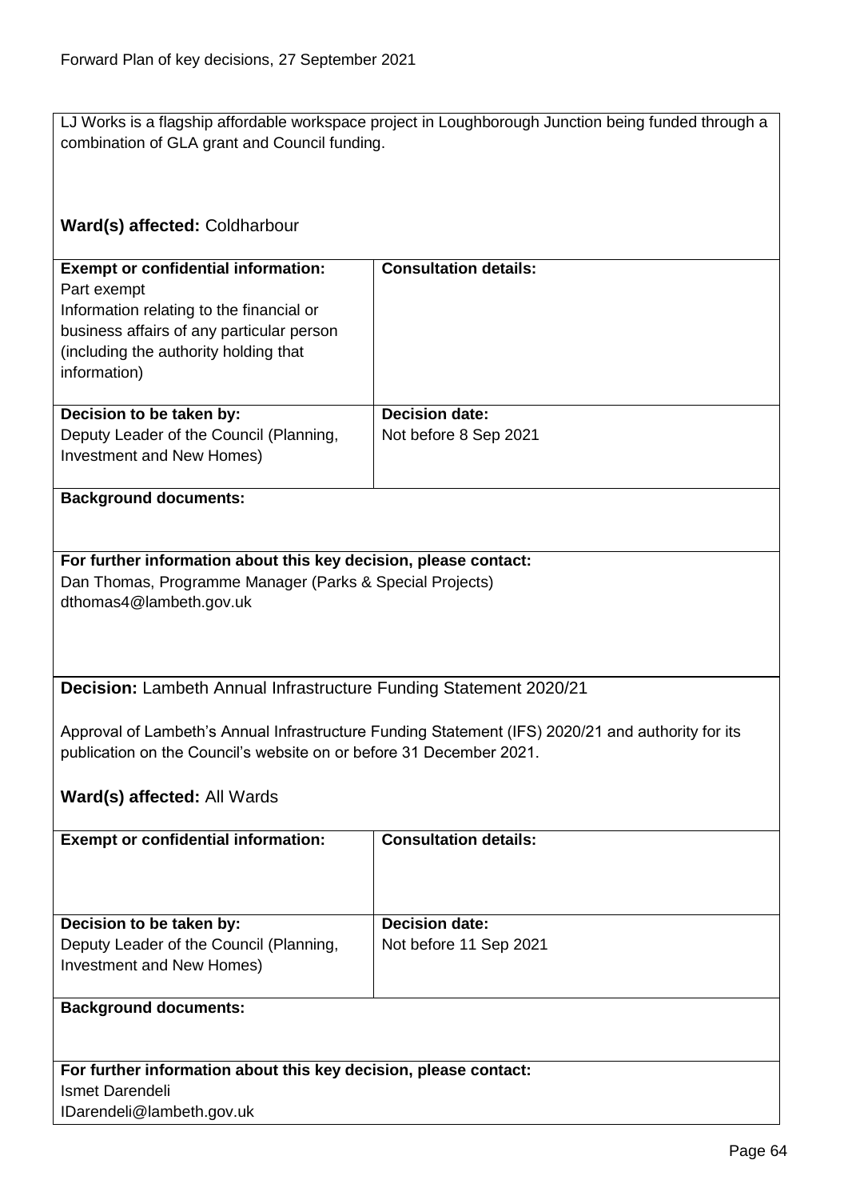LJ Works is a flagship affordable workspace project in Loughborough Junction being funded through a combination of GLA grant and Council funding.

**Ward(s) affected:** Coldharbour

| **Exempt or confidential information:** | **Consultation details:** |
|---|---|
| Part exempt<br>Information relating to the financial or business affairs of any particular person (including the authority holding that information) | |
| **Decision to be taken by:**<br>Deputy Leader of the Council (Planning, Investment and New Homes) | **Decision date:**<br>Not before 8 Sep 2021 |

**Background documents:**

**For further information about this key decision, please contact:**
Dan Thomas, Programme Manager (Parks & Special Projects)
dthomas4@lambeth.gov.uk

**Decision:** Lambeth Annual Infrastructure Funding Statement 2020/21

Approval of Lambeth's Annual Infrastructure Funding Statement (IFS) 2020/21 and authority for its publication on the Council's website on or before 31 December 2021.

**Ward(s) affected:** All Wards

| **Exempt or confidential information:** | **Consultation details:** |
|---|---|
| **Decision to be taken by:**<br>Deputy Leader of the Council (Planning, Investment and New Homes) | **Decision date:**<br>Not before 11 Sep 2021 |

**Background documents:**

**For further information about this key decision, please contact:**
Ismet Darendeli
IDarendeli@lambeth.gov.uk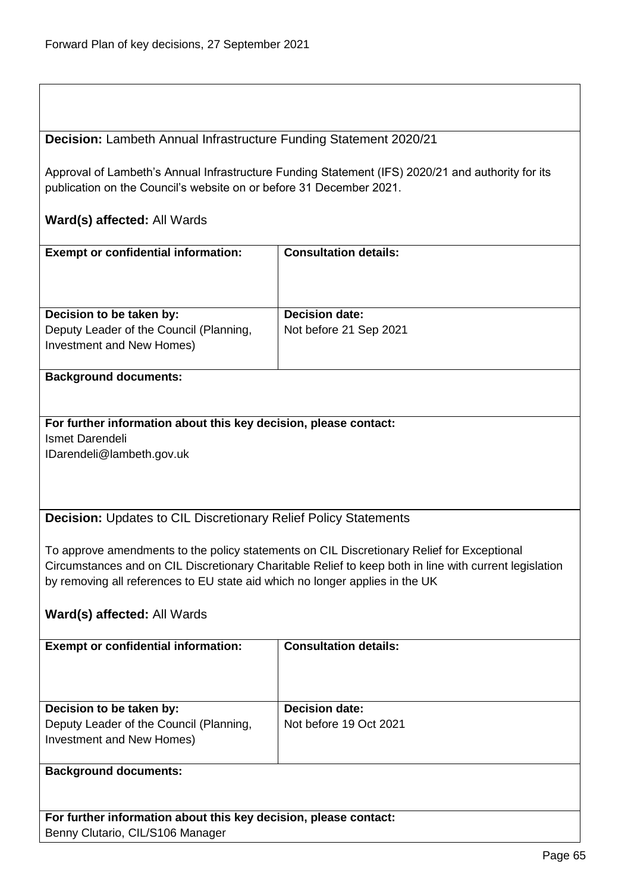**Decision:** Lambeth Annual Infrastructure Funding Statement 2020/21

Approval of Lambeth's Annual Infrastructure Funding Statement (IFS) 2020/21 and authority for its publication on the Council's website on or before 31 December 2021.

**Ward(s) affected:** All Wards

| **Exempt or confidential information:** | **Consultation details:** |
|---|---|
| | |
| **Decision to be taken by:** Deputy Leader of the Council (Planning, Investment and New Homes) | **Decision date:** Not before 21 Sep 2021 |

**Background documents:**

**For further information about this key decision, please contact:**
Ismet Darendeli
IDarendeli@lambeth.gov.uk

**Decision:** Updates to CIL Discretionary Relief Policy Statements

To approve amendments to the policy statements on CIL Discretionary Relief for Exceptional Circumstances and on CIL Discretionary Charitable Relief to keep both in line with current legislation by removing all references to EU state aid which no longer applies in the UK

**Ward(s) affected:** All Wards

| **Exempt or confidential information:** | **Consultation details:** |
|---|---|
| | |
| **Decision to be taken by:** Deputy Leader of the Council (Planning, Investment and New Homes) | **Decision date:** Not before 19 Oct 2021 |

**Background documents:**

**For further information about this key decision, please contact:**
Benny Clutario, CIL/S106 Manager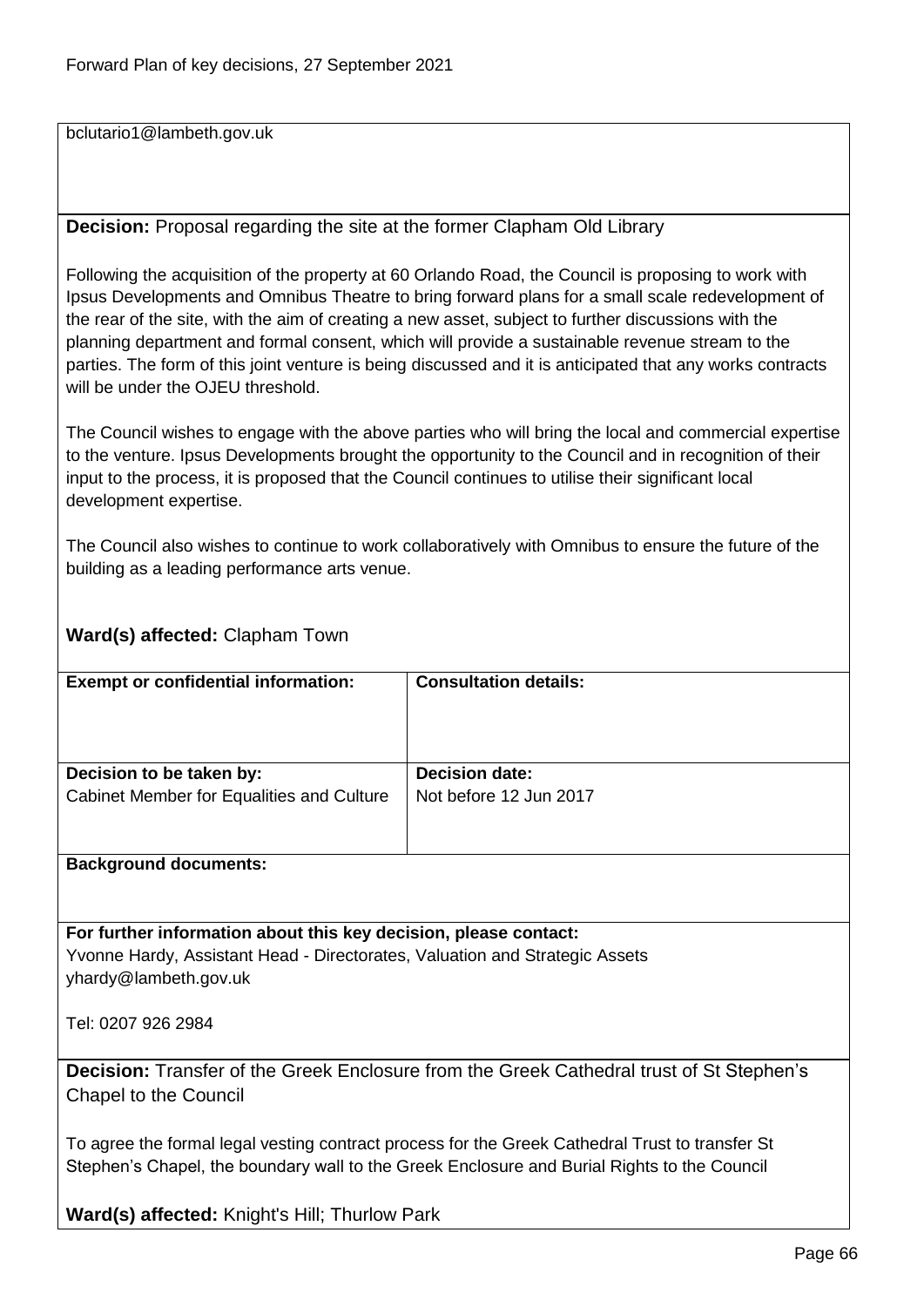bclutario1@lambeth.gov.uk

**Decision:** Proposal regarding the site at the former Clapham Old Library

Following the acquisition of the property at 60 Orlando Road, the Council is proposing to work with Ipsus Developments and Omnibus Theatre to bring forward plans for a small scale redevelopment of the rear of the site, with the aim of creating a new asset, subject to further discussions with the planning department and formal consent, which will provide a sustainable revenue stream to the parties. The form of this joint venture is being discussed and it is anticipated that any works contracts will be under the OJEU threshold.

The Council wishes to engage with the above parties who will bring the local and commercial expertise to the venture. Ipsus Developments brought the opportunity to the Council and in recognition of their input to the process, it is proposed that the Council continues to utilise their significant local development expertise.

The Council also wishes to continue to work collaboratively with Omnibus to ensure the future of the building as a leading performance arts venue.

**Ward(s) affected:** Clapham Town

| **Exempt or confidential information:** | **Consultation details:** |
|---|---|
| **Decision to be taken by:**<br>Cabinet Member for Equalities and Culture | **Decision date:**<br>Not before 12 Jun 2017 |

**Background documents:**

**For further information about this key decision, please contact:**
Yvonne Hardy, Assistant Head - Directorates, Valuation and Strategic Assets
yhardy@lambeth.gov.uk

Tel: 0207 926 2984

**Decision:** Transfer of the Greek Enclosure from the Greek Cathedral trust of St Stephen's Chapel to the Council

To agree the formal legal vesting contract process for the Greek Cathedral Trust to transfer St Stephen's Chapel, the boundary wall to the Greek Enclosure and Burial Rights to the Council

**Ward(s) affected:** Knight's Hill; Thurlow Park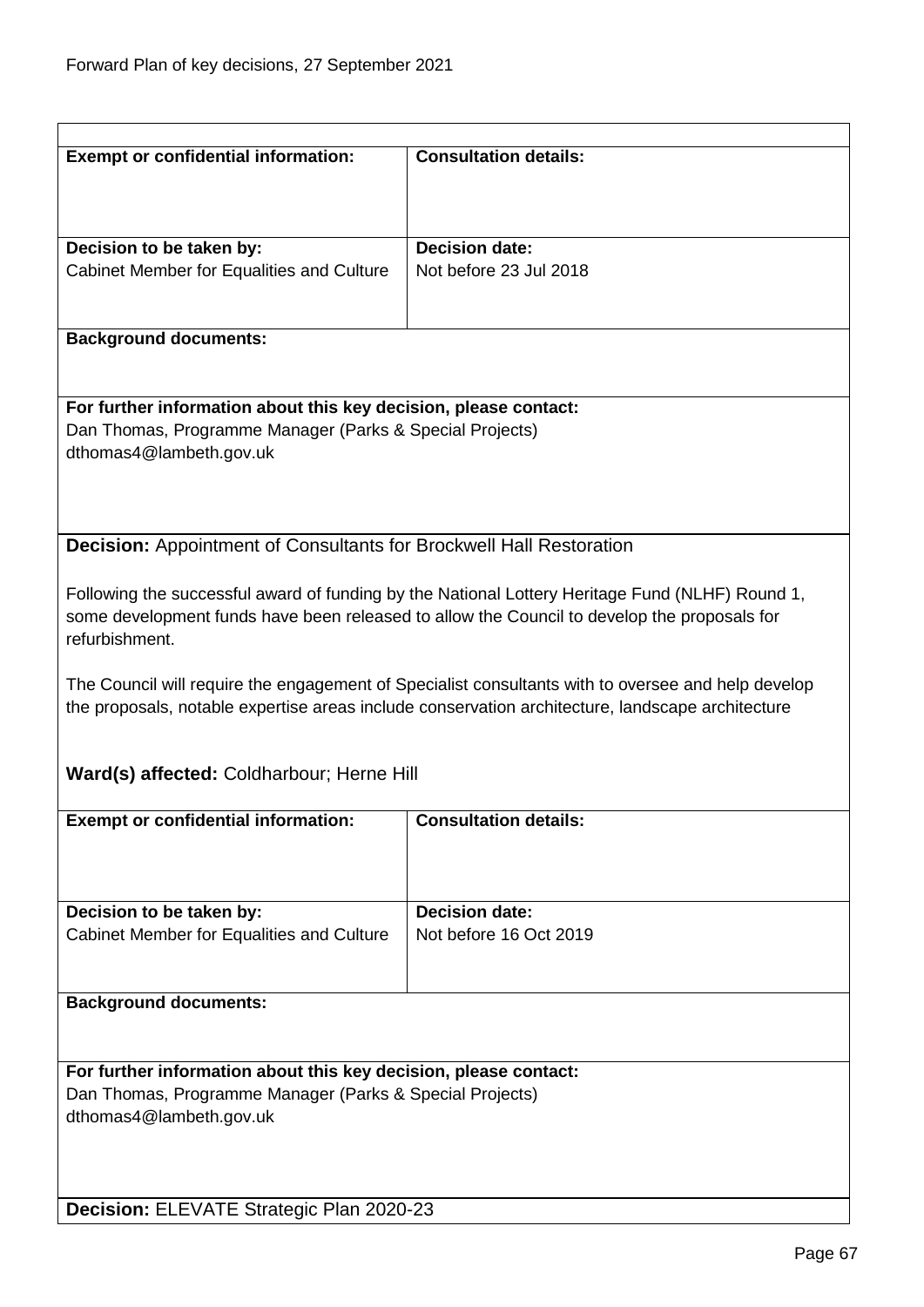| **Exempt or confidential information:** | **Consultation details:** |
|---|---|
| **Decision to be taken by:** Cabinet Member for Equalities and Culture | **Decision date:** Not before 23 Jul 2018 |

**Background documents:**

**For further information about this key decision, please contact:**
Dan Thomas, Programme Manager (Parks & Special Projects)
dthomas4@lambeth.gov.uk

**Decision:** Appointment of Consultants for Brockwell Hall Restoration

Following the successful award of funding by the National Lottery Heritage Fund (NLHF) Round 1, some development funds have been released to allow the Council to develop the proposals for refurbishment.

The Council will require the engagement of Specialist consultants with to oversee and help develop the proposals, notable expertise areas include conservation architecture, landscape architecture

**Ward(s) affected:** Coldharbour; Herne Hill

| **Exempt or confidential information:** | **Consultation details:** |
|---|---|
| **Decision to be taken by:** Cabinet Member for Equalities and Culture | **Decision date:** Not before 16 Oct 2019 |

**Background documents:**

**For further information about this key decision, please contact:**
Dan Thomas, Programme Manager (Parks & Special Projects)
dthomas4@lambeth.gov.uk

**Decision:** ELEVATE Strategic Plan 2020-23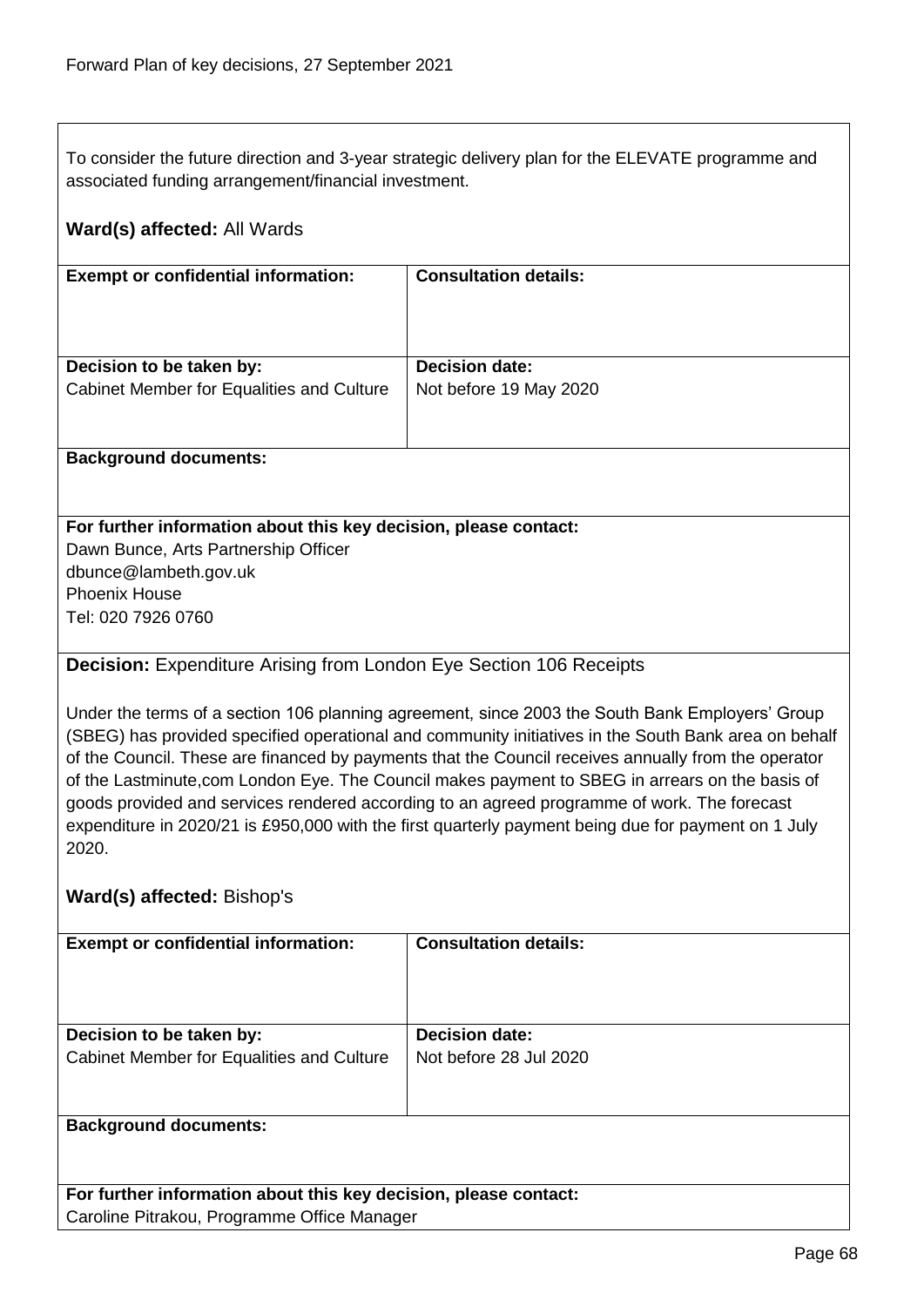To consider the future direction and 3-year strategic delivery plan for the ELEVATE programme and associated funding arrangement/financial investment.

**Ward(s) affected:** All Wards

| **Exempt or confidential information:** | **Consultation details:** |
| --- | --- |
| **Decision to be taken by:** Cabinet Member for Equalities and Culture | **Decision date:** Not before 19 May 2020 |

**Background documents:**

**For further information about this key decision, please contact:**
Dawn Bunce, Arts Partnership Officer
dbunce@lambeth.gov.uk
Phoenix House
Tel: 020 7926 0760

**Decision:** Expenditure Arising from London Eye Section 106 Receipts

Under the terms of a section 106 planning agreement, since 2003 the South Bank Employers' Group (SBEG) has provided specified operational and community initiatives in the South Bank area on behalf of the Council. These are financed by payments that the Council receives annually from the operator of the Lastminute,com London Eye. The Council makes payment to SBEG in arrears on the basis of goods provided and services rendered according to an agreed programme of work. The forecast expenditure in 2020/21 is £950,000 with the first quarterly payment being due for payment on 1 July 2020.

**Ward(s) affected:** Bishop's

| **Exempt or confidential information:** | **Consultation details:** |
| --- | --- |
| **Decision to be taken by:** Cabinet Member for Equalities and Culture | **Decision date:** Not before 28 Jul 2020 |

**Background documents:**

**For further information about this key decision, please contact:**
Caroline Pitrakou, Programme Office Manager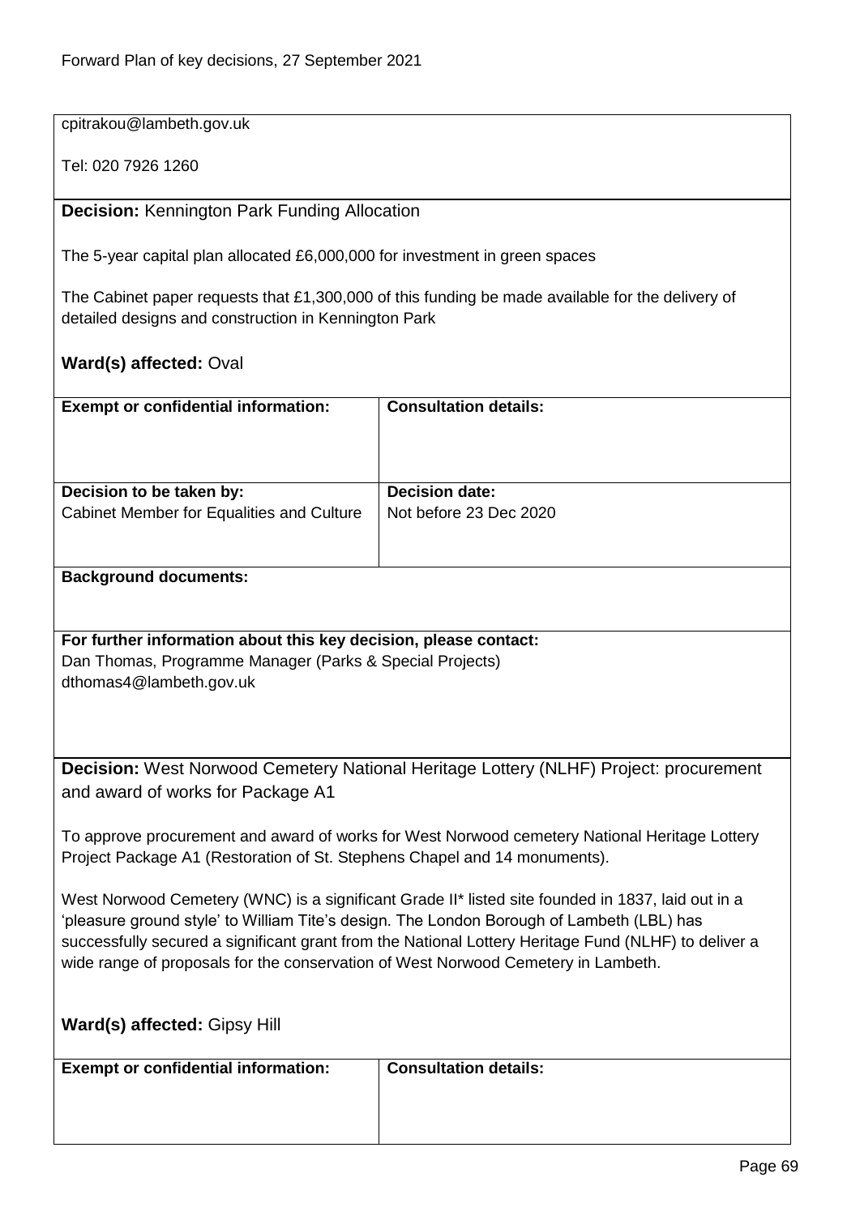cpitrakou@lambeth.gov.uk

Tel: 020 7926 1260

**Decision:** Kennington Park Funding Allocation

The 5-year capital plan allocated £6,000,000 for investment in green spaces

The Cabinet paper requests that £1,300,000 of this funding be made available for the delivery of detailed designs and construction in Kennington Park

**Ward(s) affected:** Oval

| **Exempt or confidential information:** | **Consultation details:** |
|---|---|
| | |
| **Decision to be taken by:** Cabinet Member for Equalities and Culture | **Decision date:** Not before 23 Dec 2020 |

**Background documents:**

**For further information about this key decision, please contact:**
Dan Thomas, Programme Manager (Parks & Special Projects)
dthomas4@lambeth.gov.uk

**Decision:** West Norwood Cemetery National Heritage Lottery (NLHF) Project: procurement and award of works for Package A1

To approve procurement and award of works for West Norwood cemetery National Heritage Lottery Project Package A1 (Restoration of St. Stephens Chapel and 14 monuments).

West Norwood Cemetery (WNC) is a significant Grade II* listed site founded in 1837, laid out in a 'pleasure ground style' to William Tite's design. The London Borough of Lambeth (LBL) has successfully secured a significant grant from the National Lottery Heritage Fund (NLHF) to deliver a wide range of proposals for the conservation of West Norwood Cemetery in Lambeth.

**Ward(s) affected:** Gipsy Hill

| **Exempt or confidential information:** | **Consultation details:** |
|---|---|
| | |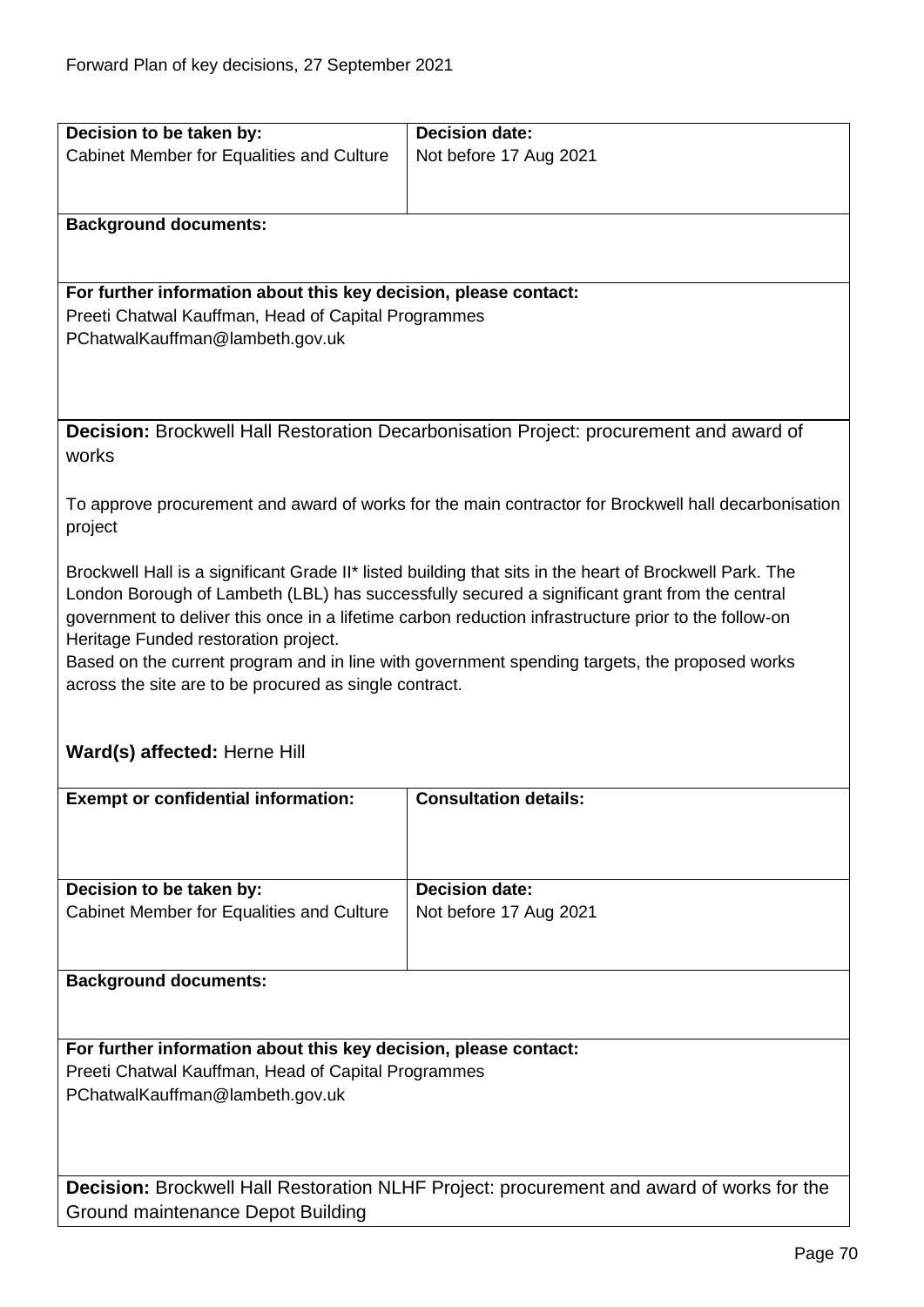| **Decision to be taken by:** | **Decision date:** |
| --- | --- |
| Cabinet Member for Equalities and Culture | Not before 17 Aug 2021 |

**Background documents:**

**For further information about this key decision, please contact:**
Preeti Chatwal Kauffman, Head of Capital Programmes
PChatwalKauffman@lambeth.gov.uk

**Decision:** Brockwell Hall Restoration Decarbonisation Project: procurement and award of works

To approve procurement and award of works for the main contractor for Brockwell hall decarbonisation project

Brockwell Hall is a significant Grade II* listed building that sits in the heart of Brockwell Park. The London Borough of Lambeth (LBL) has successfully secured a significant grant from the central government to deliver this once in a lifetime carbon reduction infrastructure prior to the follow-on Heritage Funded restoration project.
Based on the current program and in line with government spending targets, the proposed works across the site are to be procured as single contract.

**Ward(s) affected:** Herne Hill

| **Exempt or confidential information:** | **Consultation details:** |
| --- | --- |
| | |
| **Decision to be taken by:** | **Decision date:** |
| Cabinet Member for Equalities and Culture | Not before 17 Aug 2021 |

**Background documents:**

**For further information about this key decision, please contact:**
Preeti Chatwal Kauffman, Head of Capital Programmes
PChatwalKauffman@lambeth.gov.uk

**Decision:** Brockwell Hall Restoration NLHF Project: procurement and award of works for the Ground maintenance Depot Building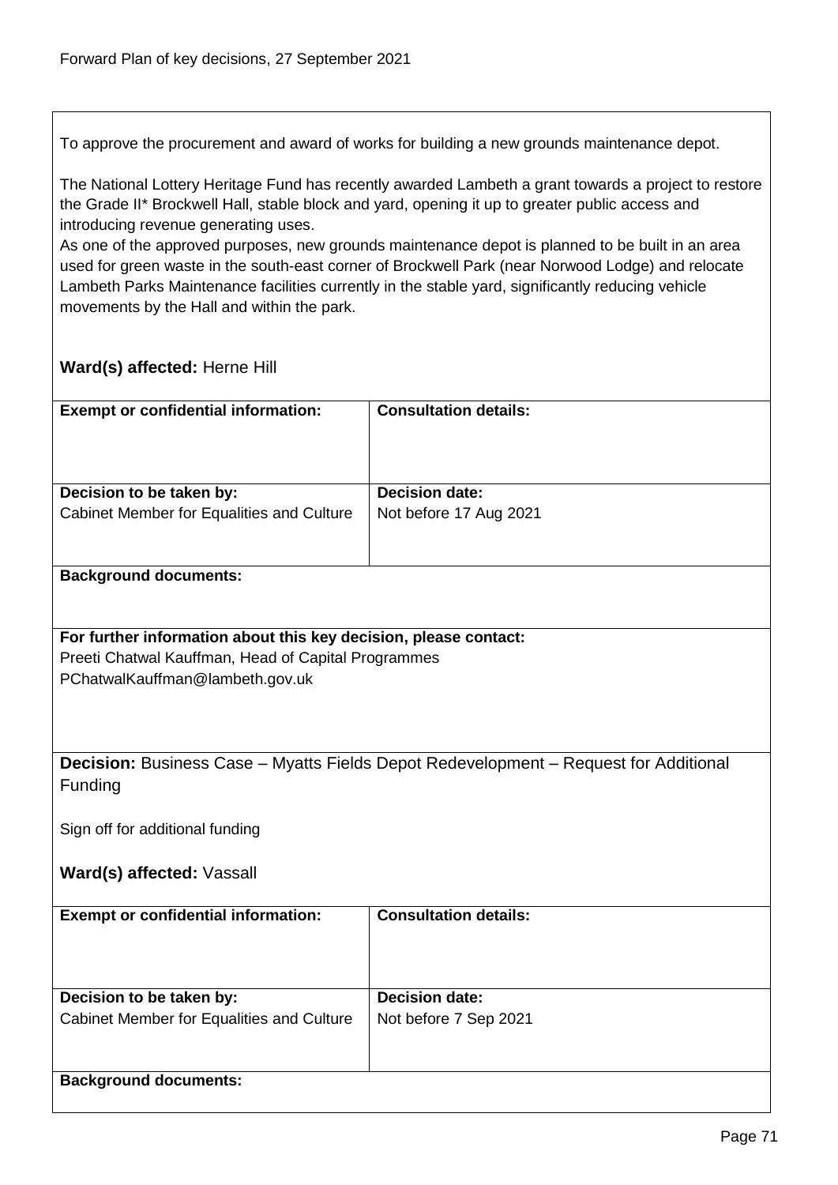To approve the procurement and award of works for building a new grounds maintenance depot.

The National Lottery Heritage Fund has recently awarded Lambeth a grant towards a project to restore the Grade II* Brockwell Hall, stable block and yard, opening it up to greater public access and introducing revenue generating uses.
As one of the approved purposes, new grounds maintenance depot is planned to be built in an area used for green waste in the south-east corner of Brockwell Park (near Norwood Lodge) and relocate Lambeth Parks Maintenance facilities currently in the stable yard, significantly reducing vehicle movements by the Hall and within the park.

**Ward(s) affected:** Herne Hill

| **Exempt or confidential information:** | **Consultation details:** |
|---|---|
| **Decision to be taken by:**<br>Cabinet Member for Equalities and Culture | **Decision date:**<br>Not before 17 Aug 2021 |

**Background documents:**

**For further information about this key decision, please contact:**
Preeti Chatwal Kauffman, Head of Capital Programmes
PChatwalKauffman@lambeth.gov.uk

**Decision:** Business Case – Myatts Fields Depot Redevelopment – Request for Additional Funding

Sign off for additional funding

**Ward(s) affected:** Vassall

| **Exempt or confidential information:** | **Consultation details:** |
|---|---|
| **Decision to be taken by:**<br>Cabinet Member for Equalities and Culture | **Decision date:**<br>Not before 7 Sep 2021 |

**Background documents:**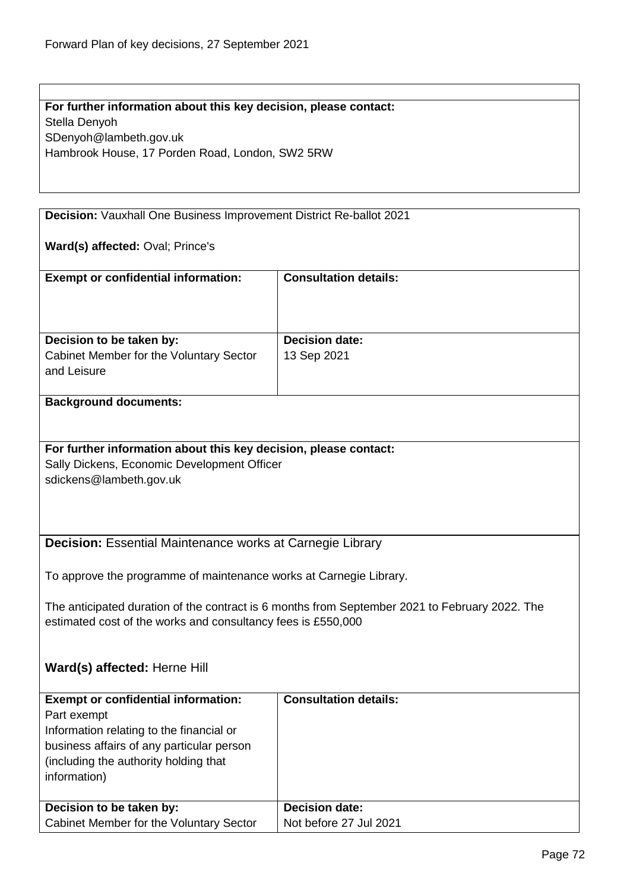**For further information about this key decision, please contact:**
Stella Denyoh
SDenyoh@lambeth.gov.uk
Hambrook House, 17 Porden Road, London, SW2 5RW

**Decision:** Vauxhall One Business Improvement District Re-ballot 2021

**Ward(s) affected:** Oval; Prince's

| **Exempt or confidential information:** | **Consultation details:** |
|---|---|
| | |
| **Decision to be taken by:** Cabinet Member for the Voluntary Sector and Leisure | **Decision date:** 13 Sep 2021 |

**Background documents:**

**For further information about this key decision, please contact:**
Sally Dickens, Economic Development Officer
sdickens@lambeth.gov.uk

**Decision:** Essential Maintenance works at Carnegie Library

To approve the programme of maintenance works at Carnegie Library.

The anticipated duration of the contract is 6 months from September 2021 to February 2022. The estimated cost of the works and consultancy fees is £550,000

**Ward(s) affected:** Herne Hill

| **Exempt or confidential information:** | **Consultation details:** |
|---|---|
| Part exempt<br>Information relating to the financial or business affairs of any particular person (including the authority holding that information) | |
| **Decision to be taken by:** Cabinet Member for the Voluntary Sector | **Decision date:** Not before 27 Jul 2021 |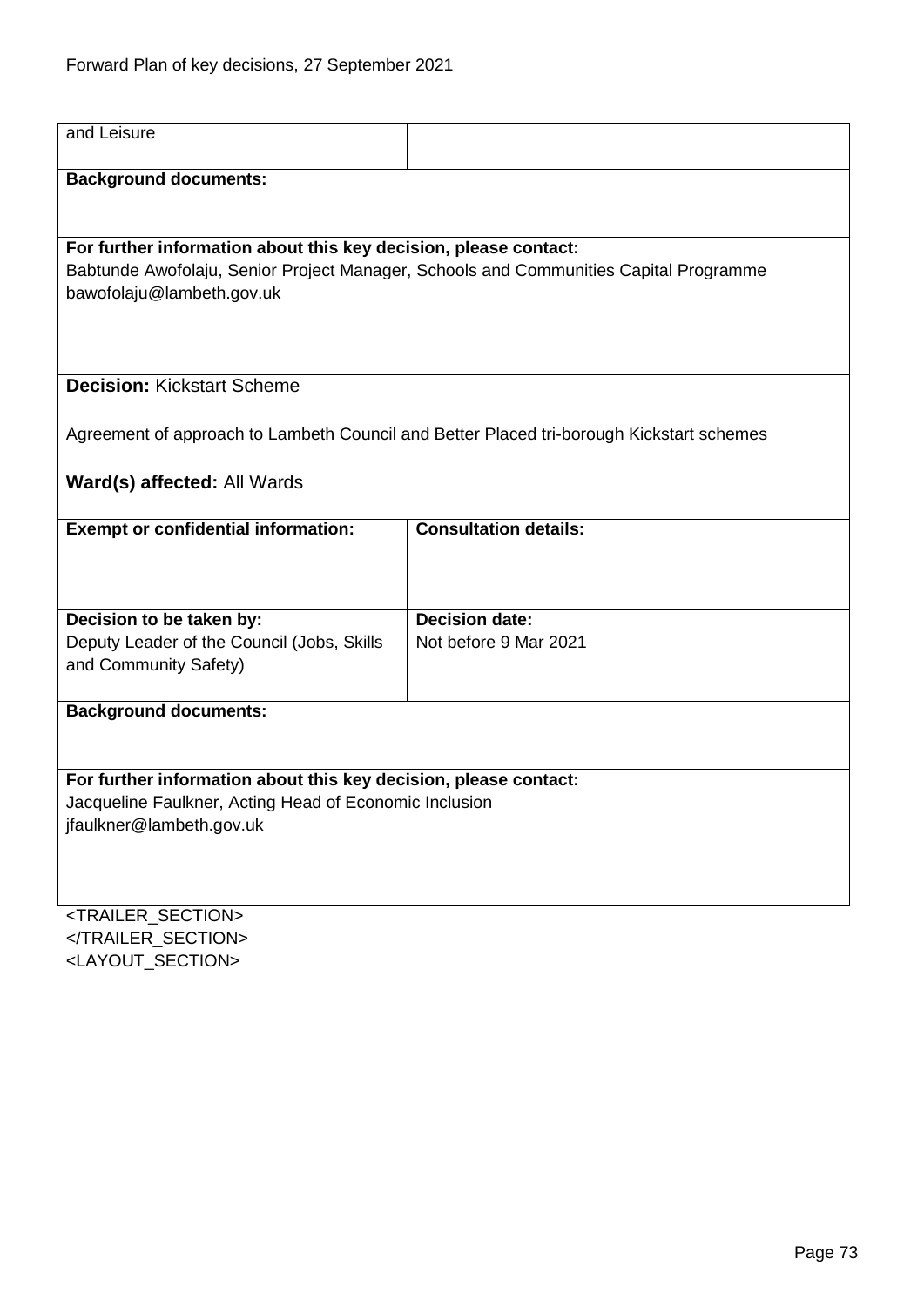| and Leisure | |
|---|---|

**Background documents:**

**For further information about this key decision, please contact:**
Babtunde Awofolaju, Senior Project Manager, Schools and Communities Capital Programme
bawofolaju@lambeth.gov.uk

**Decision:** Kickstart Scheme

Agreement of approach to Lambeth Council and Better Placed tri-borough Kickstart schemes

**Ward(s) affected:** All Wards

| Exempt or confidential information: | Consultation details: |
|---|---|
| | |
| **Decision to be taken by:**<br>Deputy Leader of the Council (Jobs, Skills and Community Safety) | **Decision date:**<br>Not before 9 Mar 2021 |

**Background documents:**

**For further information about this key decision, please contact:**
Jacqueline Faulkner, Acting Head of Economic Inclusion
jfaulkner@lambeth.gov.uk

<TRAILER_SECTION>
</TRAILER_SECTION>
<LAYOUT_SECTION>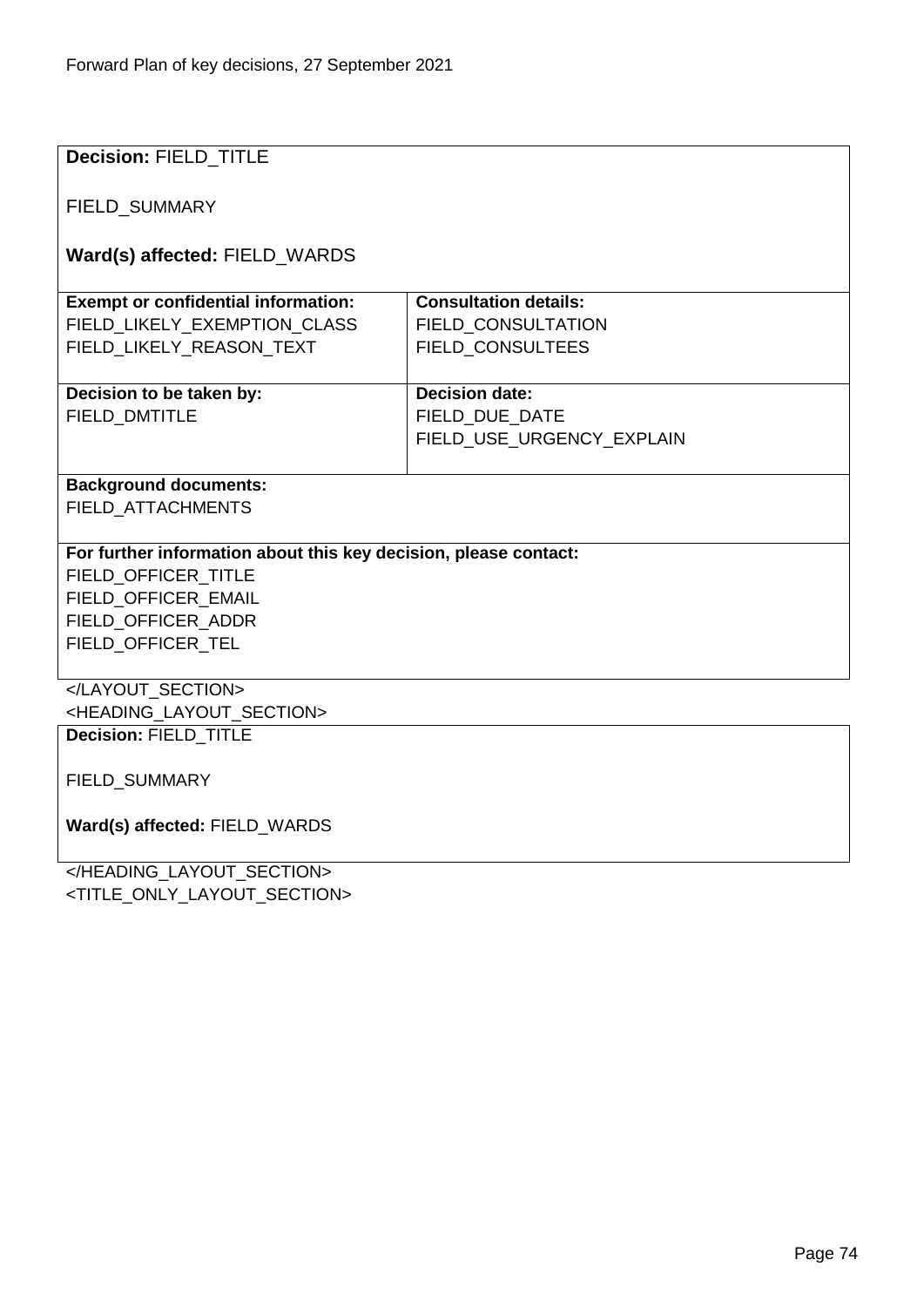| **Decision:** FIELD_TITLE<br><br>FIELD_SUMMARY<br><br>**Ward(s) affected:** FIELD_WARDS | |
|---|---|
| **Exempt or confidential information:**<br>FIELD_LIKELY_EXEMPTION_CLASS<br>FIELD_LIKELY_REASON_TEXT | **Consultation details:**<br>FIELD_CONSULTATION<br>FIELD_CONSULTEES |
| **Decision to be taken by:**<br>FIELD_DMTITLE | **Decision date:**<br>FIELD_DUE_DATE<br>FIELD_USE_URGENCY_EXPLAIN |
| **Background documents:**<br>FIELD_ATTACHMENTS | |
| **For further information about this key decision, please contact:**<br>FIELD_OFFICER_TITLE<br>FIELD_OFFICER_EMAIL<br>FIELD_OFFICER_ADDR<br>FIELD_OFFICER_TEL | |

</LAYOUT_SECTION>
<HEADING_LAYOUT_SECTION>

| **Decision:** FIELD_TITLE<br><br>FIELD_SUMMARY<br><br>**Ward(s) affected:** FIELD_WARDS |
|---|

</HEADING_LAYOUT_SECTION>
<TITLE_ONLY_LAYOUT_SECTION>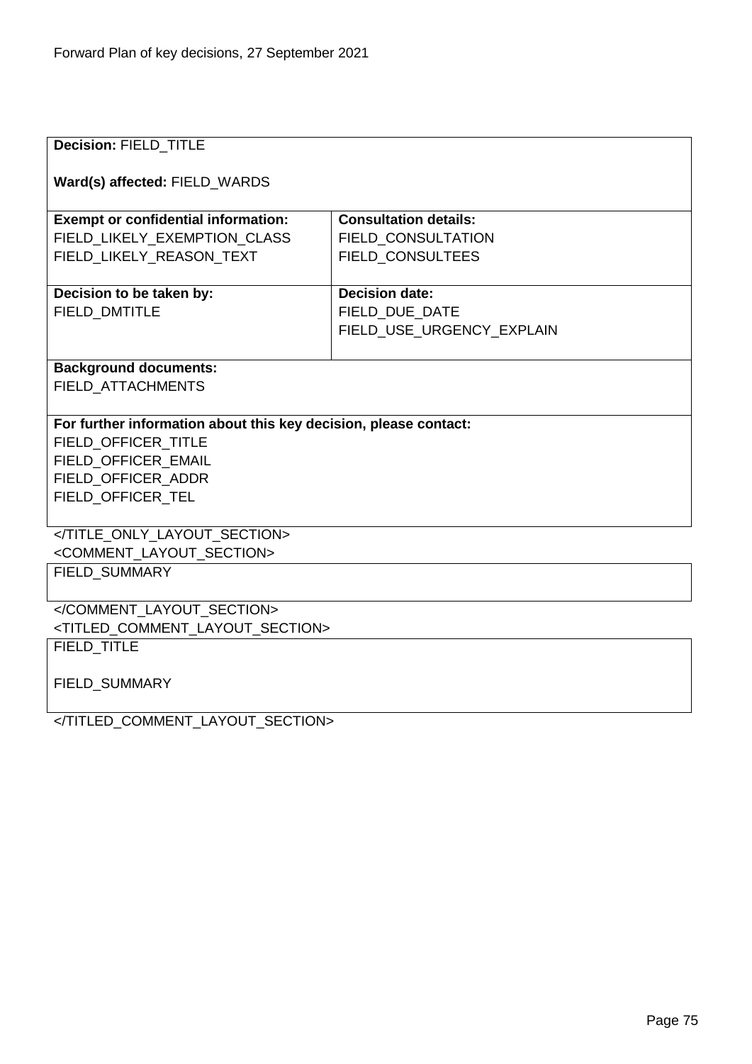| | |
|---|---|
| **Decision:** FIELD_TITLE<br><br>**Ward(s) affected:** FIELD_WARDS | |
| **Exempt or confidential information:**<br>FIELD_LIKELY_EXEMPTION_CLASS<br>FIELD_LIKELY_REASON_TEXT | **Consultation details:**<br>FIELD_CONSULTATION<br>FIELD_CONSULTEES |
| **Decision to be taken by:**<br>FIELD_DMTITLE | **Decision date:**<br>FIELD_DUE_DATE<br>FIELD_USE_URGENCY_EXPLAIN |
| **Background documents:**<br>FIELD_ATTACHMENTS | |
| **For further information about this key decision, please contact:**<br>FIELD_OFFICER_TITLE<br>FIELD_OFFICER_EMAIL<br>FIELD_OFFICER_ADDR<br>FIELD_OFFICER_TEL | |

</TITLE_ONLY_LAYOUT_SECTION>
<COMMENT_LAYOUT_SECTION>

| |
|---|
| FIELD_SUMMARY |

</COMMENT_LAYOUT_SECTION>
<TITLED_COMMENT_LAYOUT_SECTION>

| |
|---|
| FIELD_TITLE<br><br>FIELD_SUMMARY |

</TITLED_COMMENT_LAYOUT_SECTION>